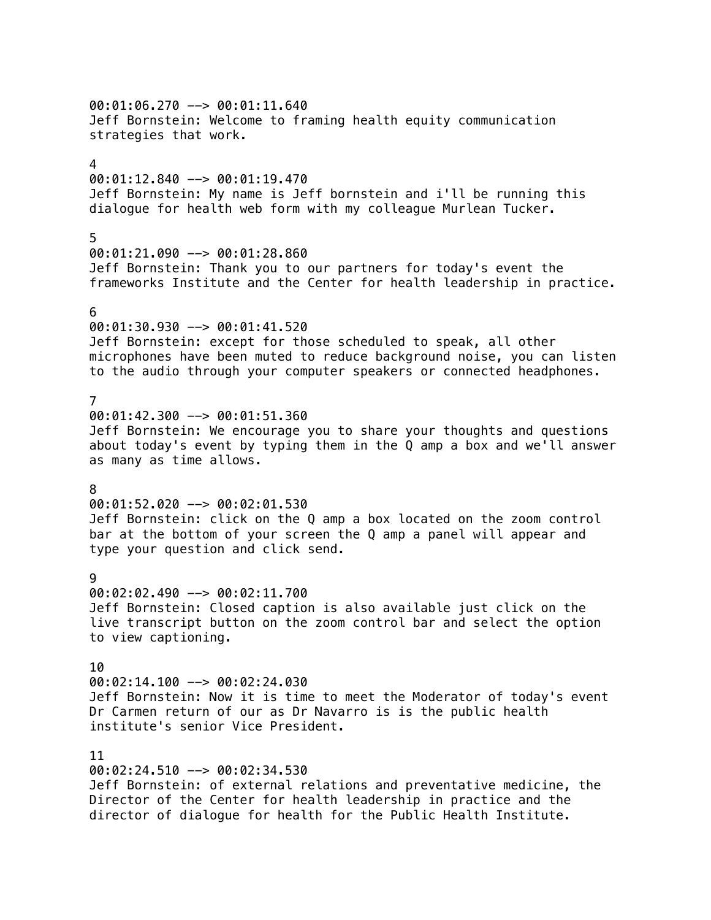00:01:06.270 --> 00:01:11.640
Jeff Bornstein: Welcome to framing health equity communication strategies that work.

4
00:01:12.840 --> 00:01:19.470
Jeff Bornstein: My name is Jeff bornstein and i'll be running this dialogue for health web form with my colleague Murlean Tucker.

5
00:01:21.090 --> 00:01:28.860
Jeff Bornstein: Thank you to our partners for today's event the frameworks Institute and the Center for health leadership in practice.

6
00:01:30.930 --> 00:01:41.520
Jeff Bornstein: except for those scheduled to speak, all other microphones have been muted to reduce background noise, you can listen to the audio through your computer speakers or connected headphones.

7
00:01:42.300 --> 00:01:51.360
Jeff Bornstein: We encourage you to share your thoughts and questions about today's event by typing them in the Q amp a box and we'll answer as many as time allows.

8
00:01:52.020 --> 00:02:01.530
Jeff Bornstein: click on the Q amp a box located on the zoom control bar at the bottom of your screen the Q amp a panel will appear and type your question and click send.

9
00:02:02.490 --> 00:02:11.700
Jeff Bornstein: Closed caption is also available just click on the live transcript button on the zoom control bar and select the option to view captioning.

10
00:02:14.100 --> 00:02:24.030
Jeff Bornstein: Now it is time to meet the Moderator of today's event Dr Carmen return of our as Dr Navarro is is the public health institute's senior Vice President.

11
00:02:24.510 --> 00:02:34.530
Jeff Bornstein: of external relations and preventative medicine, the Director of the Center for health leadership in practice and the director of dialogue for health for the Public Health Institute.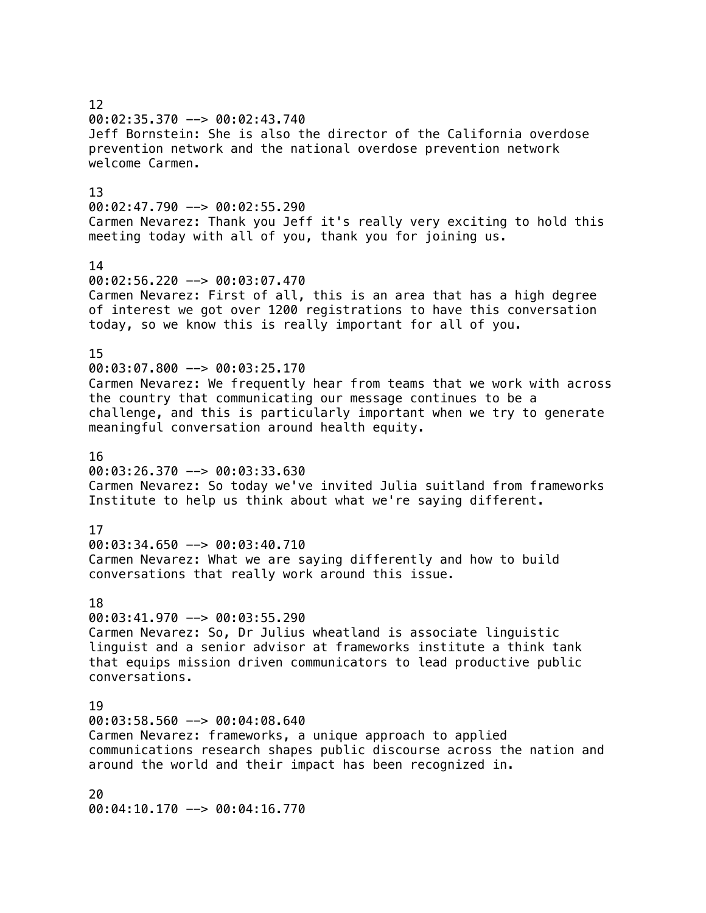12
00:02:35.370 --> 00:02:43.740
Jeff Bornstein: She is also the director of the California overdose prevention network and the national overdose prevention network welcome Carmen.

13
00:02:47.790 --> 00:02:55.290
Carmen Nevarez: Thank you Jeff it's really very exciting to hold this meeting today with all of you, thank you for joining us.

14
00:02:56.220 --> 00:03:07.470
Carmen Nevarez: First of all, this is an area that has a high degree of interest we got over 1200 registrations to have this conversation today, so we know this is really important for all of you.

15
00:03:07.800 --> 00:03:25.170
Carmen Nevarez: We frequently hear from teams that we work with across the country that communicating our message continues to be a challenge, and this is particularly important when we try to generate meaningful conversation around health equity.

16
00:03:26.370 --> 00:03:33.630
Carmen Nevarez: So today we've invited Julia suitland from frameworks Institute to help us think about what we're saying different.

17
00:03:34.650 --> 00:03:40.710
Carmen Nevarez: What we are saying differently and how to build conversations that really work around this issue.

18
00:03:41.970 --> 00:03:55.290
Carmen Nevarez: So, Dr Julius wheatland is associate linguistic linguist and a senior advisor at frameworks institute a think tank that equips mission driven communicators to lead productive public conversations.

19
00:03:58.560 --> 00:04:08.640
Carmen Nevarez: frameworks, a unique approach to applied communications research shapes public discourse across the nation and around the world and their impact has been recognized in.

20
00:04:10.170 --> 00:04:16.770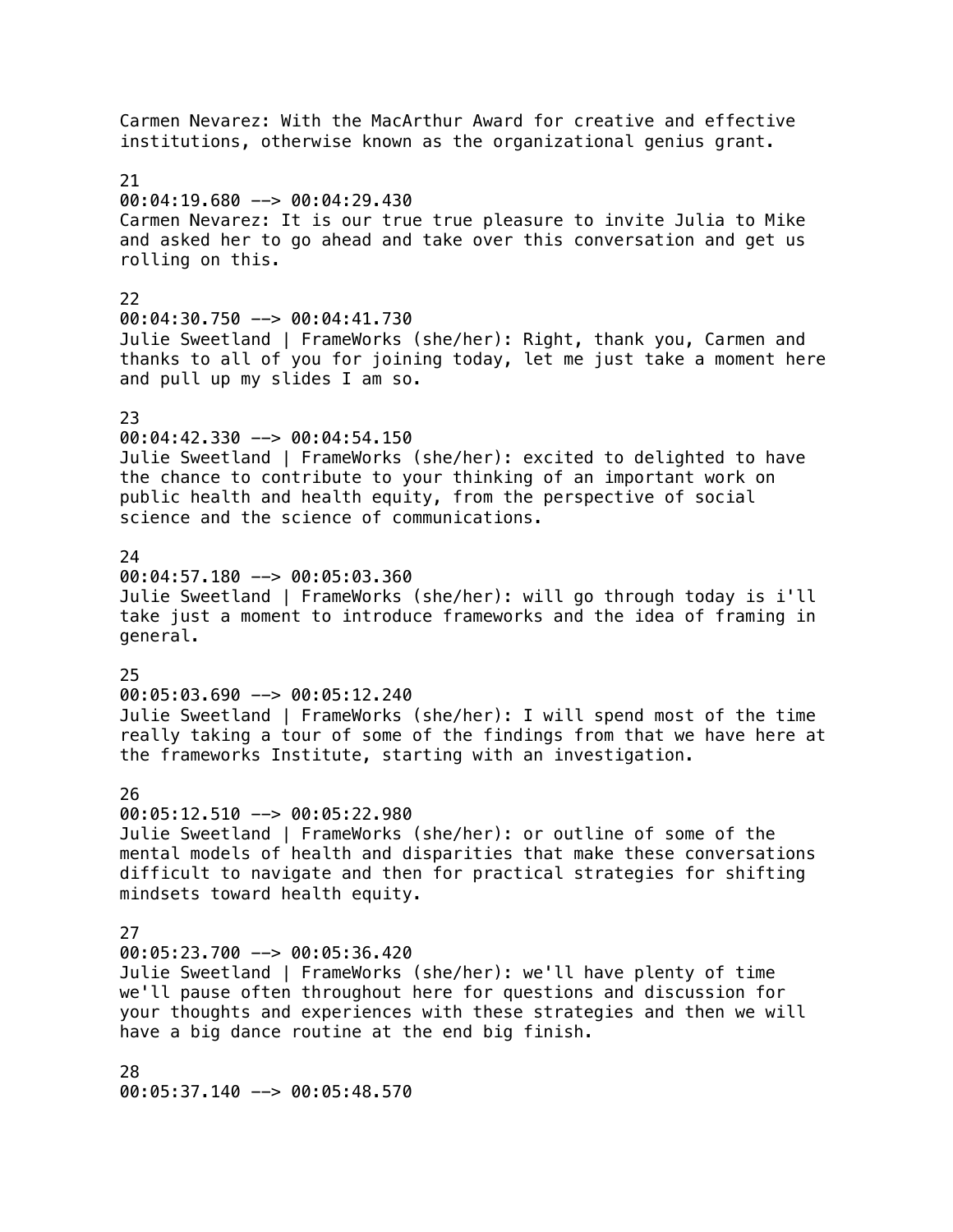Carmen Nevarez: With the MacArthur Award for creative and effective institutions, otherwise known as the organizational genius grant.

21
00:04:19.680 --> 00:04:29.430
Carmen Nevarez: It is our true true pleasure to invite Julia to Mike and asked her to go ahead and take over this conversation and get us rolling on this.

22
00:04:30.750 --> 00:04:41.730
Julie Sweetland | FrameWorks (she/her): Right, thank you, Carmen and thanks to all of you for joining today, let me just take a moment here and pull up my slides I am so.

23
00:04:42.330 --> 00:04:54.150
Julie Sweetland | FrameWorks (she/her): excited to delighted to have the chance to contribute to your thinking of an important work on public health and health equity, from the perspective of social science and the science of communications.

24
00:04:57.180 --> 00:05:03.360
Julie Sweetland | FrameWorks (she/her): will go through today is i'll take just a moment to introduce frameworks and the idea of framing in general.

25
00:05:03.690 --> 00:05:12.240
Julie Sweetland | FrameWorks (she/her): I will spend most of the time really taking a tour of some of the findings from that we have here at the frameworks Institute, starting with an investigation.

26
00:05:12.510 --> 00:05:22.980
Julie Sweetland | FrameWorks (she/her): or outline of some of the mental models of health and disparities that make these conversations difficult to navigate and then for practical strategies for shifting mindsets toward health equity.

27
00:05:23.700 --> 00:05:36.420
Julie Sweetland | FrameWorks (she/her): we'll have plenty of time we'll pause often throughout here for questions and discussion for your thoughts and experiences with these strategies and then we will have a big dance routine at the end big finish.

28
00:05:37.140 --> 00:05:48.570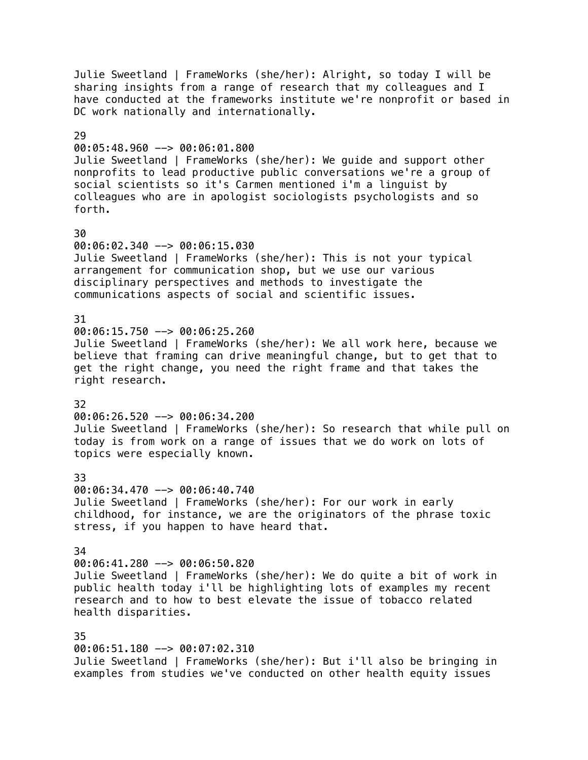Julie Sweetland | FrameWorks (she/her): Alright, so today I will be sharing insights from a range of research that my colleagues and I have conducted at the frameworks institute we're nonprofit or based in DC work nationally and internationally.

29
00:05:48.960 --> 00:06:01.800
Julie Sweetland | FrameWorks (she/her): We guide and support other nonprofits to lead productive public conversations we're a group of social scientists so it's Carmen mentioned i'm a linguist by colleagues who are in apologist sociologists psychologists and so forth.

30
00:06:02.340 --> 00:06:15.030
Julie Sweetland | FrameWorks (she/her): This is not your typical arrangement for communication shop, but we use our various disciplinary perspectives and methods to investigate the communications aspects of social and scientific issues.

31
00:06:15.750 --> 00:06:25.260
Julie Sweetland | FrameWorks (she/her): We all work here, because we believe that framing can drive meaningful change, but to get that to get the right change, you need the right frame and that takes the right research.

32
00:06:26.520 --> 00:06:34.200
Julie Sweetland | FrameWorks (she/her): So research that while pull on today is from work on a range of issues that we do work on lots of topics were especially known.

33
00:06:34.470 --> 00:06:40.740
Julie Sweetland | FrameWorks (she/her): For our work in early childhood, for instance, we are the originators of the phrase toxic stress, if you happen to have heard that.

34
00:06:41.280 --> 00:06:50.820
Julie Sweetland | FrameWorks (she/her): We do quite a bit of work in public health today i'll be highlighting lots of examples my recent research and to how to best elevate the issue of tobacco related health disparities.

35
00:06:51.180 --> 00:07:02.310
Julie Sweetland | FrameWorks (she/her): But i'll also be bringing in examples from studies we've conducted on other health equity issues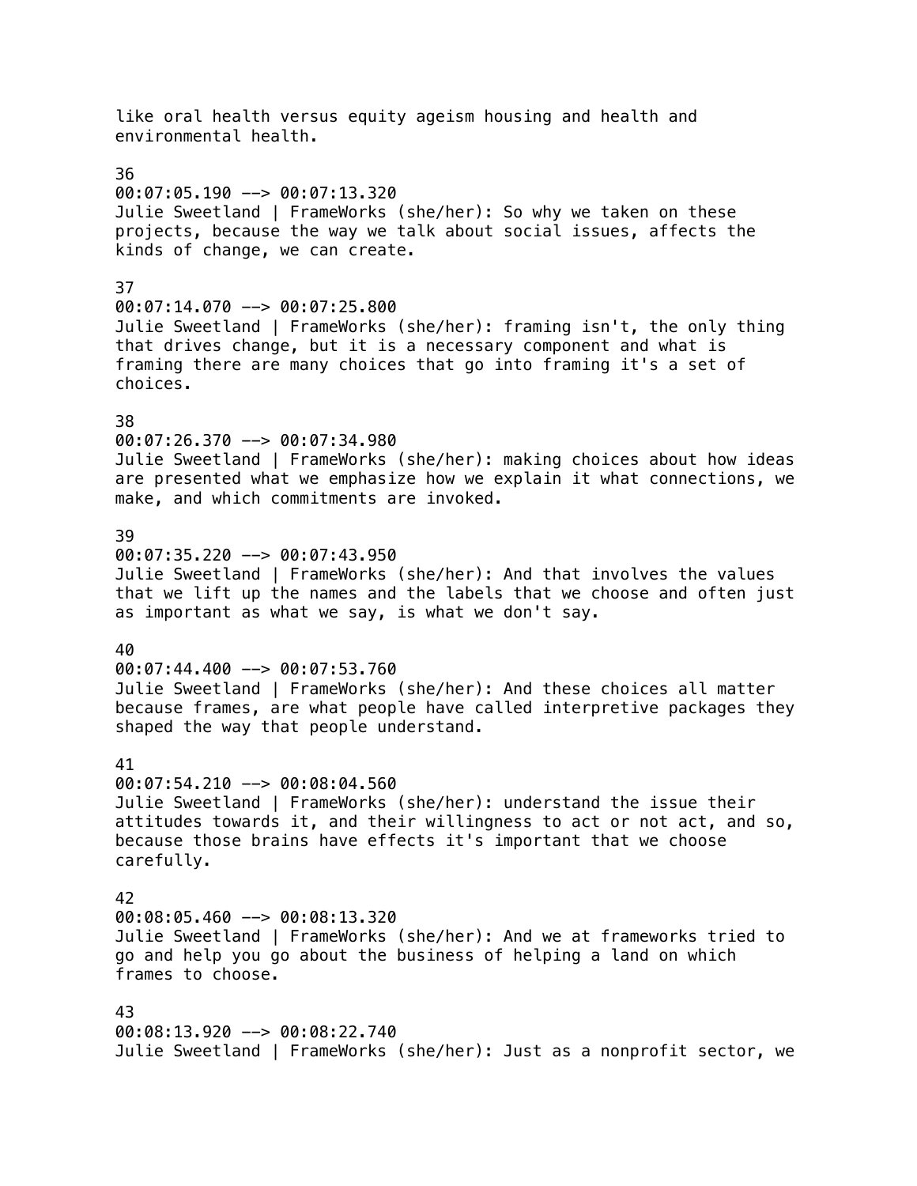like oral health versus equity ageism housing and health and environmental health.

36
00:07:05.190 --> 00:07:13.320
Julie Sweetland | FrameWorks (she/her): So why we taken on these projects, because the way we talk about social issues, affects the kinds of change, we can create.

37
00:07:14.070 --> 00:07:25.800
Julie Sweetland | FrameWorks (she/her): framing isn't, the only thing that drives change, but it is a necessary component and what is framing there are many choices that go into framing it's a set of choices.

38
00:07:26.370 --> 00:07:34.980
Julie Sweetland | FrameWorks (she/her): making choices about how ideas are presented what we emphasize how we explain it what connections, we make, and which commitments are invoked.

39
00:07:35.220 --> 00:07:43.950
Julie Sweetland | FrameWorks (she/her): And that involves the values that we lift up the names and the labels that we choose and often just as important as what we say, is what we don't say.

40
00:07:44.400 --> 00:07:53.760
Julie Sweetland | FrameWorks (she/her): And these choices all matter because frames, are what people have called interpretive packages they shaped the way that people understand.

41
00:07:54.210 --> 00:08:04.560
Julie Sweetland | FrameWorks (she/her): understand the issue their attitudes towards it, and their willingness to act or not act, and so, because those brains have effects it's important that we choose carefully.

42
00:08:05.460 --> 00:08:13.320
Julie Sweetland | FrameWorks (she/her): And we at frameworks tried to go and help you go about the business of helping a land on which frames to choose.

43
00:08:13.920 --> 00:08:22.740
Julie Sweetland | FrameWorks (she/her): Just as a nonprofit sector, we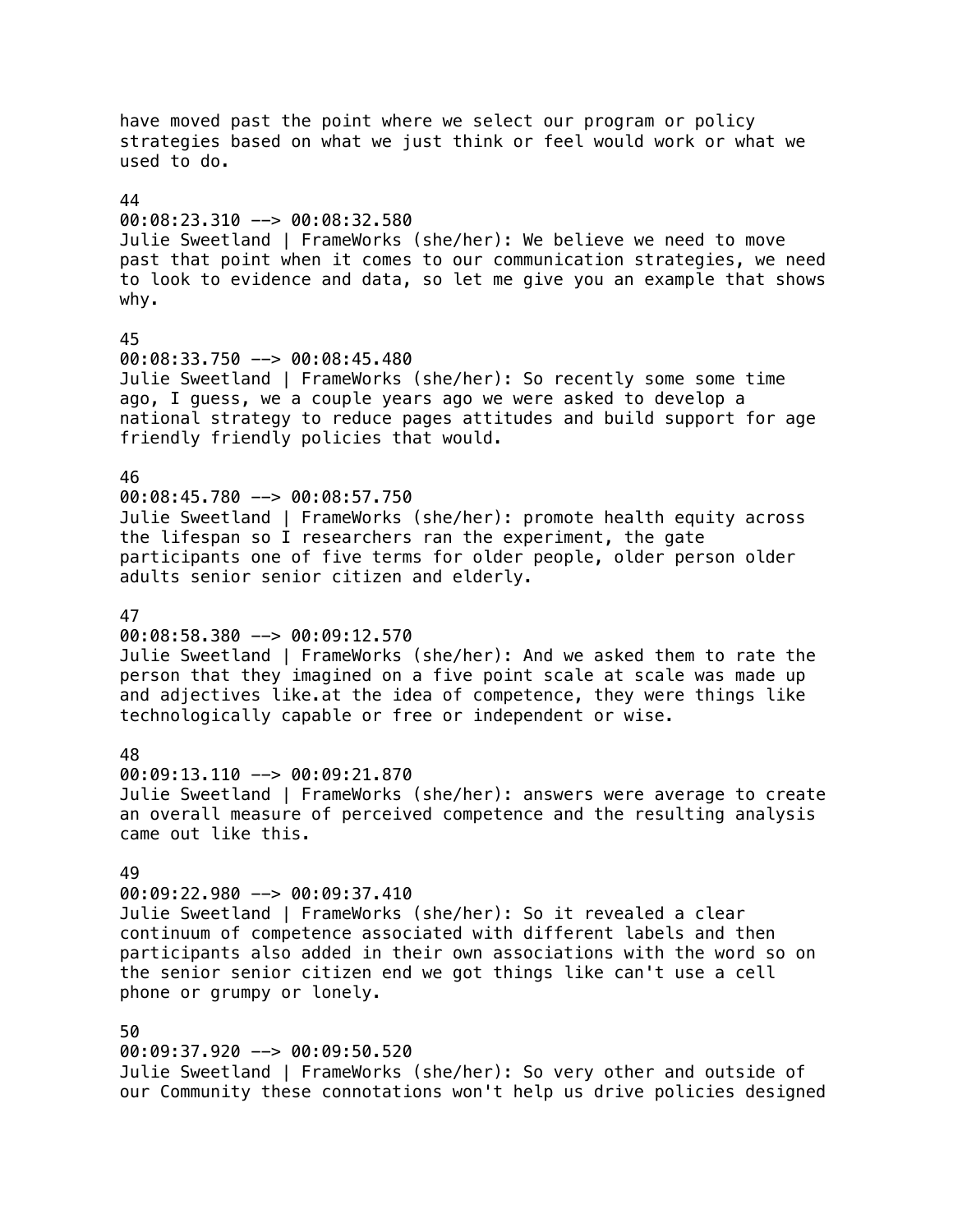have moved past the point where we select our program or policy strategies based on what we just think or feel would work or what we used to do.

44
00:08:23.310 --> 00:08:32.580
Julie Sweetland | FrameWorks (she/her): We believe we need to move past that point when it comes to our communication strategies, we need to look to evidence and data, so let me give you an example that shows why.

45
00:08:33.750 --> 00:08:45.480
Julie Sweetland | FrameWorks (she/her): So recently some some time ago, I guess, we a couple years ago we were asked to develop a national strategy to reduce pages attitudes and build support for age friendly friendly policies that would.

46
00:08:45.780 --> 00:08:57.750
Julie Sweetland | FrameWorks (she/her): promote health equity across the lifespan so I researchers ran the experiment, the gate participants one of five terms for older people, older person older adults senior senior citizen and elderly.

47
00:08:58.380 --> 00:09:12.570
Julie Sweetland | FrameWorks (she/her): And we asked them to rate the person that they imagined on a five point scale at scale was made up and adjectives like.at the idea of competence, they were things like technologically capable or free or independent or wise.

48
00:09:13.110 --> 00:09:21.870
Julie Sweetland | FrameWorks (she/her): answers were average to create an overall measure of perceived competence and the resulting analysis came out like this.

49
00:09:22.980 --> 00:09:37.410
Julie Sweetland | FrameWorks (she/her): So it revealed a clear continuum of competence associated with different labels and then participants also added in their own associations with the word so on the senior senior citizen end we got things like can't use a cell phone or grumpy or lonely.

50
00:09:37.920 --> 00:09:50.520
Julie Sweetland | FrameWorks (she/her): So very other and outside of our Community these connotations won't help us drive policies designed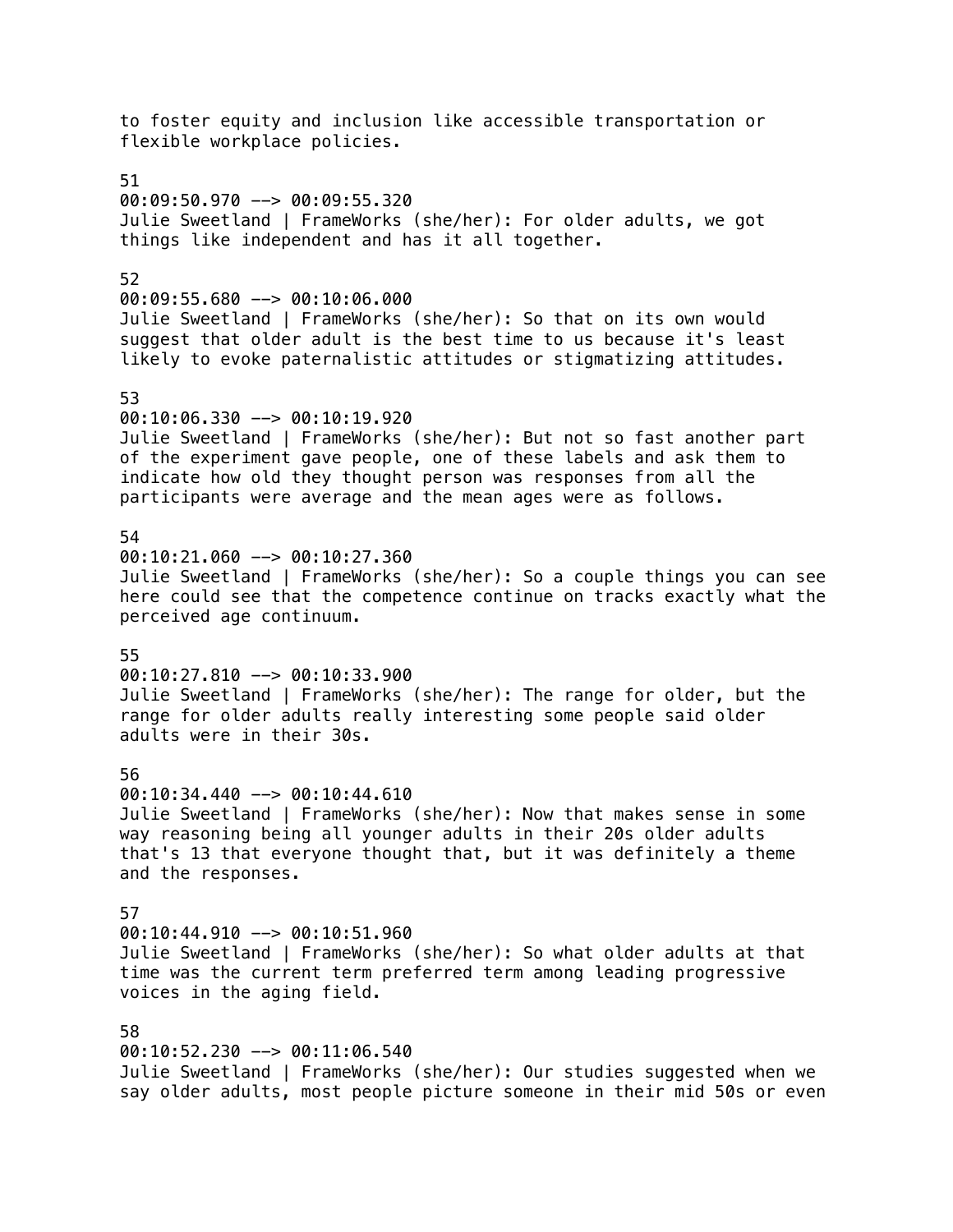to foster equity and inclusion like accessible transportation or flexible workplace policies.

51
00:09:50.970 --> 00:09:55.320
Julie Sweetland | FrameWorks (she/her): For older adults, we got things like independent and has it all together.

52
00:09:55.680 --> 00:10:06.000
Julie Sweetland | FrameWorks (she/her): So that on its own would suggest that older adult is the best time to us because it's least likely to evoke paternalistic attitudes or stigmatizing attitudes.

53
00:10:06.330 --> 00:10:19.920
Julie Sweetland | FrameWorks (she/her): But not so fast another part of the experiment gave people, one of these labels and ask them to indicate how old they thought person was responses from all the participants were average and the mean ages were as follows.

54
00:10:21.060 --> 00:10:27.360
Julie Sweetland | FrameWorks (she/her): So a couple things you can see here could see that the competence continue on tracks exactly what the perceived age continuum.

55
00:10:27.810 --> 00:10:33.900
Julie Sweetland | FrameWorks (she/her): The range for older, but the range for older adults really interesting some people said older adults were in their 30s.

56
00:10:34.440 --> 00:10:44.610
Julie Sweetland | FrameWorks (she/her): Now that makes sense in some way reasoning being all younger adults in their 20s older adults that's 13 that everyone thought that, but it was definitely a theme and the responses.

57
00:10:44.910 --> 00:10:51.960
Julie Sweetland | FrameWorks (she/her): So what older adults at that time was the current term preferred term among leading progressive voices in the aging field.

58
00:10:52.230 --> 00:11:06.540
Julie Sweetland | FrameWorks (she/her): Our studies suggested when we say older adults, most people picture someone in their mid 50s or even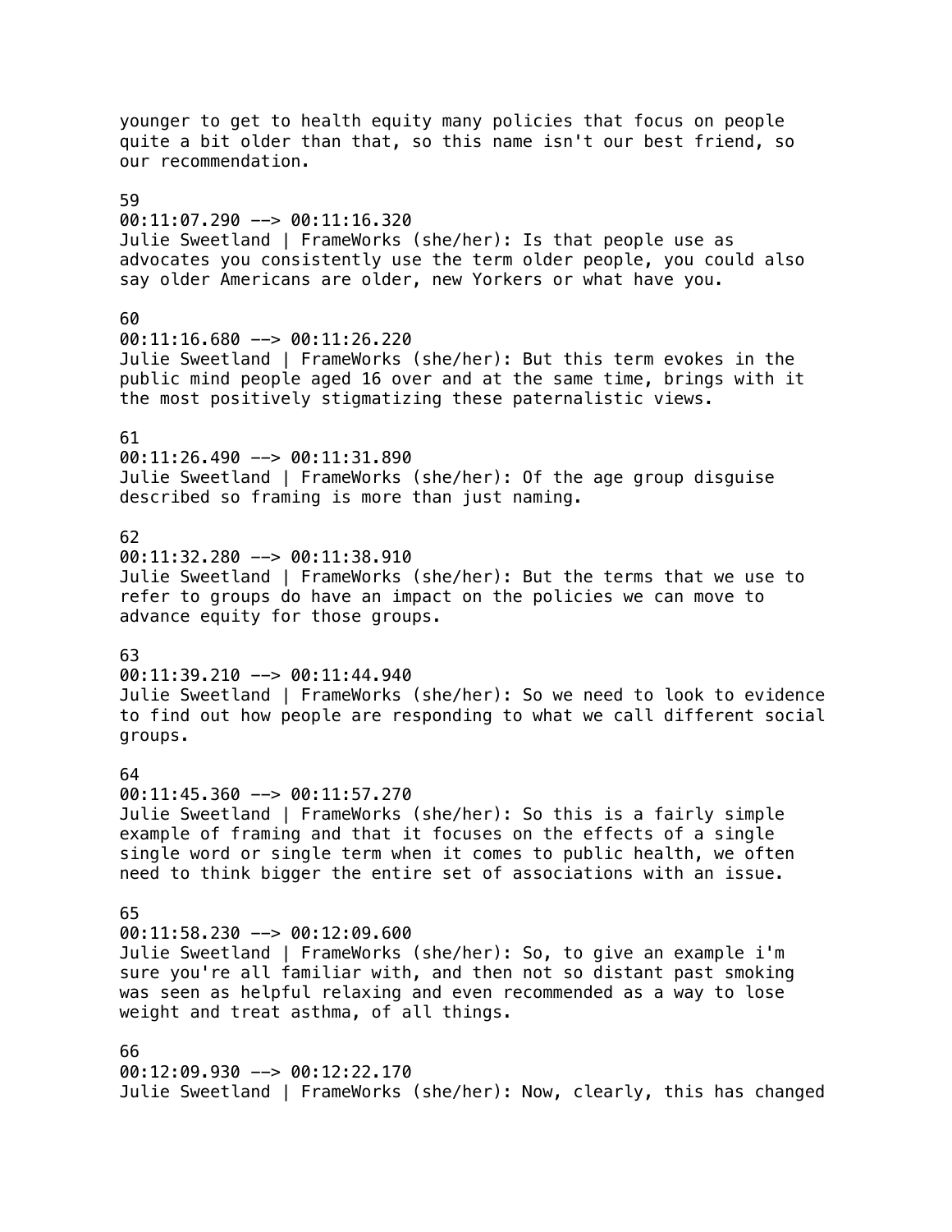younger to get to health equity many policies that focus on people quite a bit older than that, so this name isn't our best friend, so our recommendation.

59
00:11:07.290 --> 00:11:16.320
Julie Sweetland | FrameWorks (she/her): Is that people use as advocates you consistently use the term older people, you could also say older Americans are older, new Yorkers or what have you.

60
00:11:16.680 --> 00:11:26.220
Julie Sweetland | FrameWorks (she/her): But this term evokes in the public mind people aged 16 over and at the same time, brings with it the most positively stigmatizing these paternalistic views.

61
00:11:26.490 --> 00:11:31.890
Julie Sweetland | FrameWorks (she/her): Of the age group disguise described so framing is more than just naming.

62
00:11:32.280 --> 00:11:38.910
Julie Sweetland | FrameWorks (she/her): But the terms that we use to refer to groups do have an impact on the policies we can move to advance equity for those groups.

63
00:11:39.210 --> 00:11:44.940
Julie Sweetland | FrameWorks (she/her): So we need to look to evidence to find out how people are responding to what we call different social groups.

64
00:11:45.360 --> 00:11:57.270
Julie Sweetland | FrameWorks (she/her): So this is a fairly simple example of framing and that it focuses on the effects of a single single word or single term when it comes to public health, we often need to think bigger the entire set of associations with an issue.

65
00:11:58.230 --> 00:12:09.600
Julie Sweetland | FrameWorks (she/her): So, to give an example i'm sure you're all familiar with, and then not so distant past smoking was seen as helpful relaxing and even recommended as a way to lose weight and treat asthma, of all things.

66
00:12:09.930 --> 00:12:22.170
Julie Sweetland | FrameWorks (she/her): Now, clearly, this has changed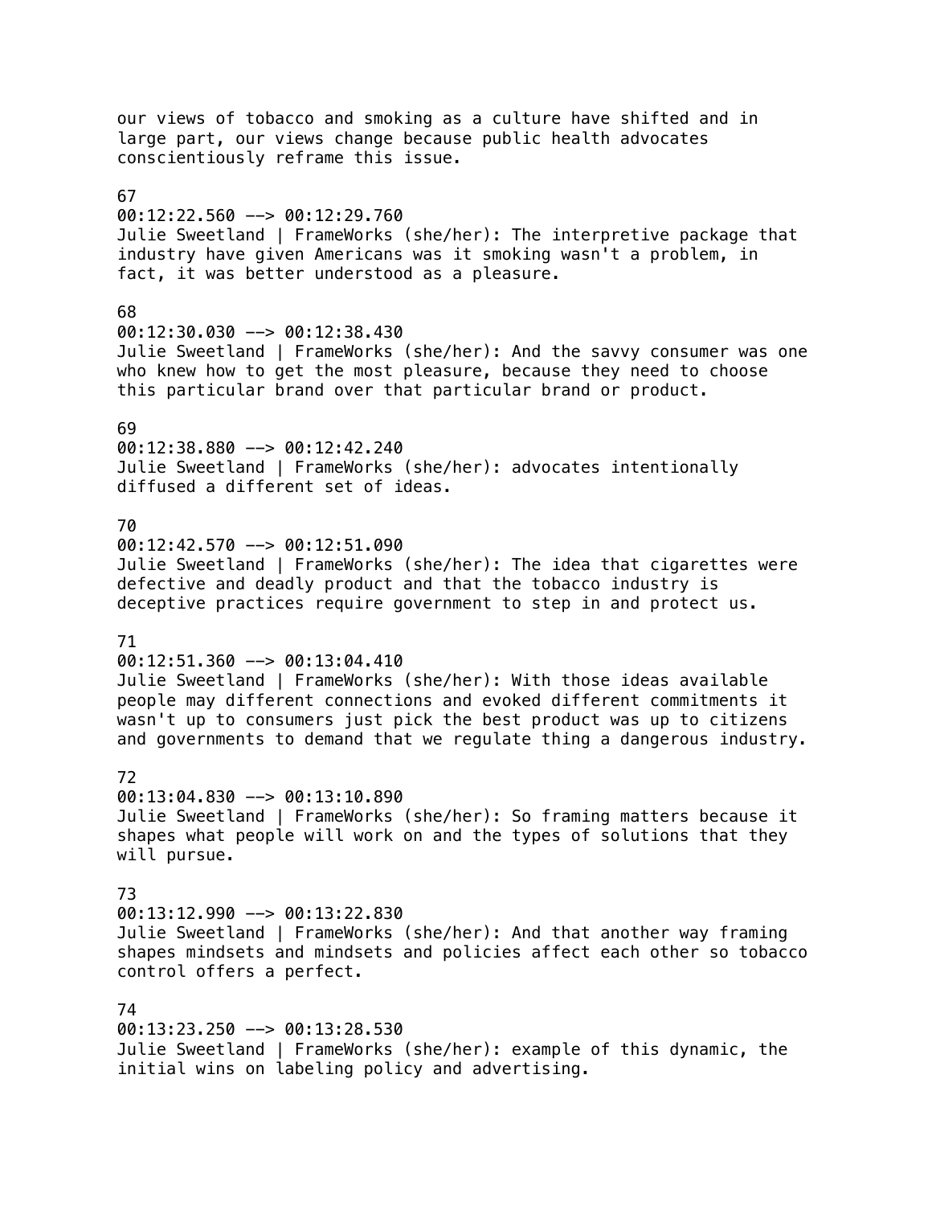our views of tobacco and smoking as a culture have shifted and in large part, our views change because public health advocates conscientiously reframe this issue.

67
00:12:22.560 --> 00:12:29.760
Julie Sweetland | FrameWorks (she/her): The interpretive package that industry have given Americans was it smoking wasn't a problem, in fact, it was better understood as a pleasure.

68
00:12:30.030 --> 00:12:38.430
Julie Sweetland | FrameWorks (she/her): And the savvy consumer was one who knew how to get the most pleasure, because they need to choose this particular brand over that particular brand or product.

69
00:12:38.880 --> 00:12:42.240
Julie Sweetland | FrameWorks (she/her): advocates intentionally diffused a different set of ideas.

70
00:12:42.570 --> 00:12:51.090
Julie Sweetland | FrameWorks (she/her): The idea that cigarettes were defective and deadly product and that the tobacco industry is deceptive practices require government to step in and protect us.

71
00:12:51.360 --> 00:13:04.410
Julie Sweetland | FrameWorks (she/her): With those ideas available people may different connections and evoked different commitments it wasn't up to consumers just pick the best product was up to citizens and governments to demand that we regulate thing a dangerous industry.

72
00:13:04.830 --> 00:13:10.890
Julie Sweetland | FrameWorks (she/her): So framing matters because it shapes what people will work on and the types of solutions that they will pursue.

73
00:13:12.990 --> 00:13:22.830
Julie Sweetland | FrameWorks (she/her): And that another way framing shapes mindsets and mindsets and policies affect each other so tobacco control offers a perfect.

74
00:13:23.250 --> 00:13:28.530
Julie Sweetland | FrameWorks (she/her): example of this dynamic, the initial wins on labeling policy and advertising.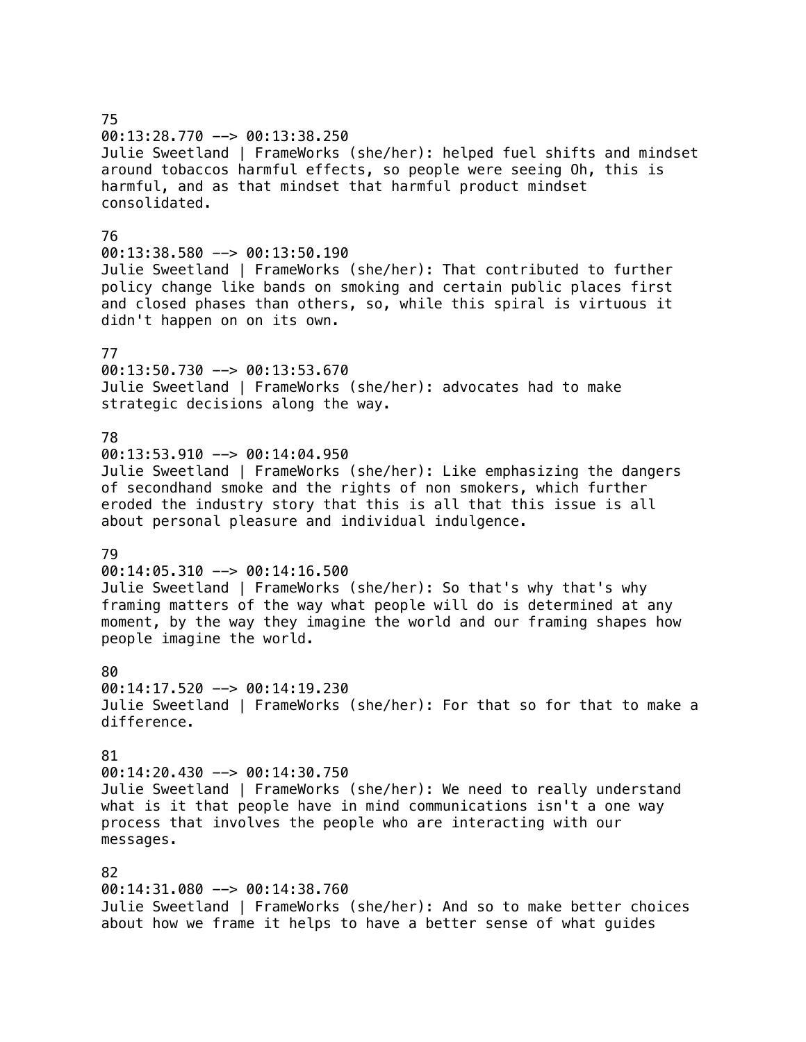75
00:13:28.770 --> 00:13:38.250
Julie Sweetland | FrameWorks (she/her): helped fuel shifts and mindset around tobaccos harmful effects, so people were seeing Oh, this is harmful, and as that mindset that harmful product mindset consolidated.

76
00:13:38.580 --> 00:13:50.190
Julie Sweetland | FrameWorks (she/her): That contributed to further policy change like bands on smoking and certain public places first and closed phases than others, so, while this spiral is virtuous it didn't happen on on its own.

77
00:13:50.730 --> 00:13:53.670
Julie Sweetland | FrameWorks (she/her): advocates had to make strategic decisions along the way.

78
00:13:53.910 --> 00:14:04.950
Julie Sweetland | FrameWorks (she/her): Like emphasizing the dangers of secondhand smoke and the rights of non smokers, which further eroded the industry story that this is all that this issue is all about personal pleasure and individual indulgence.

79
00:14:05.310 --> 00:14:16.500
Julie Sweetland | FrameWorks (she/her): So that's why that's why framing matters of the way what people will do is determined at any moment, by the way they imagine the world and our framing shapes how people imagine the world.

80
00:14:17.520 --> 00:14:19.230
Julie Sweetland | FrameWorks (she/her): For that so for that to make a difference.

81
00:14:20.430 --> 00:14:30.750
Julie Sweetland | FrameWorks (she/her): We need to really understand what is it that people have in mind communications isn't a one way process that involves the people who are interacting with our messages.

82
00:14:31.080 --> 00:14:38.760
Julie Sweetland | FrameWorks (she/her): And so to make better choices about how we frame it helps to have a better sense of what guides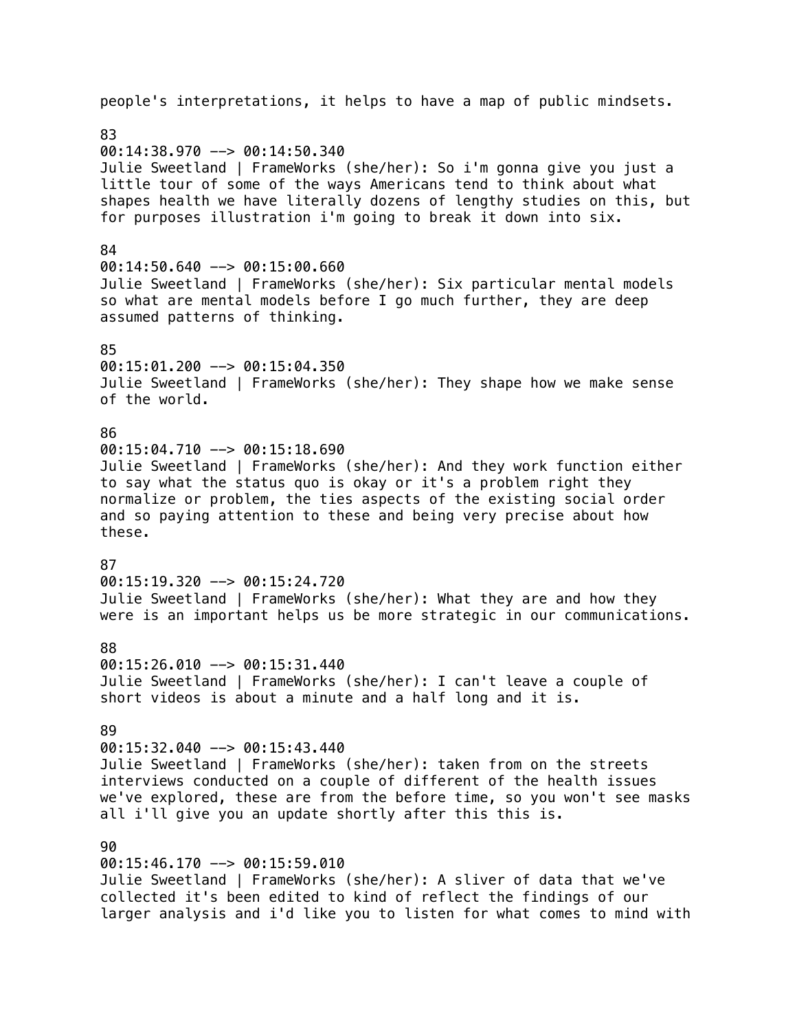people's interpretations, it helps to have a map of public mindsets.

83
00:14:38.970 --> 00:14:50.340
Julie Sweetland | FrameWorks (she/her): So i'm gonna give you just a little tour of some of the ways Americans tend to think about what shapes health we have literally dozens of lengthy studies on this, but for purposes illustration i'm going to break it down into six.

84
00:14:50.640 --> 00:15:00.660
Julie Sweetland | FrameWorks (she/her): Six particular mental models so what are mental models before I go much further, they are deep assumed patterns of thinking.

85
00:15:01.200 --> 00:15:04.350
Julie Sweetland | FrameWorks (she/her): They shape how we make sense of the world.

86
00:15:04.710 --> 00:15:18.690
Julie Sweetland | FrameWorks (she/her): And they work function either to say what the status quo is okay or it's a problem right they normalize or problem, the ties aspects of the existing social order and so paying attention to these and being very precise about how these.

87
00:15:19.320 --> 00:15:24.720
Julie Sweetland | FrameWorks (she/her): What they are and how they were is an important helps us be more strategic in our communications.

88
00:15:26.010 --> 00:15:31.440
Julie Sweetland | FrameWorks (she/her): I can't leave a couple of short videos is about a minute and a half long and it is.

89
00:15:32.040 --> 00:15:43.440
Julie Sweetland | FrameWorks (she/her): taken from on the streets interviews conducted on a couple of different of the health issues we've explored, these are from the before time, so you won't see masks all i'll give you an update shortly after this this is.

90
00:15:46.170 --> 00:15:59.010
Julie Sweetland | FrameWorks (she/her): A sliver of data that we've collected it's been edited to kind of reflect the findings of our larger analysis and i'd like you to listen for what comes to mind with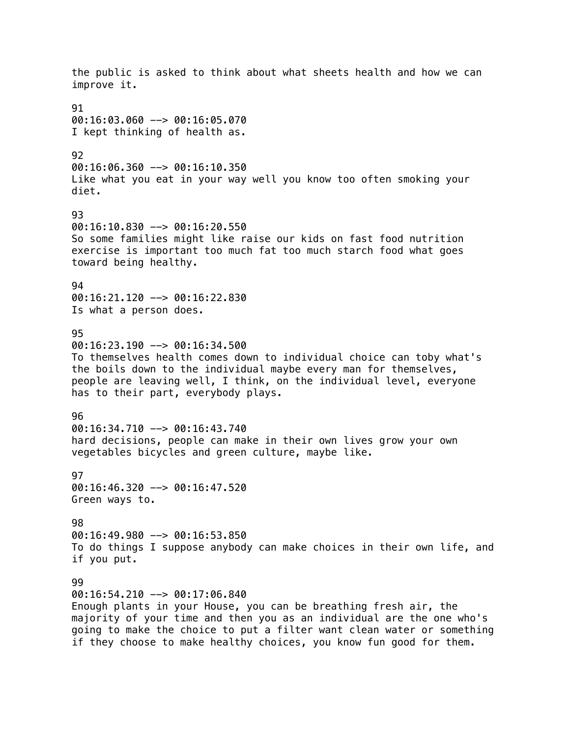the public is asked to think about what sheets health and how we can improve it.

91
00:16:03.060 --> 00:16:05.070
I kept thinking of health as.

92
00:16:06.360 --> 00:16:10.350
Like what you eat in your way well you know too often smoking your diet.

93
00:16:10.830 --> 00:16:20.550
So some families might like raise our kids on fast food nutrition exercise is important too much fat too much starch food what goes toward being healthy.

94
00:16:21.120 --> 00:16:22.830
Is what a person does.

95
00:16:23.190 --> 00:16:34.500
To themselves health comes down to individual choice can toby what's the boils down to the individual maybe every man for themselves, people are leaving well, I think, on the individual level, everyone has to their part, everybody plays.

96
00:16:34.710 --> 00:16:43.740
hard decisions, people can make in their own lives grow your own vegetables bicycles and green culture, maybe like.

97
00:16:46.320 --> 00:16:47.520
Green ways to.

98
00:16:49.980 --> 00:16:53.850
To do things I suppose anybody can make choices in their own life, and if you put.

99
00:16:54.210 --> 00:17:06.840
Enough plants in your House, you can be breathing fresh air, the majority of your time and then you as an individual are the one who's going to make the choice to put a filter want clean water or something if they choose to make healthy choices, you know fun good for them.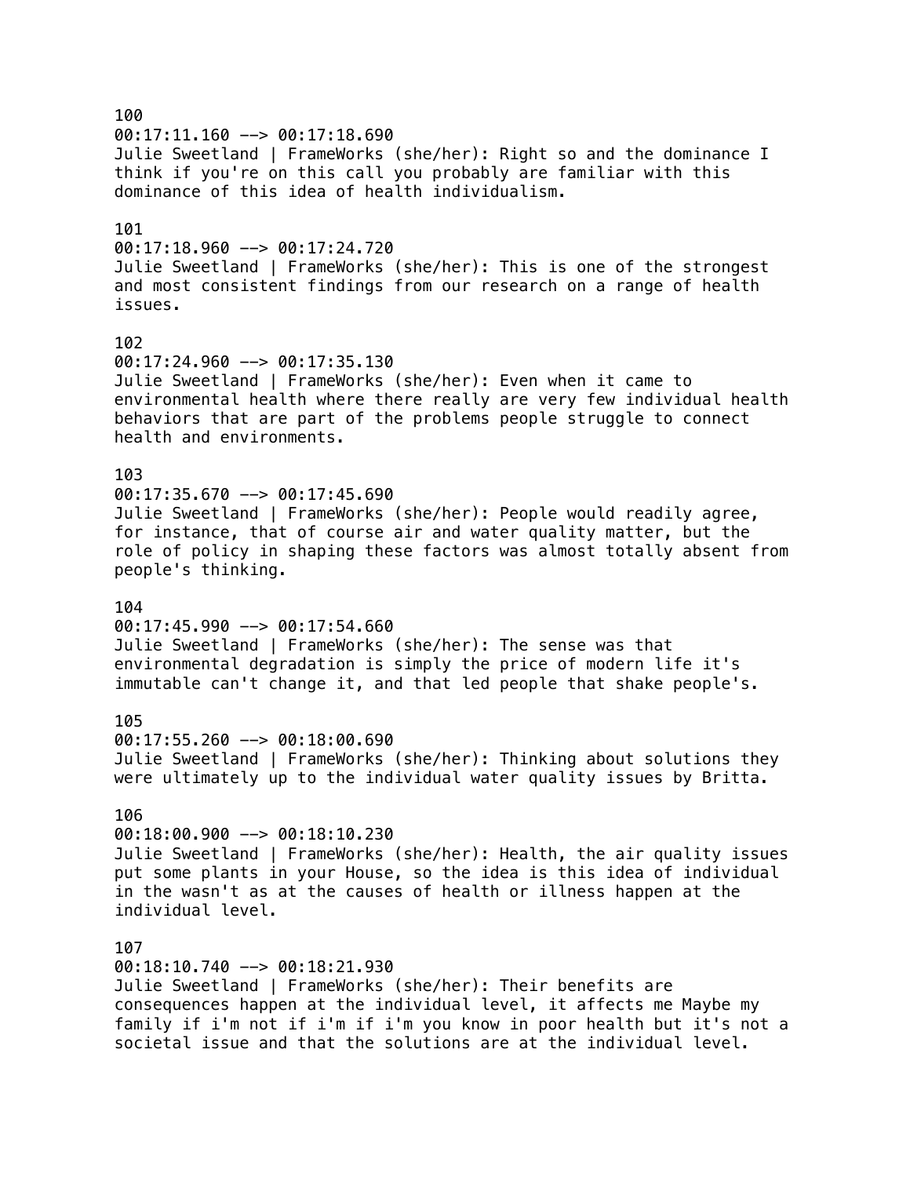100
00:17:11.160 --> 00:17:18.690
Julie Sweetland | FrameWorks (she/her): Right so and the dominance I think if you're on this call you probably are familiar with this dominance of this idea of health individualism.

101
00:17:18.960 --> 00:17:24.720
Julie Sweetland | FrameWorks (she/her): This is one of the strongest and most consistent findings from our research on a range of health issues.

102
00:17:24.960 --> 00:17:35.130
Julie Sweetland | FrameWorks (she/her): Even when it came to environmental health where there really are very few individual health behaviors that are part of the problems people struggle to connect health and environments.

103
00:17:35.670 --> 00:17:45.690
Julie Sweetland | FrameWorks (she/her): People would readily agree, for instance, that of course air and water quality matter, but the role of policy in shaping these factors was almost totally absent from people's thinking.

104
00:17:45.990 --> 00:17:54.660
Julie Sweetland | FrameWorks (she/her): The sense was that environmental degradation is simply the price of modern life it's immutable can't change it, and that led people that shake people's.

105
00:17:55.260 --> 00:18:00.690
Julie Sweetland | FrameWorks (she/her): Thinking about solutions they were ultimately up to the individual water quality issues by Britta.

106
00:18:00.900 --> 00:18:10.230
Julie Sweetland | FrameWorks (she/her): Health, the air quality issues put some plants in your House, so the idea is this idea of individual in the wasn't as at the causes of health or illness happen at the individual level.

107
00:18:10.740 --> 00:18:21.930
Julie Sweetland | FrameWorks (she/her): Their benefits are consequences happen at the individual level, it affects me Maybe my family if i'm not if i'm if i'm you know in poor health but it's not a societal issue and that the solutions are at the individual level.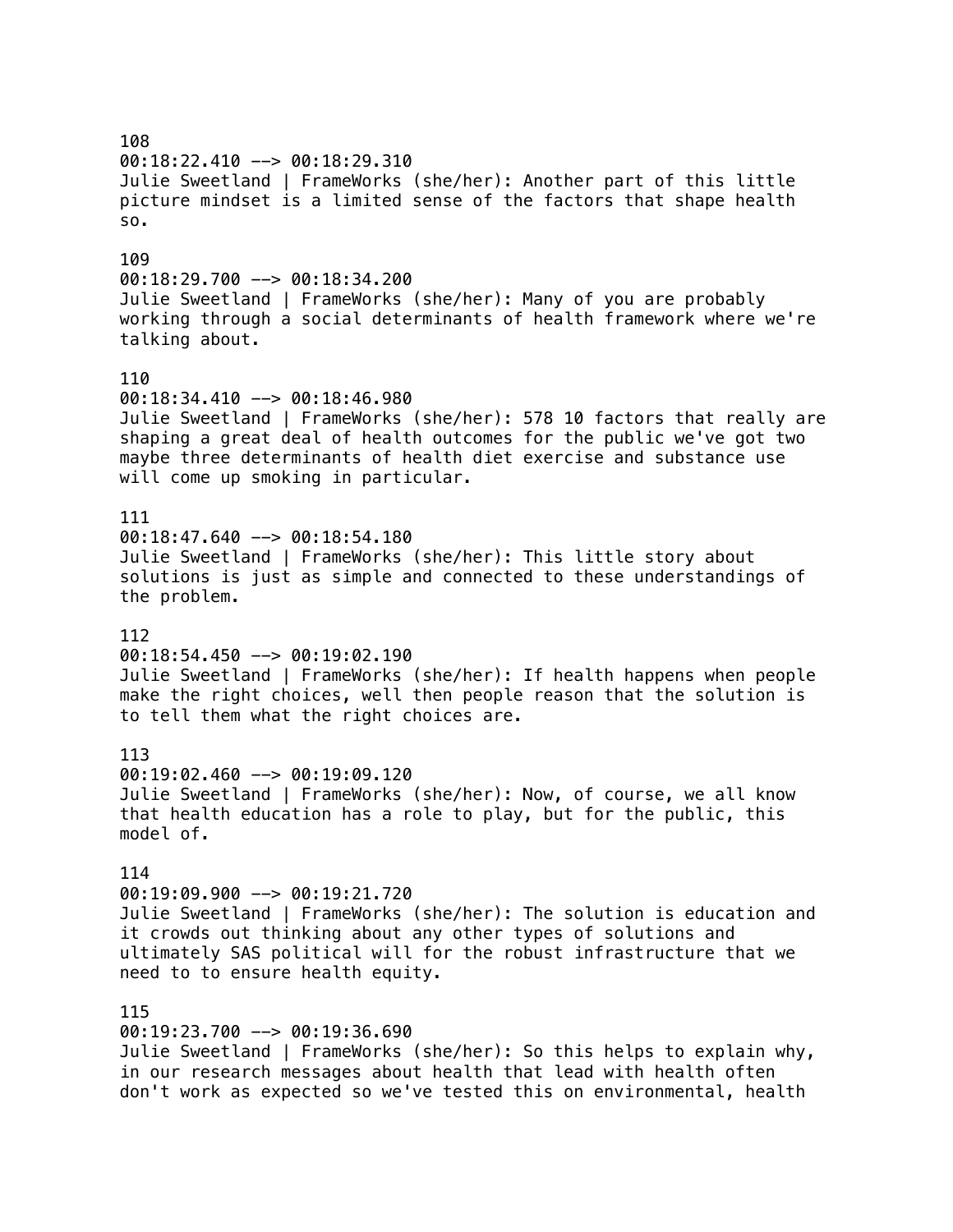108
00:18:22.410 --> 00:18:29.310
Julie Sweetland | FrameWorks (she/her): Another part of this little picture mindset is a limited sense of the factors that shape health so.

109
00:18:29.700 --> 00:18:34.200
Julie Sweetland | FrameWorks (she/her): Many of you are probably working through a social determinants of health framework where we're talking about.

110
00:18:34.410 --> 00:18:46.980
Julie Sweetland | FrameWorks (she/her): 578 10 factors that really are shaping a great deal of health outcomes for the public we've got two maybe three determinants of health diet exercise and substance use will come up smoking in particular.

111
00:18:47.640 --> 00:18:54.180
Julie Sweetland | FrameWorks (she/her): This little story about solutions is just as simple and connected to these understandings of the problem.

112
00:18:54.450 --> 00:19:02.190
Julie Sweetland | FrameWorks (she/her): If health happens when people make the right choices, well then people reason that the solution is to tell them what the right choices are.

113
00:19:02.460 --> 00:19:09.120
Julie Sweetland | FrameWorks (she/her): Now, of course, we all know that health education has a role to play, but for the public, this model of.

114
00:19:09.900 --> 00:19:21.720
Julie Sweetland | FrameWorks (she/her): The solution is education and it crowds out thinking about any other types of solutions and ultimately SAS political will for the robust infrastructure that we need to to ensure health equity.

115
00:19:23.700 --> 00:19:36.690
Julie Sweetland | FrameWorks (she/her): So this helps to explain why, in our research messages about health that lead with health often don't work as expected so we've tested this on environmental, health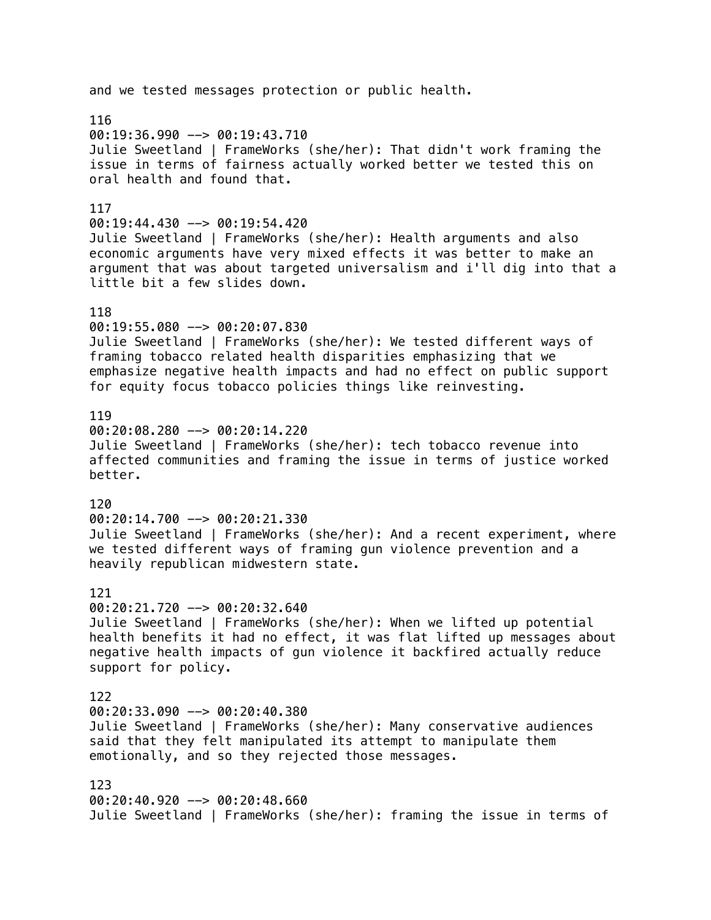and we tested messages protection or public health.

116
00:19:36.990 --> 00:19:43.710
Julie Sweetland | FrameWorks (she/her): That didn't work framing the issue in terms of fairness actually worked better we tested this on oral health and found that.

117
00:19:44.430 --> 00:19:54.420
Julie Sweetland | FrameWorks (she/her): Health arguments and also economic arguments have very mixed effects it was better to make an argument that was about targeted universalism and i'll dig into that a little bit a few slides down.

118
00:19:55.080 --> 00:20:07.830
Julie Sweetland | FrameWorks (she/her): We tested different ways of framing tobacco related health disparities emphasizing that we emphasize negative health impacts and had no effect on public support for equity focus tobacco policies things like reinvesting.

119
00:20:08.280 --> 00:20:14.220
Julie Sweetland | FrameWorks (she/her): tech tobacco revenue into affected communities and framing the issue in terms of justice worked better.

120
00:20:14.700 --> 00:20:21.330
Julie Sweetland | FrameWorks (she/her): And a recent experiment, where we tested different ways of framing gun violence prevention and a heavily republican midwestern state.

121
00:20:21.720 --> 00:20:32.640
Julie Sweetland | FrameWorks (she/her): When we lifted up potential health benefits it had no effect, it was flat lifted up messages about negative health impacts of gun violence it backfired actually reduce support for policy.

122
00:20:33.090 --> 00:20:40.380
Julie Sweetland | FrameWorks (she/her): Many conservative audiences said that they felt manipulated its attempt to manipulate them emotionally, and so they rejected those messages.

123
00:20:40.920 --> 00:20:48.660
Julie Sweetland | FrameWorks (she/her): framing the issue in terms of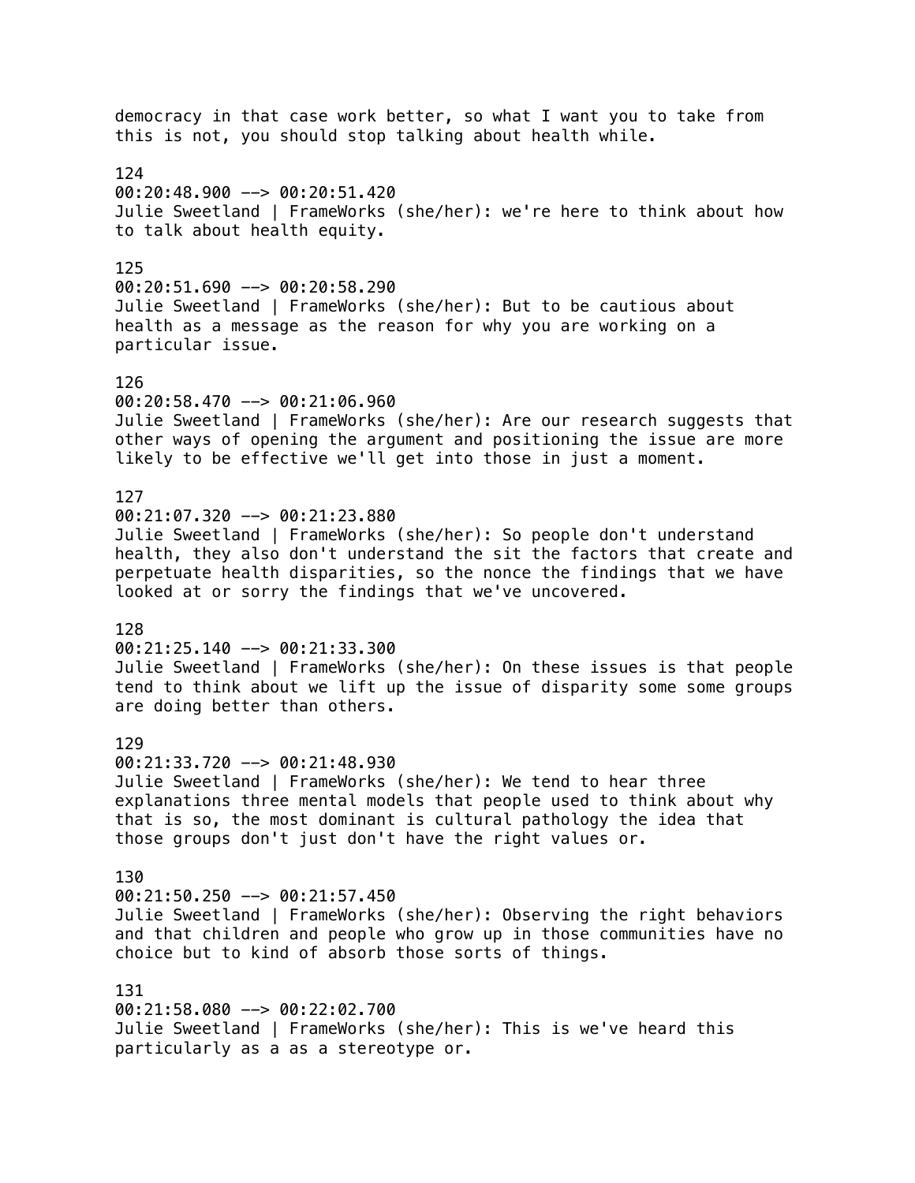democracy in that case work better, so what I want you to take from this is not, you should stop talking about health while.

124
00:20:48.900 --> 00:20:51.420
Julie Sweetland | FrameWorks (she/her): we're here to think about how to talk about health equity.

125
00:20:51.690 --> 00:20:58.290
Julie Sweetland | FrameWorks (she/her): But to be cautious about health as a message as the reason for why you are working on a particular issue.

126
00:20:58.470 --> 00:21:06.960
Julie Sweetland | FrameWorks (she/her): Are our research suggests that other ways of opening the argument and positioning the issue are more likely to be effective we'll get into those in just a moment.

127
00:21:07.320 --> 00:21:23.880
Julie Sweetland | FrameWorks (she/her): So people don't understand health, they also don't understand the sit the factors that create and perpetuate health disparities, so the nonce the findings that we have looked at or sorry the findings that we've uncovered.

128
00:21:25.140 --> 00:21:33.300
Julie Sweetland | FrameWorks (she/her): On these issues is that people tend to think about we lift up the issue of disparity some some groups are doing better than others.

129
00:21:33.720 --> 00:21:48.930
Julie Sweetland | FrameWorks (she/her): We tend to hear three explanations three mental models that people used to think about why that is so, the most dominant is cultural pathology the idea that those groups don't just don't have the right values or.

130
00:21:50.250 --> 00:21:57.450
Julie Sweetland | FrameWorks (she/her): Observing the right behaviors and that children and people who grow up in those communities have no choice but to kind of absorb those sorts of things.

131
00:21:58.080 --> 00:22:02.700
Julie Sweetland | FrameWorks (she/her): This is we've heard this particularly as a as a stereotype or.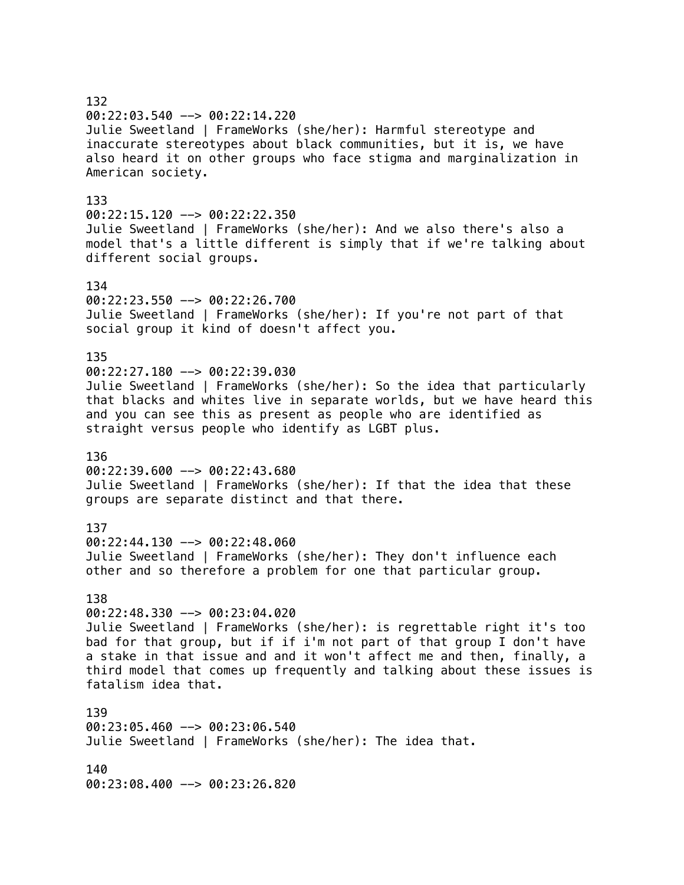132
00:22:03.540 --> 00:22:14.220
Julie Sweetland | FrameWorks (she/her): Harmful stereotype and inaccurate stereotypes about black communities, but it is, we have also heard it on other groups who face stigma and marginalization in American society.

133
00:22:15.120 --> 00:22:22.350
Julie Sweetland | FrameWorks (she/her): And we also there's also a model that's a little different is simply that if we're talking about different social groups.

134
00:22:23.550 --> 00:22:26.700
Julie Sweetland | FrameWorks (she/her): If you're not part of that social group it kind of doesn't affect you.

135
00:22:27.180 --> 00:22:39.030
Julie Sweetland | FrameWorks (she/her): So the idea that particularly that blacks and whites live in separate worlds, but we have heard this and you can see this as present as people who are identified as straight versus people who identify as LGBT plus.

136
00:22:39.600 --> 00:22:43.680
Julie Sweetland | FrameWorks (she/her): If that the idea that these groups are separate distinct and that there.

137
00:22:44.130 --> 00:22:48.060
Julie Sweetland | FrameWorks (she/her): They don't influence each other and so therefore a problem for one that particular group.

138
00:22:48.330 --> 00:23:04.020
Julie Sweetland | FrameWorks (she/her): is regrettable right it's too bad for that group, but if if i'm not part of that group I don't have a stake in that issue and and it won't affect me and then, finally, a third model that comes up frequently and talking about these issues is fatalism idea that.

139
00:23:05.460 --> 00:23:06.540
Julie Sweetland | FrameWorks (she/her): The idea that.

140
00:23:08.400 --> 00:23:26.820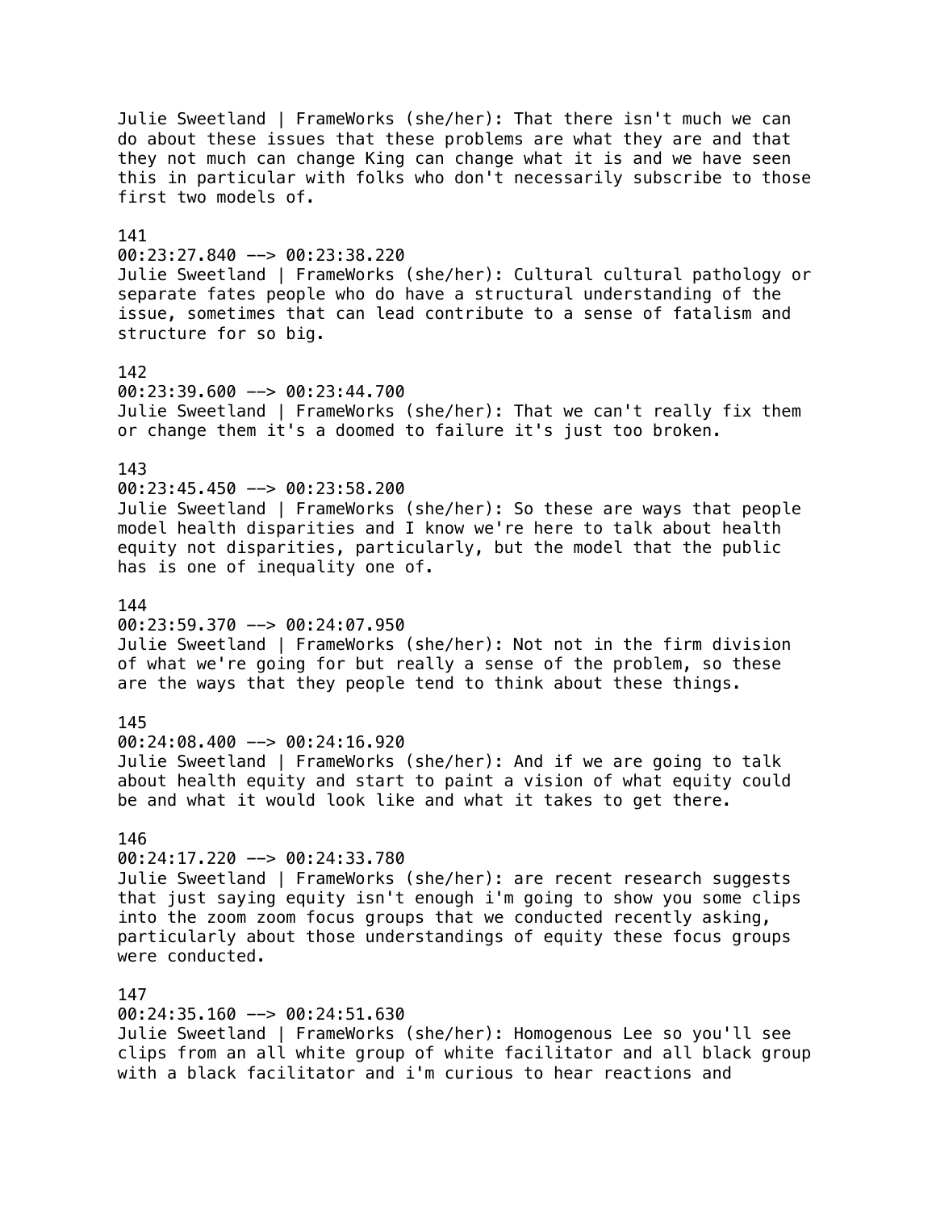Julie Sweetland | FrameWorks (she/her): That there isn't much we can do about these issues that these problems are what they are and that they not much can change King can change what it is and we have seen this in particular with folks who don't necessarily subscribe to those first two models of.

141
00:23:27.840 --> 00:23:38.220
Julie Sweetland | FrameWorks (she/her): Cultural cultural pathology or separate fates people who do have a structural understanding of the issue, sometimes that can lead contribute to a sense of fatalism and structure for so big.

142
00:23:39.600 --> 00:23:44.700
Julie Sweetland | FrameWorks (she/her): That we can't really fix them or change them it's a doomed to failure it's just too broken.

143
00:23:45.450 --> 00:23:58.200
Julie Sweetland | FrameWorks (she/her): So these are ways that people model health disparities and I know we're here to talk about health equity not disparities, particularly, but the model that the public has is one of inequality one of.

144
00:23:59.370 --> 00:24:07.950
Julie Sweetland | FrameWorks (she/her): Not not in the firm division of what we're going for but really a sense of the problem, so these are the ways that they people tend to think about these things.

145
00:24:08.400 --> 00:24:16.920
Julie Sweetland | FrameWorks (she/her): And if we are going to talk about health equity and start to paint a vision of what equity could be and what it would look like and what it takes to get there.

146
00:24:17.220 --> 00:24:33.780
Julie Sweetland | FrameWorks (she/her): are recent research suggests that just saying equity isn't enough i'm going to show you some clips into the zoom zoom focus groups that we conducted recently asking, particularly about those understandings of equity these focus groups were conducted.

147
00:24:35.160 --> 00:24:51.630
Julie Sweetland | FrameWorks (she/her): Homogenous Lee so you'll see clips from an all white group of white facilitator and all black group with a black facilitator and i'm curious to hear reactions and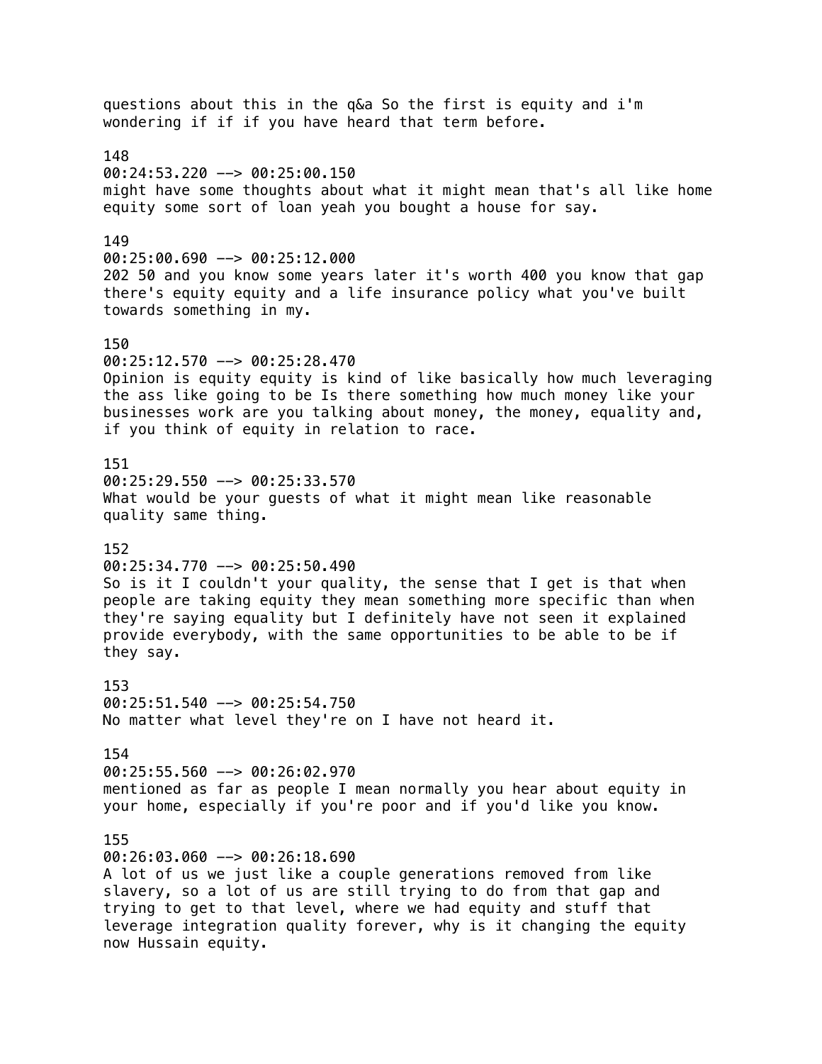questions about this in the q&a So the first is equity and i'm wondering if if if you have heard that term before.

148
00:24:53.220 --> 00:25:00.150
might have some thoughts about what it might mean that's all like home equity some sort of loan yeah you bought a house for say.

149
00:25:00.690 --> 00:25:12.000
202 50 and you know some years later it's worth 400 you know that gap there's equity equity and a life insurance policy what you've built towards something in my.

150
00:25:12.570 --> 00:25:28.470
Opinion is equity equity is kind of like basically how much leveraging the ass like going to be Is there something how much money like your businesses work are you talking about money, the money, equality and, if you think of equity in relation to race.

151
00:25:29.550 --> 00:25:33.570
What would be your guests of what it might mean like reasonable quality same thing.

152
00:25:34.770 --> 00:25:50.490
So is it I couldn't your quality, the sense that I get is that when people are taking equity they mean something more specific than when they're saying equality but I definitely have not seen it explained provide everybody, with the same opportunities to be able to be if they say.

153
00:25:51.540 --> 00:25:54.750
No matter what level they're on I have not heard it.

154
00:25:55.560 --> 00:26:02.970
mentioned as far as people I mean normally you hear about equity in your home, especially if you're poor and if you'd like you know.

155
00:26:03.060 --> 00:26:18.690
A lot of us we just like a couple generations removed from like slavery, so a lot of us are still trying to do from that gap and trying to get to that level, where we had equity and stuff that leverage integration quality forever, why is it changing the equity now Hussain equity.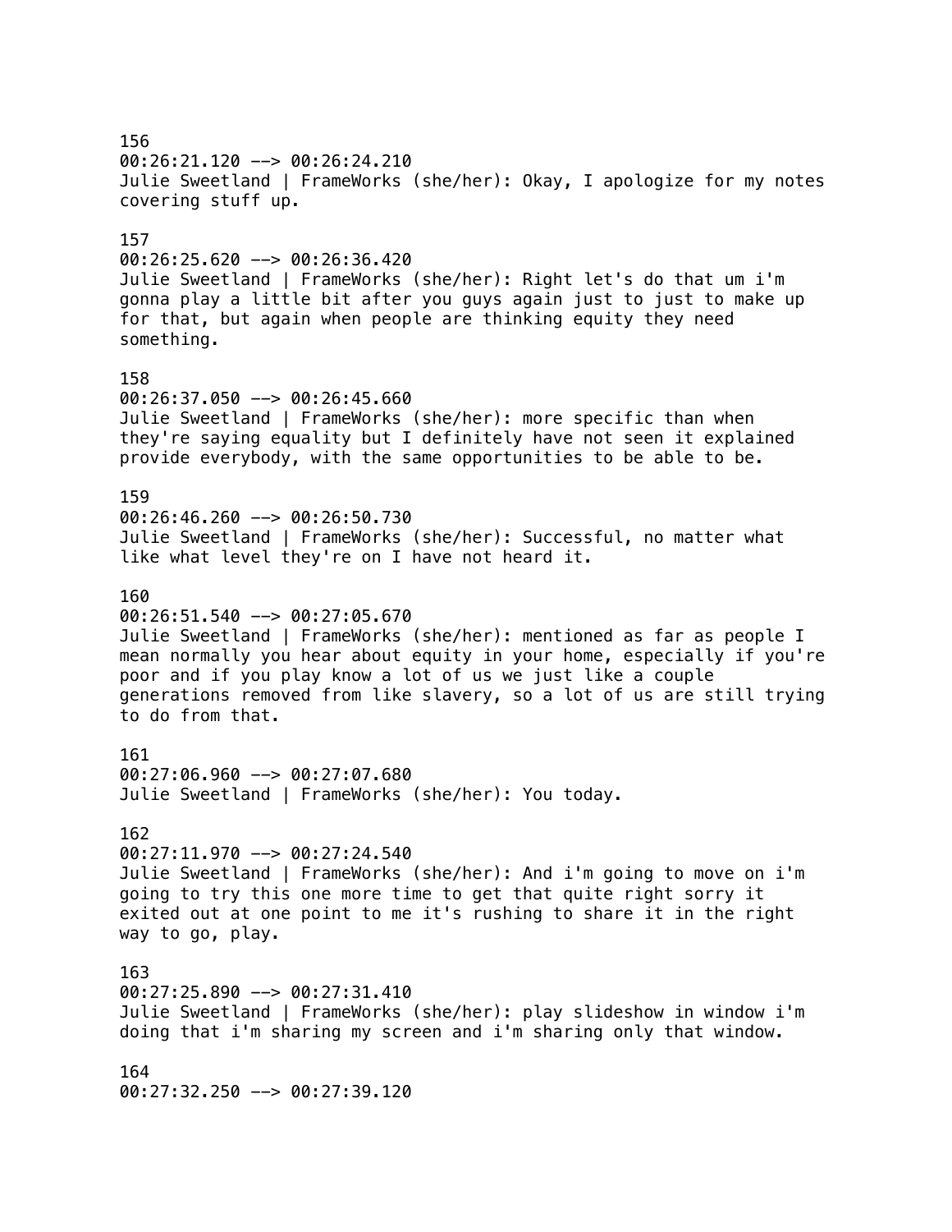156
00:26:21.120 --> 00:26:24.210
Julie Sweetland | FrameWorks (she/her): Okay, I apologize for my notes covering stuff up.

157
00:26:25.620 --> 00:26:36.420
Julie Sweetland | FrameWorks (she/her): Right let's do that um i'm gonna play a little bit after you guys again just to just to make up for that, but again when people are thinking equity they need something.

158
00:26:37.050 --> 00:26:45.660
Julie Sweetland | FrameWorks (she/her): more specific than when they're saying equality but I definitely have not seen it explained provide everybody, with the same opportunities to be able to be.

159
00:26:46.260 --> 00:26:50.730
Julie Sweetland | FrameWorks (she/her): Successful, no matter what like what level they're on I have not heard it.

160
00:26:51.540 --> 00:27:05.670
Julie Sweetland | FrameWorks (she/her): mentioned as far as people I mean normally you hear about equity in your home, especially if you're poor and if you play know a lot of us we just like a couple generations removed from like slavery, so a lot of us are still trying to do from that.

161
00:27:06.960 --> 00:27:07.680
Julie Sweetland | FrameWorks (she/her): You today.

162
00:27:11.970 --> 00:27:24.540
Julie Sweetland | FrameWorks (she/her): And i'm going to move on i'm going to try this one more time to get that quite right sorry it exited out at one point to me it's rushing to share it in the right way to go, play.

163
00:27:25.890 --> 00:27:31.410
Julie Sweetland | FrameWorks (she/her): play slideshow in window i'm doing that i'm sharing my screen and i'm sharing only that window.

164
00:27:32.250 --> 00:27:39.120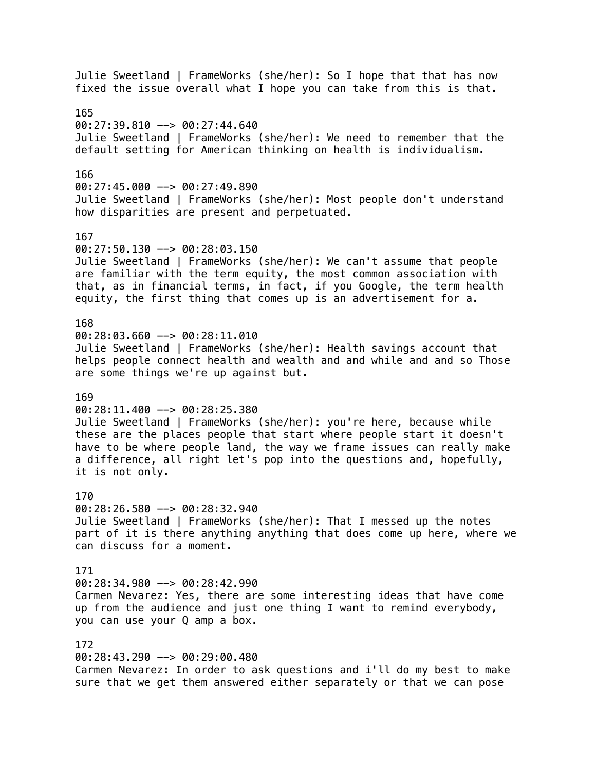Julie Sweetland | FrameWorks (she/her): So I hope that that has now fixed the issue overall what I hope you can take from this is that.

165
00:27:39.810 --> 00:27:44.640
Julie Sweetland | FrameWorks (she/her): We need to remember that the default setting for American thinking on health is individualism.

166
00:27:45.000 --> 00:27:49.890
Julie Sweetland | FrameWorks (she/her): Most people don't understand how disparities are present and perpetuated.

167
00:27:50.130 --> 00:28:03.150
Julie Sweetland | FrameWorks (she/her): We can't assume that people are familiar with the term equity, the most common association with that, as in financial terms, in fact, if you Google, the term health equity, the first thing that comes up is an advertisement for a.

168
00:28:03.660 --> 00:28:11.010
Julie Sweetland | FrameWorks (she/her): Health savings account that helps people connect health and wealth and and while and and so Those are some things we're up against but.

169
00:28:11.400 --> 00:28:25.380
Julie Sweetland | FrameWorks (she/her): you're here, because while these are the places people that start where people start it doesn't have to be where people land, the way we frame issues can really make a difference, all right let's pop into the questions and, hopefully, it is not only.

170
00:28:26.580 --> 00:28:32.940
Julie Sweetland | FrameWorks (she/her): That I messed up the notes part of it is there anything anything that does come up here, where we can discuss for a moment.

171
00:28:34.980 --> 00:28:42.990
Carmen Nevarez: Yes, there are some interesting ideas that have come up from the audience and just one thing I want to remind everybody, you can use your Q amp a box.

172
00:28:43.290 --> 00:29:00.480
Carmen Nevarez: In order to ask questions and i'll do my best to make sure that we get them answered either separately or that we can pose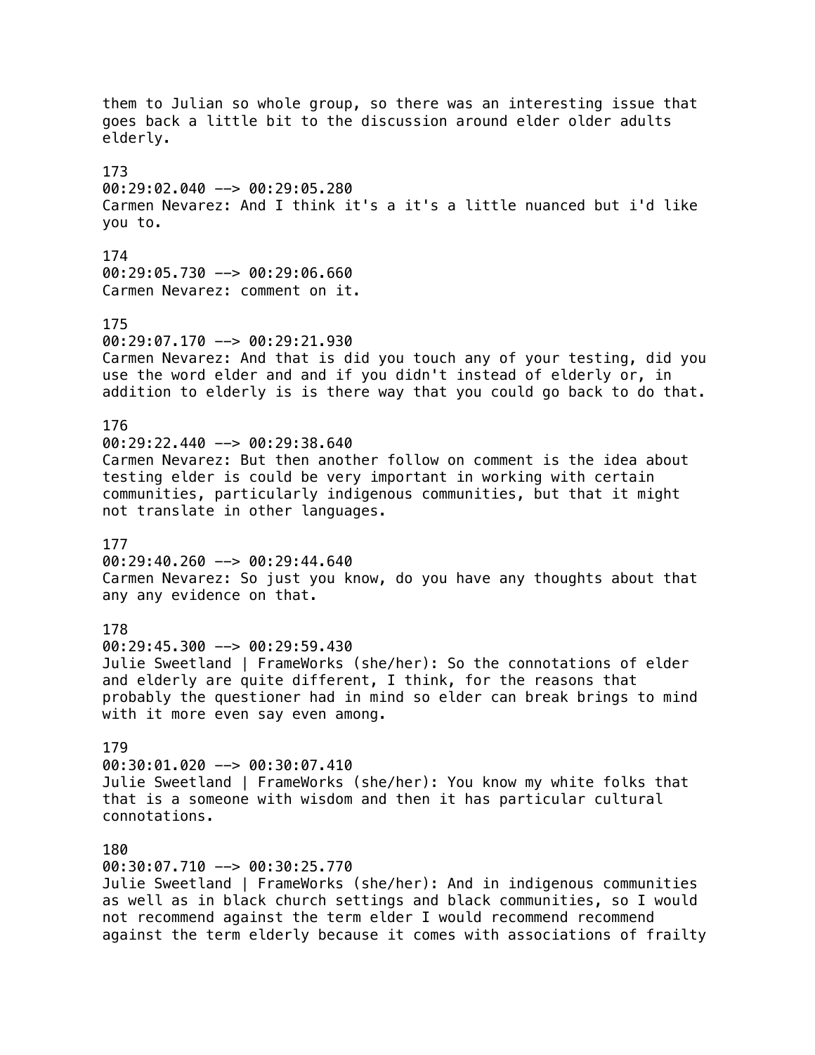them to Julian so whole group, so there was an interesting issue that goes back a little bit to the discussion around elder older adults elderly.

173
00:29:02.040 --> 00:29:05.280
Carmen Nevarez: And I think it's a it's a little nuanced but i'd like you to.

174
00:29:05.730 --> 00:29:06.660
Carmen Nevarez: comment on it.

175
00:29:07.170 --> 00:29:21.930
Carmen Nevarez: And that is did you touch any of your testing, did you use the word elder and and if you didn't instead of elderly or, in addition to elderly is is there way that you could go back to do that.

176
00:29:22.440 --> 00:29:38.640
Carmen Nevarez: But then another follow on comment is the idea about testing elder is could be very important in working with certain communities, particularly indigenous communities, but that it might not translate in other languages.

177
00:29:40.260 --> 00:29:44.640
Carmen Nevarez: So just you know, do you have any thoughts about that any any evidence on that.

178
00:29:45.300 --> 00:29:59.430
Julie Sweetland | FrameWorks (she/her): So the connotations of elder and elderly are quite different, I think, for the reasons that probably the questioner had in mind so elder can break brings to mind with it more even say even among.

179
00:30:01.020 --> 00:30:07.410
Julie Sweetland | FrameWorks (she/her): You know my white folks that that is a someone with wisdom and then it has particular cultural connotations.

180
00:30:07.710 --> 00:30:25.770
Julie Sweetland | FrameWorks (she/her): And in indigenous communities as well as in black church settings and black communities, so I would not recommend against the term elder I would recommend recommend against the term elderly because it comes with associations of frailty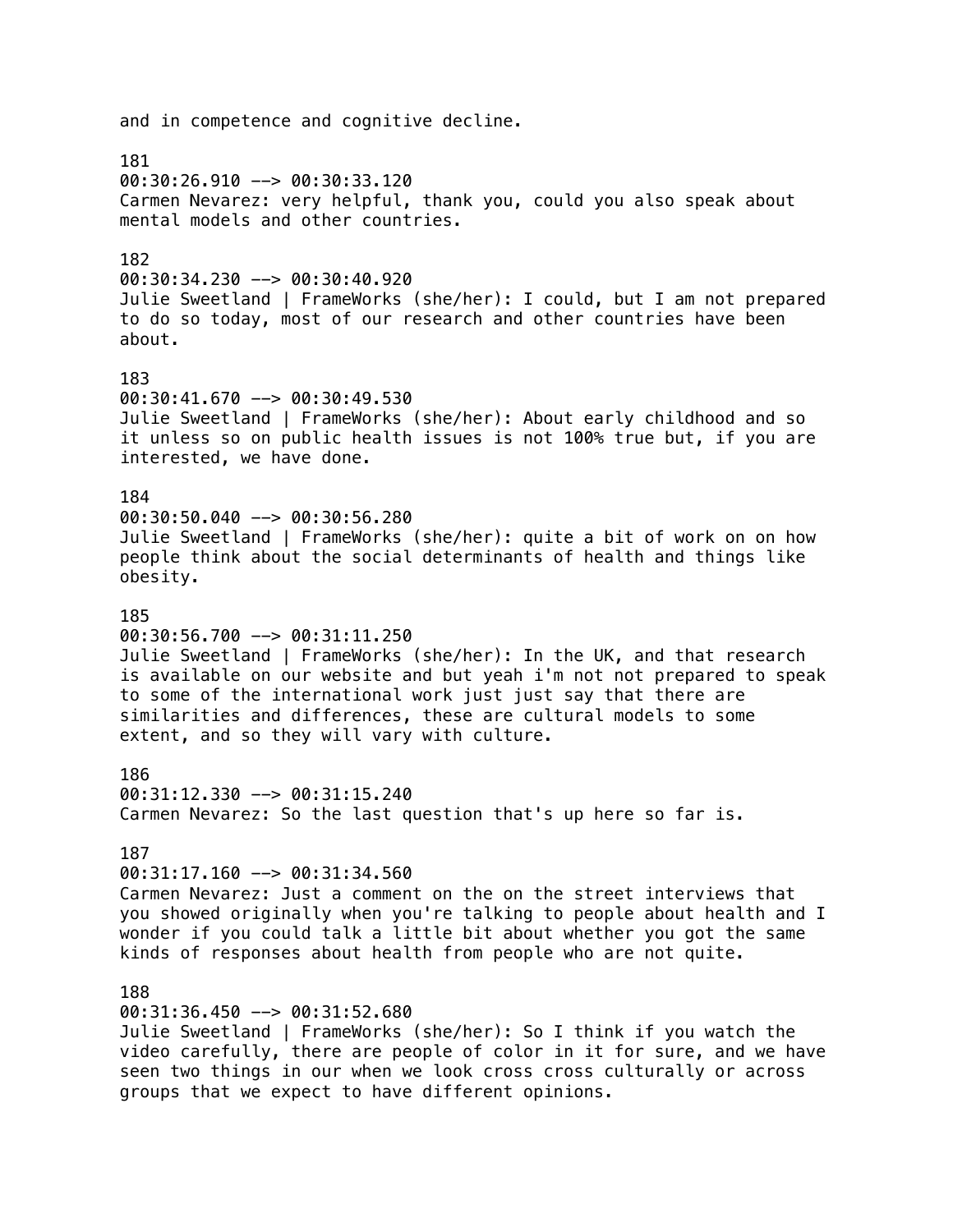and in competence and cognitive decline.

181
00:30:26.910 --> 00:30:33.120
Carmen Nevarez: very helpful, thank you, could you also speak about mental models and other countries.

182
00:30:34.230 --> 00:30:40.920
Julie Sweetland | FrameWorks (she/her): I could, but I am not prepared to do so today, most of our research and other countries have been about.

183
00:30:41.670 --> 00:30:49.530
Julie Sweetland | FrameWorks (she/her): About early childhood and so it unless so on public health issues is not 100% true but, if you are interested, we have done.

184
00:30:50.040 --> 00:30:56.280
Julie Sweetland | FrameWorks (she/her): quite a bit of work on on how people think about the social determinants of health and things like obesity.

185
00:30:56.700 --> 00:31:11.250
Julie Sweetland | FrameWorks (she/her): In the UK, and that research is available on our website and but yeah i'm not not prepared to speak to some of the international work just just say that there are similarities and differences, these are cultural models to some extent, and so they will vary with culture.

186
00:31:12.330 --> 00:31:15.240
Carmen Nevarez: So the last question that's up here so far is.

187
00:31:17.160 --> 00:31:34.560
Carmen Nevarez: Just a comment on the on the street interviews that you showed originally when you're talking to people about health and I wonder if you could talk a little bit about whether you got the same kinds of responses about health from people who are not quite.

188
00:31:36.450 --> 00:31:52.680
Julie Sweetland | FrameWorks (she/her): So I think if you watch the video carefully, there are people of color in it for sure, and we have seen two things in our when we look cross cross culturally or across groups that we expect to have different opinions.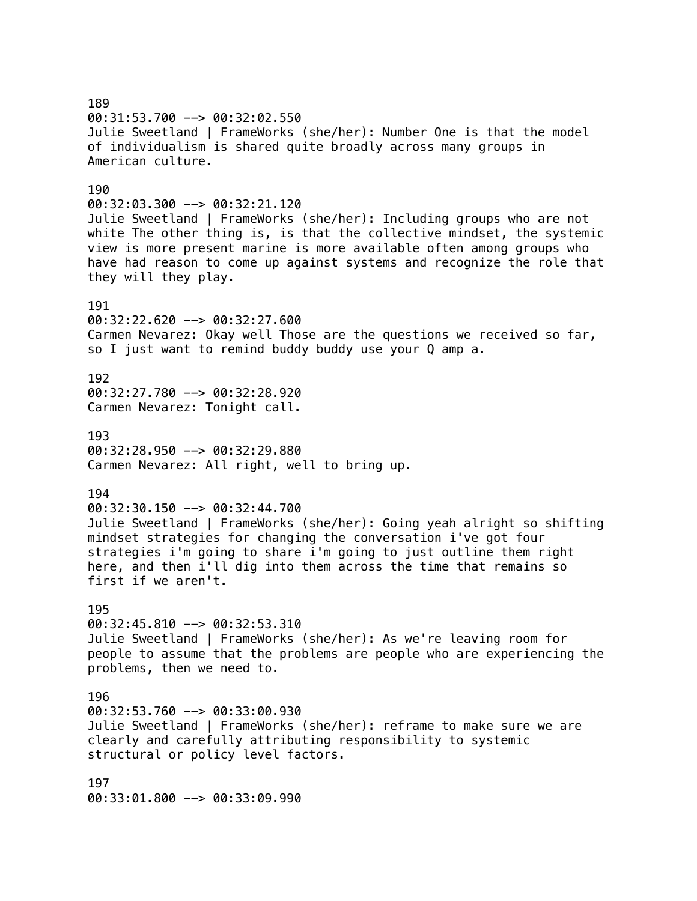189
00:31:53.700 --> 00:32:02.550
Julie Sweetland | FrameWorks (she/her): Number One is that the model of individualism is shared quite broadly across many groups in American culture.

190
00:32:03.300 --> 00:32:21.120
Julie Sweetland | FrameWorks (she/her): Including groups who are not white The other thing is, is that the collective mindset, the systemic view is more present marine is more available often among groups who have had reason to come up against systems and recognize the role that they will they play.

191
00:32:22.620 --> 00:32:27.600
Carmen Nevarez: Okay well Those are the questions we received so far, so I just want to remind buddy buddy use your Q amp a.

192
00:32:27.780 --> 00:32:28.920
Carmen Nevarez: Tonight call.

193
00:32:28.950 --> 00:32:29.880
Carmen Nevarez: All right, well to bring up.

194
00:32:30.150 --> 00:32:44.700
Julie Sweetland | FrameWorks (she/her): Going yeah alright so shifting mindset strategies for changing the conversation i've got four strategies i'm going to share i'm going to just outline them right here, and then i'll dig into them across the time that remains so first if we aren't.

195
00:32:45.810 --> 00:32:53.310
Julie Sweetland | FrameWorks (she/her): As we're leaving room for people to assume that the problems are people who are experiencing the problems, then we need to.

196
00:32:53.760 --> 00:33:00.930
Julie Sweetland | FrameWorks (she/her): reframe to make sure we are clearly and carefully attributing responsibility to systemic structural or policy level factors.

197
00:33:01.800 --> 00:33:09.990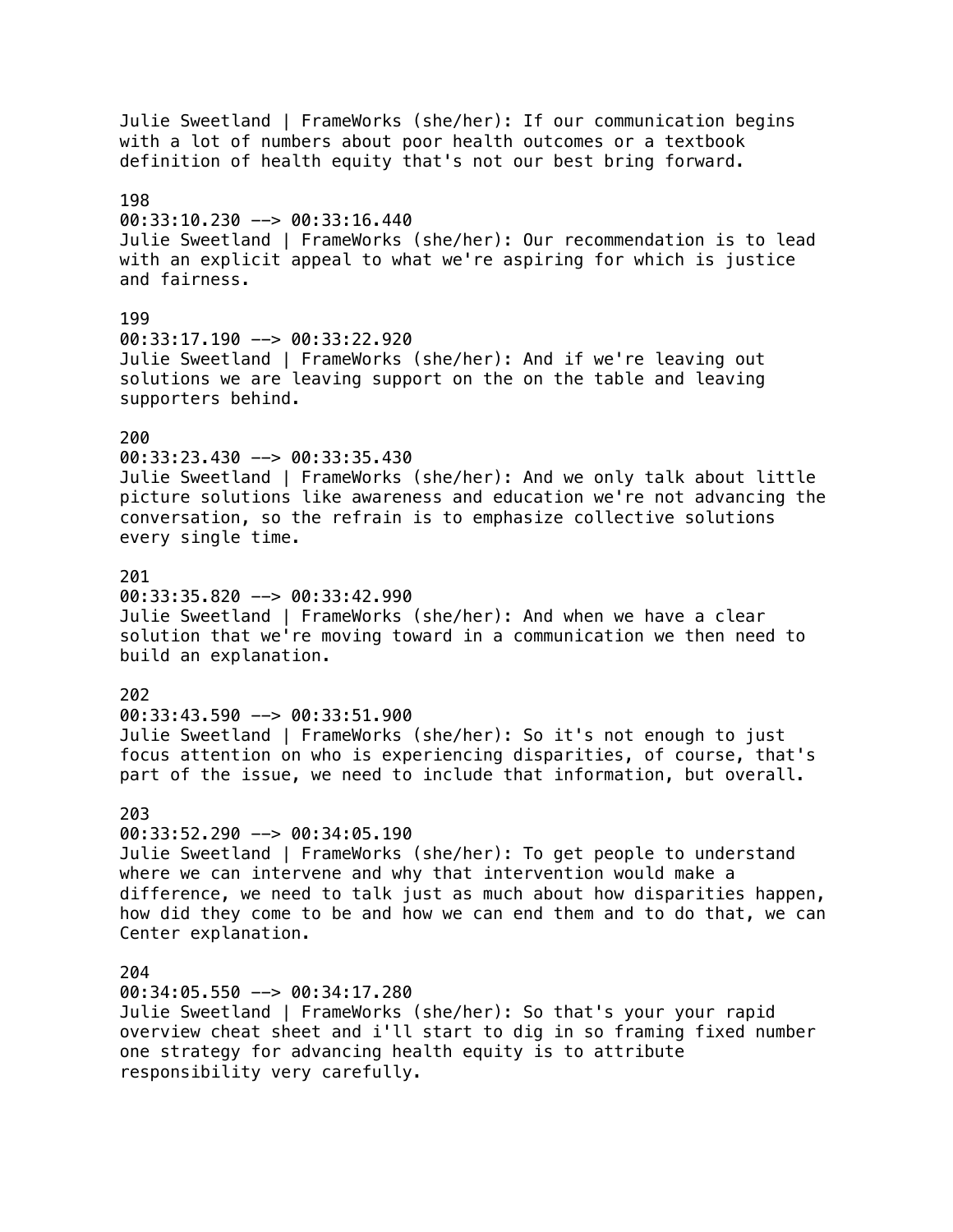Julie Sweetland | FrameWorks (she/her): If our communication begins with a lot of numbers about poor health outcomes or a textbook definition of health equity that's not our best bring forward.

198
00:33:10.230 --> 00:33:16.440
Julie Sweetland | FrameWorks (she/her): Our recommendation is to lead with an explicit appeal to what we're aspiring for which is justice and fairness.

199
00:33:17.190 --> 00:33:22.920
Julie Sweetland | FrameWorks (she/her): And if we're leaving out solutions we are leaving support on the on the table and leaving supporters behind.

200
00:33:23.430 --> 00:33:35.430
Julie Sweetland | FrameWorks (she/her): And we only talk about little picture solutions like awareness and education we're not advancing the conversation, so the refrain is to emphasize collective solutions every single time.

201
00:33:35.820 --> 00:33:42.990
Julie Sweetland | FrameWorks (she/her): And when we have a clear solution that we're moving toward in a communication we then need to build an explanation.

202
00:33:43.590 --> 00:33:51.900
Julie Sweetland | FrameWorks (she/her): So it's not enough to just focus attention on who is experiencing disparities, of course, that's part of the issue, we need to include that information, but overall.

203
00:33:52.290 --> 00:34:05.190
Julie Sweetland | FrameWorks (she/her): To get people to understand where we can intervene and why that intervention would make a difference, we need to talk just as much about how disparities happen, how did they come to be and how we can end them and to do that, we can Center explanation.

204
00:34:05.550 --> 00:34:17.280
Julie Sweetland | FrameWorks (she/her): So that's your your rapid overview cheat sheet and i'll start to dig in so framing fixed number one strategy for advancing health equity is to attribute responsibility very carefully.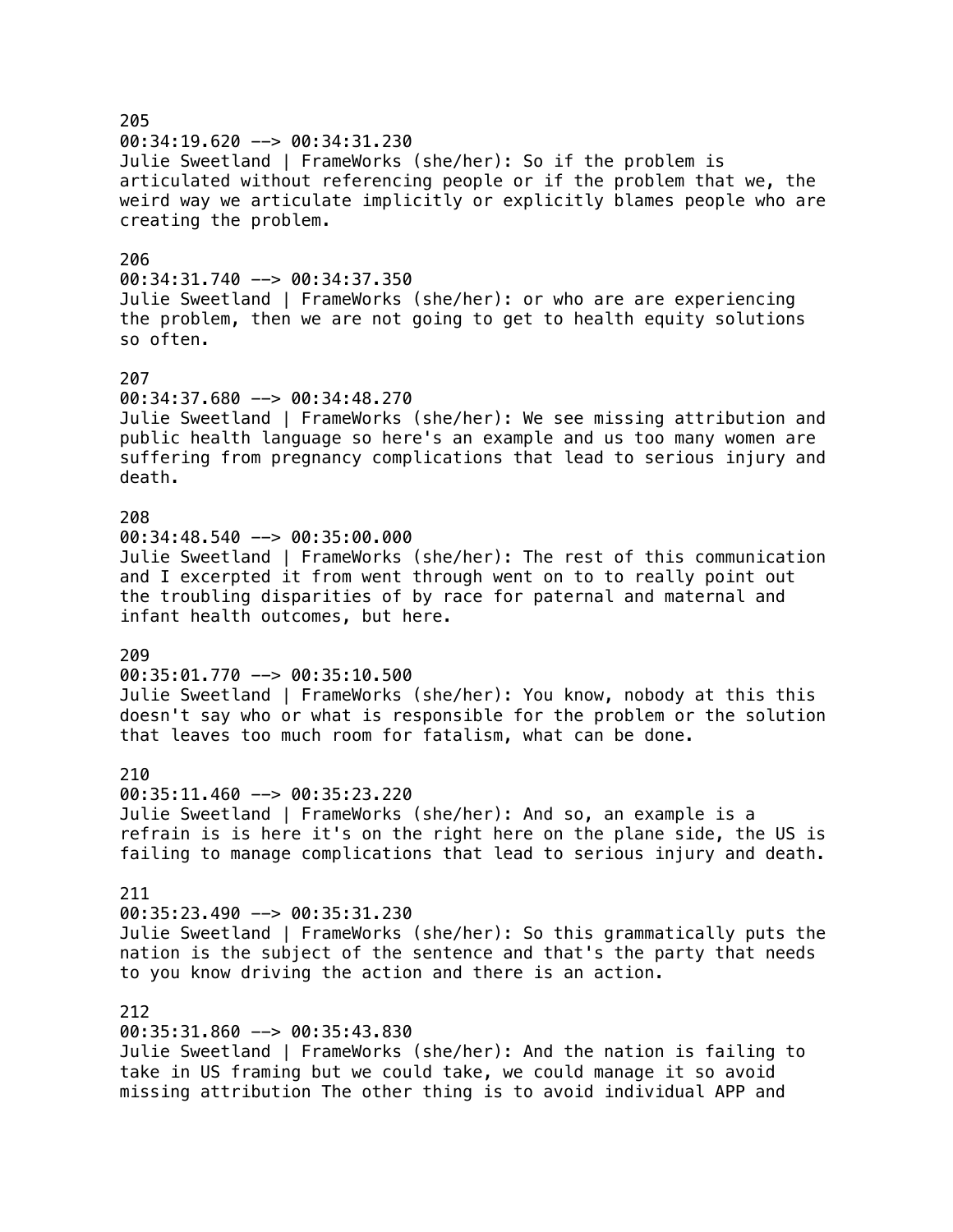205
00:34:19.620 --> 00:34:31.230
Julie Sweetland | FrameWorks (she/her): So if the problem is articulated without referencing people or if the problem that we, the weird way we articulate implicitly or explicitly blames people who are creating the problem.

206
00:34:31.740 --> 00:34:37.350
Julie Sweetland | FrameWorks (she/her): or who are are experiencing the problem, then we are not going to get to health equity solutions so often.

207
00:34:37.680 --> 00:34:48.270
Julie Sweetland | FrameWorks (she/her): We see missing attribution and public health language so here's an example and us too many women are suffering from pregnancy complications that lead to serious injury and death.

208
00:34:48.540 --> 00:35:00.000
Julie Sweetland | FrameWorks (she/her): The rest of this communication and I excerpted it from went through went on to to really point out the troubling disparities of by race for paternal and maternal and infant health outcomes, but here.

209
00:35:01.770 --> 00:35:10.500
Julie Sweetland | FrameWorks (she/her): You know, nobody at this this doesn't say who or what is responsible for the problem or the solution that leaves too much room for fatalism, what can be done.

210
00:35:11.460 --> 00:35:23.220
Julie Sweetland | FrameWorks (she/her): And so, an example is a refrain is is here it's on the right here on the plane side, the US is failing to manage complications that lead to serious injury and death.

211
00:35:23.490 --> 00:35:31.230
Julie Sweetland | FrameWorks (she/her): So this grammatically puts the nation is the subject of the sentence and that's the party that needs to you know driving the action and there is an action.

212
00:35:31.860 --> 00:35:43.830
Julie Sweetland | FrameWorks (she/her): And the nation is failing to take in US framing but we could take, we could manage it so avoid missing attribution The other thing is to avoid individual APP and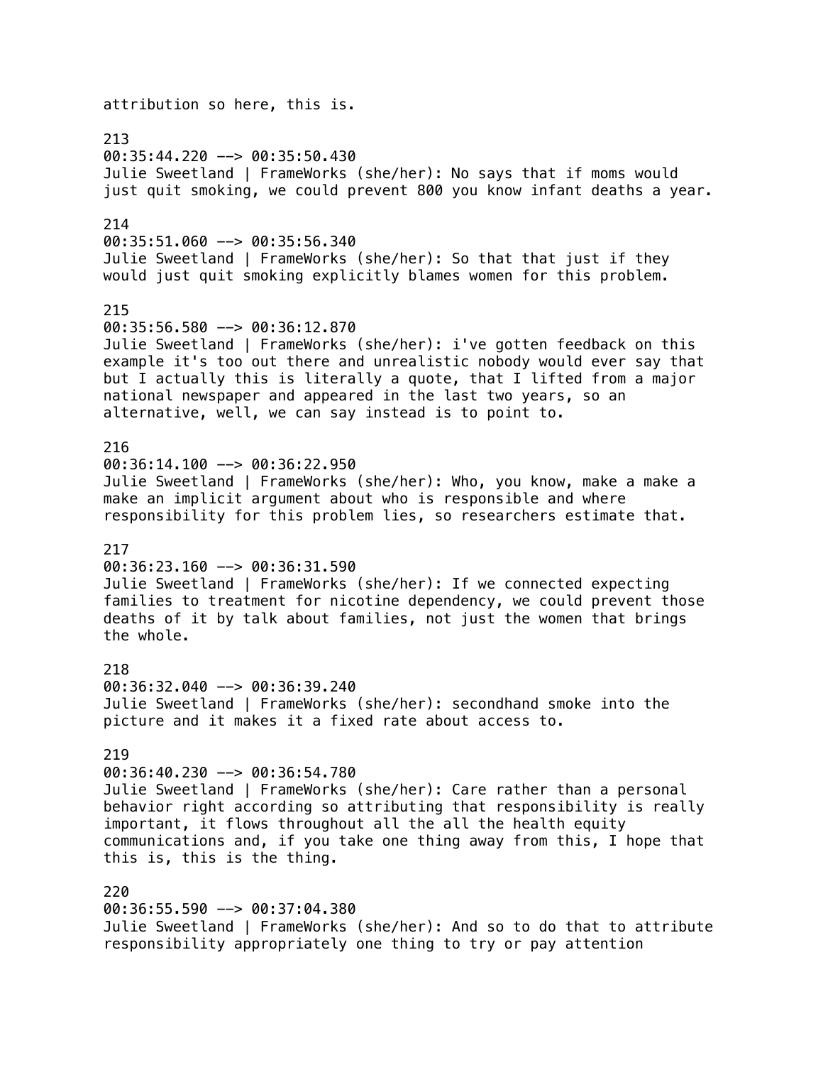attribution so here, this is.

213
00:35:44.220 --> 00:35:50.430
Julie Sweetland | FrameWorks (she/her): No says that if moms would just quit smoking, we could prevent 800 you know infant deaths a year.

214
00:35:51.060 --> 00:35:56.340
Julie Sweetland | FrameWorks (she/her): So that that just if they would just quit smoking explicitly blames women for this problem.

215
00:35:56.580 --> 00:36:12.870
Julie Sweetland | FrameWorks (she/her): i've gotten feedback on this example it's too out there and unrealistic nobody would ever say that but I actually this is literally a quote, that I lifted from a major national newspaper and appeared in the last two years, so an alternative, well, we can say instead is to point to.

216
00:36:14.100 --> 00:36:22.950
Julie Sweetland | FrameWorks (she/her): Who, you know, make a make a make an implicit argument about who is responsible and where responsibility for this problem lies, so researchers estimate that.

217
00:36:23.160 --> 00:36:31.590
Julie Sweetland | FrameWorks (she/her): If we connected expecting families to treatment for nicotine dependency, we could prevent those deaths of it by talk about families, not just the women that brings the whole.

218
00:36:32.040 --> 00:36:39.240
Julie Sweetland | FrameWorks (she/her): secondhand smoke into the picture and it makes it a fixed rate about access to.

219
00:36:40.230 --> 00:36:54.780
Julie Sweetland | FrameWorks (she/her): Care rather than a personal behavior right according so attributing that responsibility is really important, it flows throughout all the all the health equity communications and, if you take one thing away from this, I hope that this is, this is the thing.

220
00:36:55.590 --> 00:37:04.380
Julie Sweetland | FrameWorks (she/her): And so to do that to attribute responsibility appropriately one thing to try or pay attention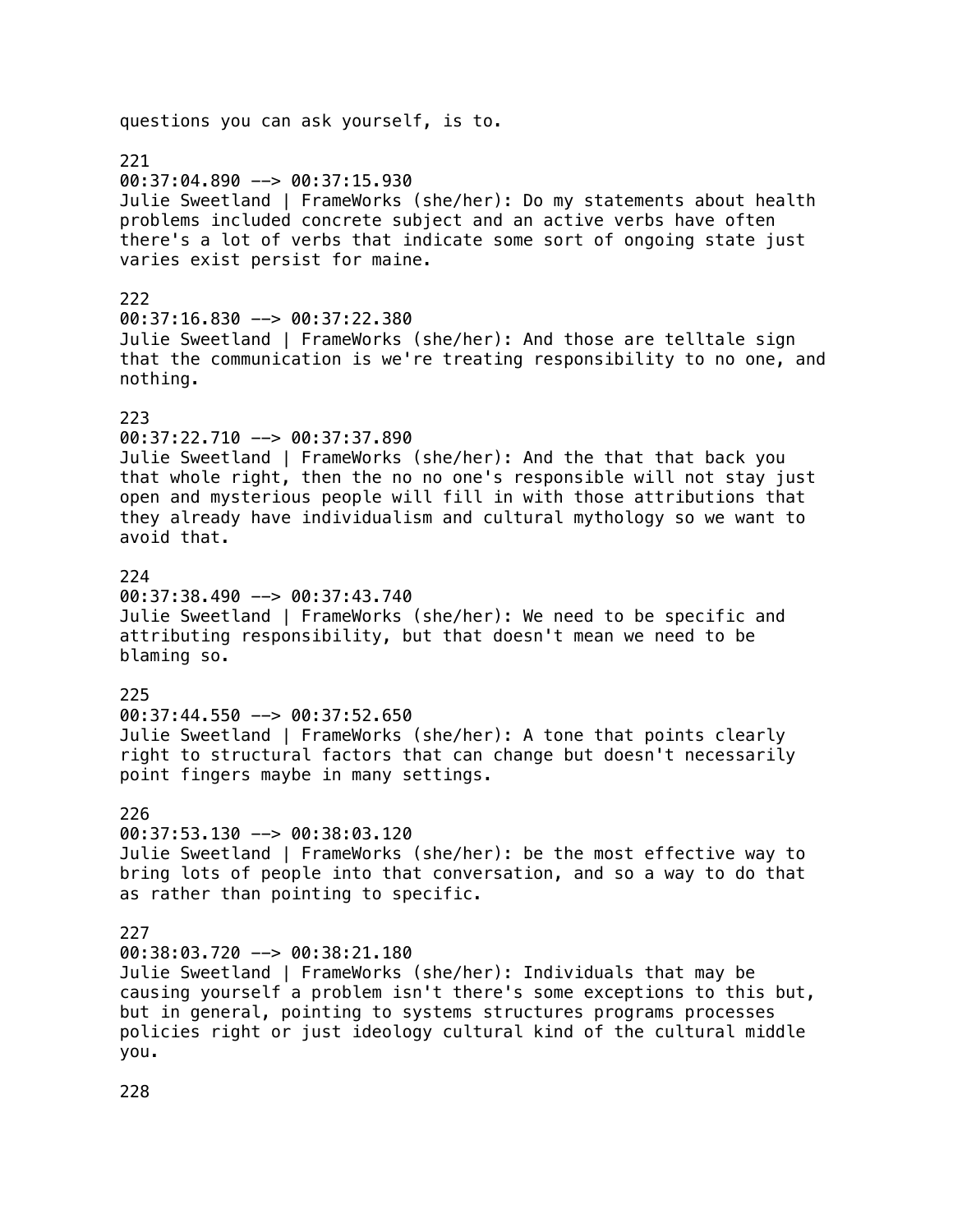questions you can ask yourself, is to.

221
00:37:04.890 --> 00:37:15.930
Julie Sweetland | FrameWorks (she/her): Do my statements about health problems included concrete subject and an active verbs have often there's a lot of verbs that indicate some sort of ongoing state just varies exist persist for maine.

222
00:37:16.830 --> 00:37:22.380
Julie Sweetland | FrameWorks (she/her): And those are telltale sign that the communication is we're treating responsibility to no one, and nothing.

223
00:37:22.710 --> 00:37:37.890
Julie Sweetland | FrameWorks (she/her): And the that that back you that whole right, then the no no one's responsible will not stay just open and mysterious people will fill in with those attributions that they already have individualism and cultural mythology so we want to avoid that.

224
00:37:38.490 --> 00:37:43.740
Julie Sweetland | FrameWorks (she/her): We need to be specific and attributing responsibility, but that doesn't mean we need to be blaming so.

225
00:37:44.550 --> 00:37:52.650
Julie Sweetland | FrameWorks (she/her): A tone that points clearly right to structural factors that can change but doesn't necessarily point fingers maybe in many settings.

226
00:37:53.130 --> 00:38:03.120
Julie Sweetland | FrameWorks (she/her): be the most effective way to bring lots of people into that conversation, and so a way to do that as rather than pointing to specific.

227
00:38:03.720 --> 00:38:21.180
Julie Sweetland | FrameWorks (she/her): Individuals that may be causing yourself a problem isn't there's some exceptions to this but, but in general, pointing to systems structures programs processes policies right or just ideology cultural kind of the cultural middle you.

228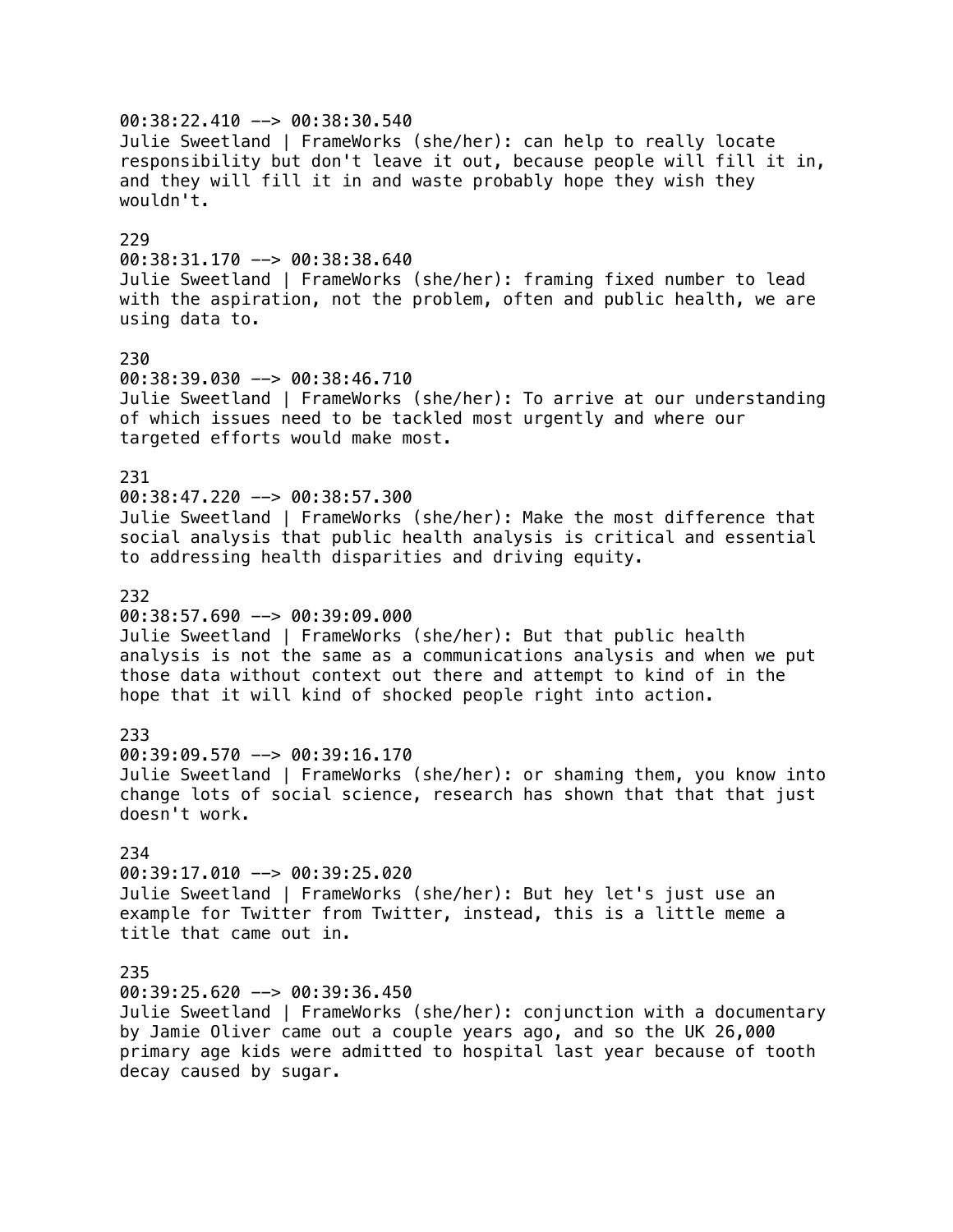00:38:22.410 --> 00:38:30.540
Julie Sweetland | FrameWorks (she/her): can help to really locate responsibility but don't leave it out, because people will fill it in, and they will fill it in and waste probably hope they wish they wouldn't.

229
00:38:31.170 --> 00:38:38.640
Julie Sweetland | FrameWorks (she/her): framing fixed number to lead with the aspiration, not the problem, often and public health, we are using data to.

230
00:38:39.030 --> 00:38:46.710
Julie Sweetland | FrameWorks (she/her): To arrive at our understanding of which issues need to be tackled most urgently and where our targeted efforts would make most.

231
00:38:47.220 --> 00:38:57.300
Julie Sweetland | FrameWorks (she/her): Make the most difference that social analysis that public health analysis is critical and essential to addressing health disparities and driving equity.

232
00:38:57.690 --> 00:39:09.000
Julie Sweetland | FrameWorks (she/her): But that public health analysis is not the same as a communications analysis and when we put those data without context out there and attempt to kind of in the hope that it will kind of shocked people right into action.

233
00:39:09.570 --> 00:39:16.170
Julie Sweetland | FrameWorks (she/her): or shaming them, you know into change lots of social science, research has shown that that that just doesn't work.

234
00:39:17.010 --> 00:39:25.020
Julie Sweetland | FrameWorks (she/her): But hey let's just use an example for Twitter from Twitter, instead, this is a little meme a title that came out in.

235
00:39:25.620 --> 00:39:36.450
Julie Sweetland | FrameWorks (she/her): conjunction with a documentary by Jamie Oliver came out a couple years ago, and so the UK 26,000 primary age kids were admitted to hospital last year because of tooth decay caused by sugar.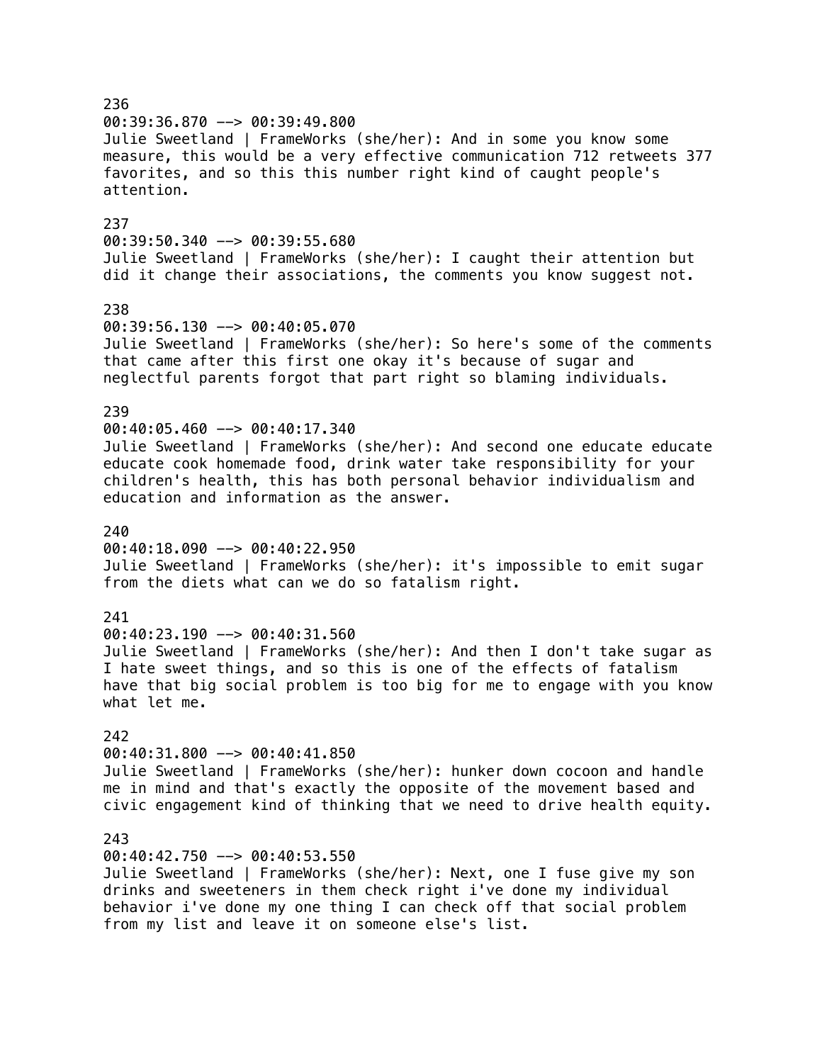236
00:39:36.870 --> 00:39:49.800
Julie Sweetland | FrameWorks (she/her): And in some you know some measure, this would be a very effective communication 712 retweets 377 favorites, and so this this number right kind of caught people's attention.

237
00:39:50.340 --> 00:39:55.680
Julie Sweetland | FrameWorks (she/her): I caught their attention but did it change their associations, the comments you know suggest not.

238
00:39:56.130 --> 00:40:05.070
Julie Sweetland | FrameWorks (she/her): So here's some of the comments that came after this first one okay it's because of sugar and neglectful parents forgot that part right so blaming individuals.

239
00:40:05.460 --> 00:40:17.340
Julie Sweetland | FrameWorks (she/her): And second one educate educate educate cook homemade food, drink water take responsibility for your children's health, this has both personal behavior individualism and education and information as the answer.

240
00:40:18.090 --> 00:40:22.950
Julie Sweetland | FrameWorks (she/her): it's impossible to emit sugar from the diets what can we do so fatalism right.

241
00:40:23.190 --> 00:40:31.560
Julie Sweetland | FrameWorks (she/her): And then I don't take sugar as I hate sweet things, and so this is one of the effects of fatalism have that big social problem is too big for me to engage with you know what let me.

242
00:40:31.800 --> 00:40:41.850
Julie Sweetland | FrameWorks (she/her): hunker down cocoon and handle me in mind and that's exactly the opposite of the movement based and civic engagement kind of thinking that we need to drive health equity.

243
00:40:42.750 --> 00:40:53.550
Julie Sweetland | FrameWorks (she/her): Next, one I fuse give my son drinks and sweeteners in them check right i've done my individual behavior i've done my one thing I can check off that social problem from my list and leave it on someone else's list.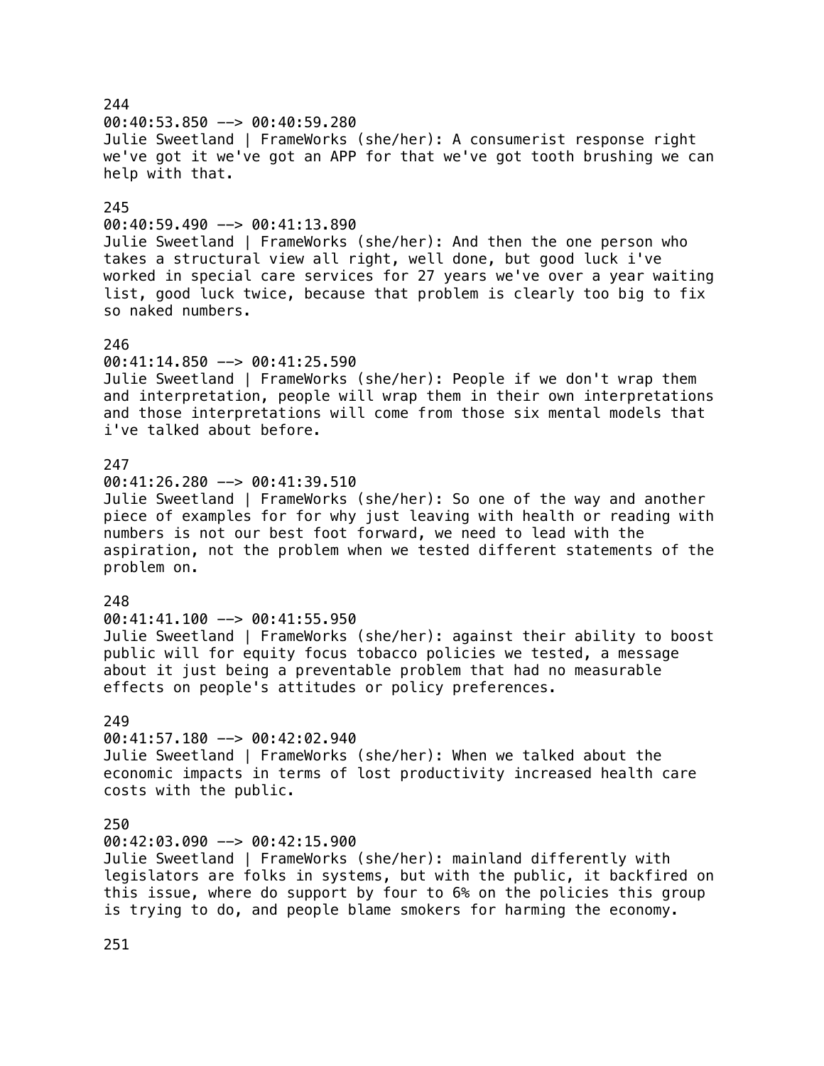244
00:40:53.850 --> 00:40:59.280
Julie Sweetland | FrameWorks (she/her): A consumerist response right we've got it we've got an APP for that we've got tooth brushing we can help with that.

245
00:40:59.490 --> 00:41:13.890
Julie Sweetland | FrameWorks (she/her): And then the one person who takes a structural view all right, well done, but good luck i've worked in special care services for 27 years we've over a year waiting list, good luck twice, because that problem is clearly too big to fix so naked numbers.

246
00:41:14.850 --> 00:41:25.590
Julie Sweetland | FrameWorks (she/her): People if we don't wrap them and interpretation, people will wrap them in their own interpretations and those interpretations will come from those six mental models that i've talked about before.

247
00:41:26.280 --> 00:41:39.510
Julie Sweetland | FrameWorks (she/her): So one of the way and another piece of examples for for why just leaving with health or reading with numbers is not our best foot forward, we need to lead with the aspiration, not the problem when we tested different statements of the problem on.

248
00:41:41.100 --> 00:41:55.950
Julie Sweetland | FrameWorks (she/her): against their ability to boost public will for equity focus tobacco policies we tested, a message about it just being a preventable problem that had no measurable effects on people's attitudes or policy preferences.

249
00:41:57.180 --> 00:42:02.940
Julie Sweetland | FrameWorks (she/her): When we talked about the economic impacts in terms of lost productivity increased health care costs with the public.

250
00:42:03.090 --> 00:42:15.900
Julie Sweetland | FrameWorks (she/her): mainland differently with legislators are folks in systems, but with the public, it backfired on this issue, where do support by four to 6% on the policies this group is trying to do, and people blame smokers for harming the economy.

251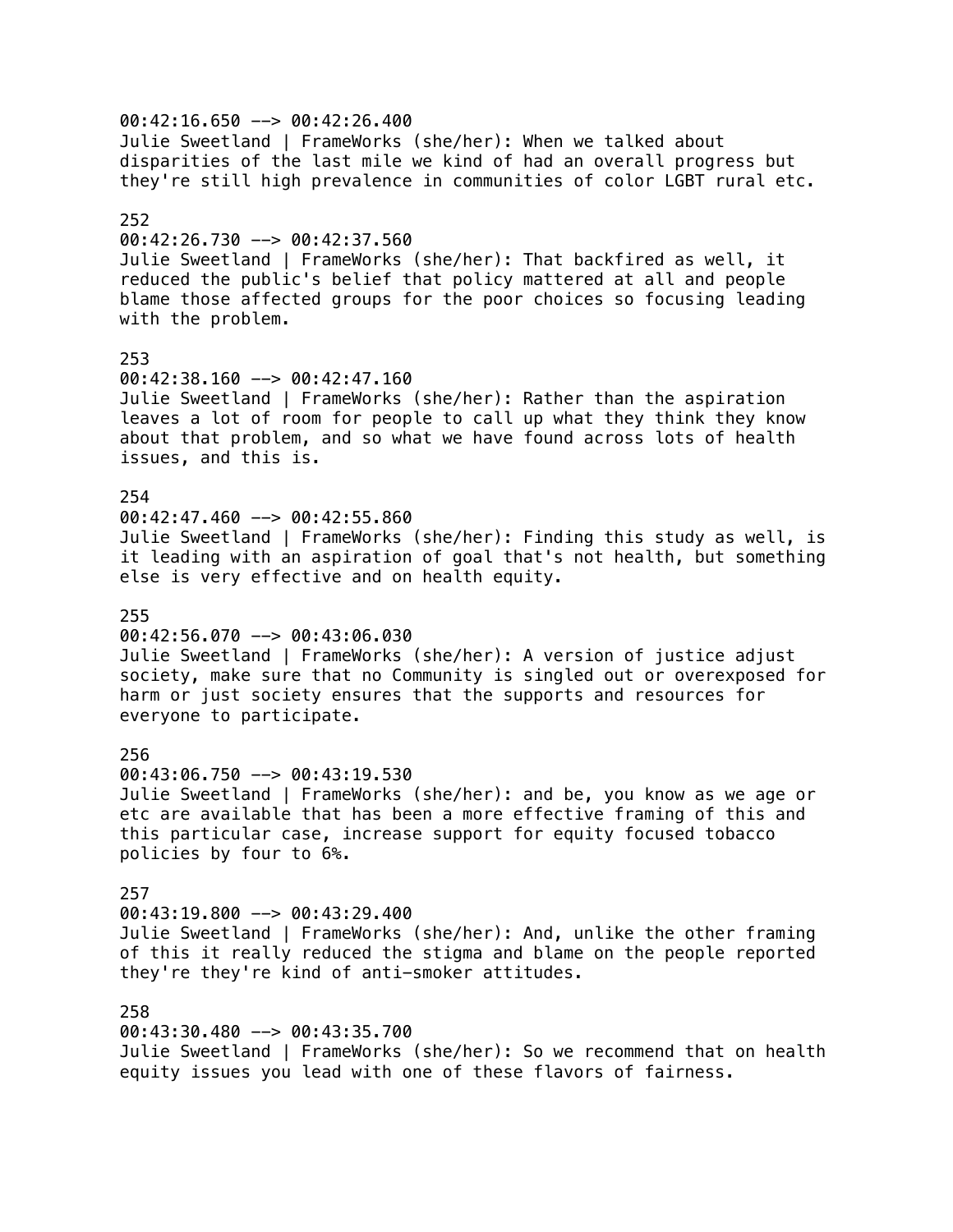00:42:16.650 --> 00:42:26.400
Julie Sweetland | FrameWorks (she/her): When we talked about disparities of the last mile we kind of had an overall progress but they're still high prevalence in communities of color LGBT rural etc.

252
00:42:26.730 --> 00:42:37.560
Julie Sweetland | FrameWorks (she/her): That backfired as well, it reduced the public's belief that policy mattered at all and people blame those affected groups for the poor choices so focusing leading with the problem.

253
00:42:38.160 --> 00:42:47.160
Julie Sweetland | FrameWorks (she/her): Rather than the aspiration leaves a lot of room for people to call up what they think they know about that problem, and so what we have found across lots of health issues, and this is.

254
00:42:47.460 --> 00:42:55.860
Julie Sweetland | FrameWorks (she/her): Finding this study as well, is it leading with an aspiration of goal that's not health, but something else is very effective and on health equity.

255
00:42:56.070 --> 00:43:06.030
Julie Sweetland | FrameWorks (she/her): A version of justice adjust society, make sure that no Community is singled out or overexposed for harm or just society ensures that the supports and resources for everyone to participate.

256
00:43:06.750 --> 00:43:19.530
Julie Sweetland | FrameWorks (she/her): and be, you know as we age or etc are available that has been a more effective framing of this and this particular case, increase support for equity focused tobacco policies by four to 6%.

257
00:43:19.800 --> 00:43:29.400
Julie Sweetland | FrameWorks (she/her): And, unlike the other framing of this it really reduced the stigma and blame on the people reported they're they're kind of anti-smoker attitudes.

258
00:43:30.480 --> 00:43:35.700
Julie Sweetland | FrameWorks (she/her): So we recommend that on health equity issues you lead with one of these flavors of fairness.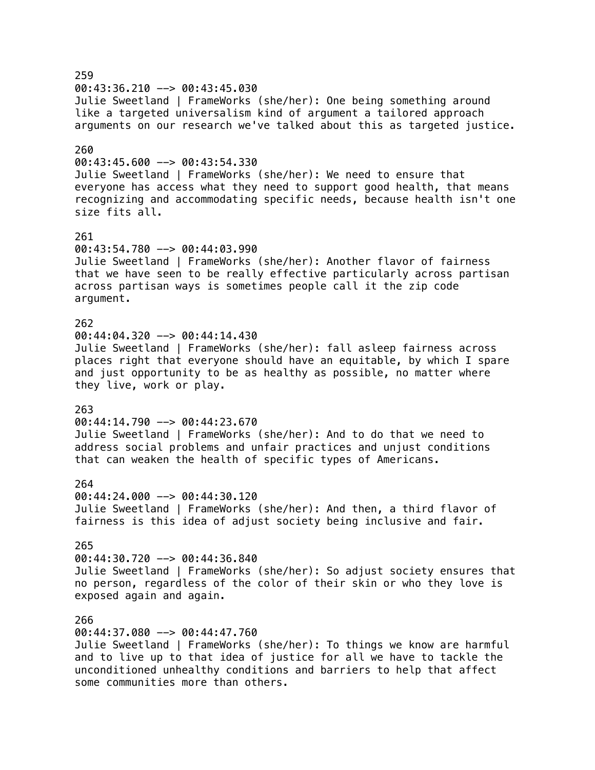259
00:43:36.210 --> 00:43:45.030
Julie Sweetland | FrameWorks (she/her): One being something around like a targeted universalism kind of argument a tailored approach arguments on our research we've talked about this as targeted justice.

260
00:43:45.600 --> 00:43:54.330
Julie Sweetland | FrameWorks (she/her): We need to ensure that everyone has access what they need to support good health, that means recognizing and accommodating specific needs, because health isn't one size fits all.

261
00:43:54.780 --> 00:44:03.990
Julie Sweetland | FrameWorks (she/her): Another flavor of fairness that we have seen to be really effective particularly across partisan across partisan ways is sometimes people call it the zip code argument.

262
00:44:04.320 --> 00:44:14.430
Julie Sweetland | FrameWorks (she/her): fall asleep fairness across places right that everyone should have an equitable, by which I spare and just opportunity to be as healthy as possible, no matter where they live, work or play.

263
00:44:14.790 --> 00:44:23.670
Julie Sweetland | FrameWorks (she/her): And to do that we need to address social problems and unfair practices and unjust conditions that can weaken the health of specific types of Americans.

264
00:44:24.000 --> 00:44:30.120
Julie Sweetland | FrameWorks (she/her): And then, a third flavor of fairness is this idea of adjust society being inclusive and fair.

265
00:44:30.720 --> 00:44:36.840
Julie Sweetland | FrameWorks (she/her): So adjust society ensures that no person, regardless of the color of their skin or who they love is exposed again and again.

266
00:44:37.080 --> 00:44:47.760
Julie Sweetland | FrameWorks (she/her): To things we know are harmful and to live up to that idea of justice for all we have to tackle the unconditioned unhealthy conditions and barriers to help that affect some communities more than others.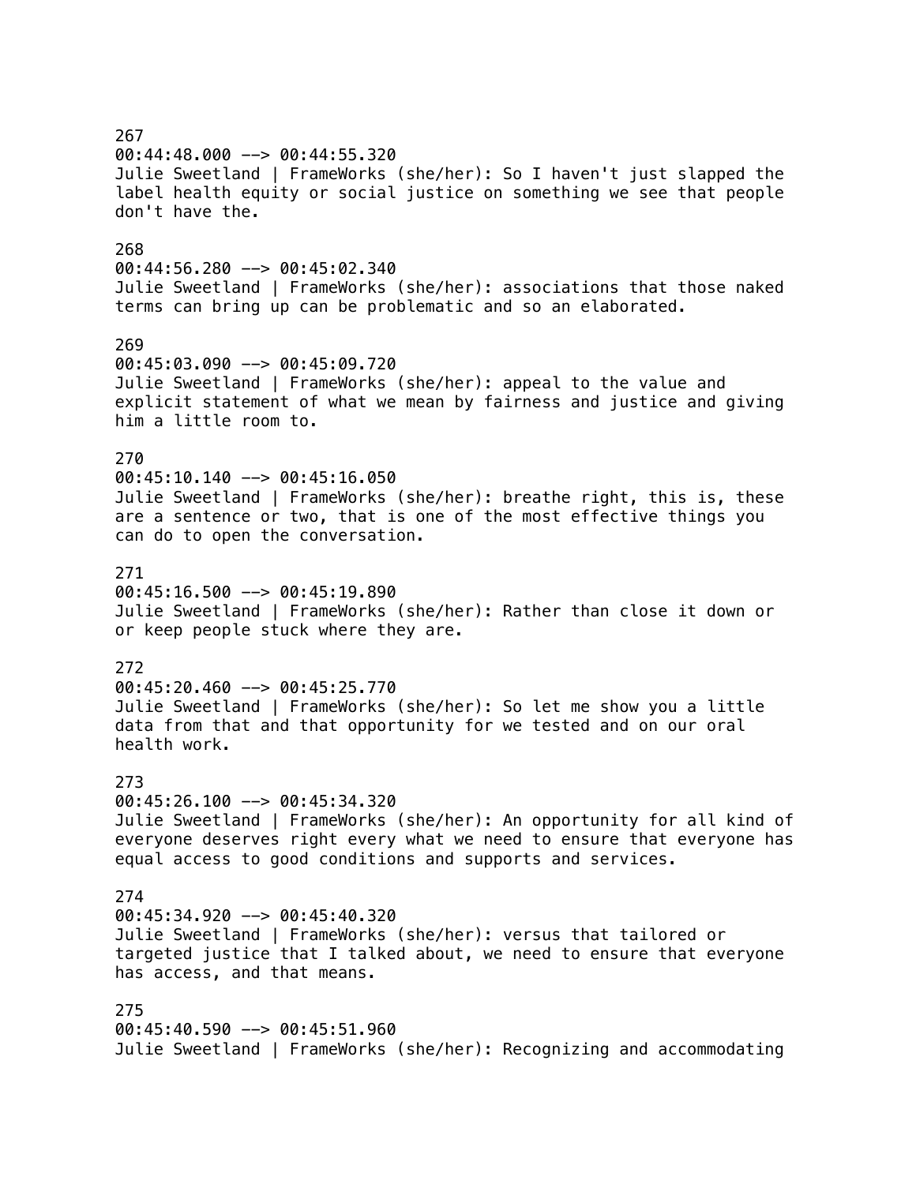267
00:44:48.000 --> 00:44:55.320
Julie Sweetland | FrameWorks (she/her): So I haven't just slapped the label health equity or social justice on something we see that people don't have the.

268
00:44:56.280 --> 00:45:02.340
Julie Sweetland | FrameWorks (she/her): associations that those naked terms can bring up can be problematic and so an elaborated.

269
00:45:03.090 --> 00:45:09.720
Julie Sweetland | FrameWorks (she/her): appeal to the value and explicit statement of what we mean by fairness and justice and giving him a little room to.

270
00:45:10.140 --> 00:45:16.050
Julie Sweetland | FrameWorks (she/her): breathe right, this is, these are a sentence or two, that is one of the most effective things you can do to open the conversation.

271
00:45:16.500 --> 00:45:19.890
Julie Sweetland | FrameWorks (she/her): Rather than close it down or or keep people stuck where they are.

272
00:45:20.460 --> 00:45:25.770
Julie Sweetland | FrameWorks (she/her): So let me show you a little data from that and that opportunity for we tested and on our oral health work.

273
00:45:26.100 --> 00:45:34.320
Julie Sweetland | FrameWorks (she/her): An opportunity for all kind of everyone deserves right every what we need to ensure that everyone has equal access to good conditions and supports and services.

274
00:45:34.920 --> 00:45:40.320
Julie Sweetland | FrameWorks (she/her): versus that tailored or targeted justice that I talked about, we need to ensure that everyone has access, and that means.

275
00:45:40.590 --> 00:45:51.960
Julie Sweetland | FrameWorks (she/her): Recognizing and accommodating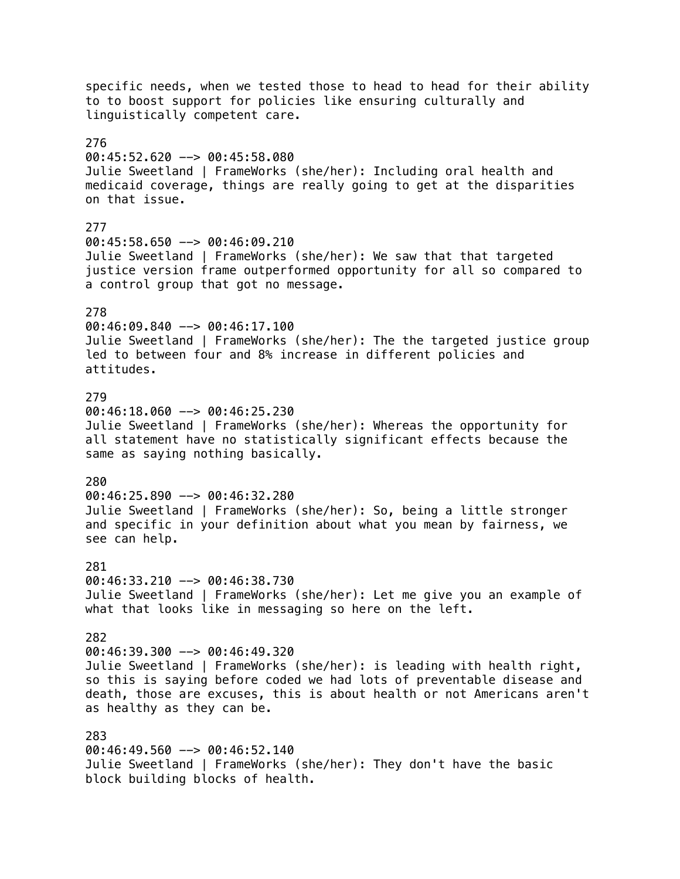specific needs, when we tested those to head to head for their ability to to boost support for policies like ensuring culturally and linguistically competent care.

276
00:45:52.620 --> 00:45:58.080
Julie Sweetland | FrameWorks (she/her): Including oral health and medicaid coverage, things are really going to get at the disparities on that issue.

277
00:45:58.650 --> 00:46:09.210
Julie Sweetland | FrameWorks (she/her): We saw that that targeted justice version frame outperformed opportunity for all so compared to a control group that got no message.

278
00:46:09.840 --> 00:46:17.100
Julie Sweetland | FrameWorks (she/her): The the targeted justice group led to between four and 8% increase in different policies and attitudes.

279
00:46:18.060 --> 00:46:25.230
Julie Sweetland | FrameWorks (she/her): Whereas the opportunity for all statement have no statistically significant effects because the same as saying nothing basically.

280
00:46:25.890 --> 00:46:32.280
Julie Sweetland | FrameWorks (she/her): So, being a little stronger and specific in your definition about what you mean by fairness, we see can help.

281
00:46:33.210 --> 00:46:38.730
Julie Sweetland | FrameWorks (she/her): Let me give you an example of what that looks like in messaging so here on the left.

282
00:46:39.300 --> 00:46:49.320
Julie Sweetland | FrameWorks (she/her): is leading with health right, so this is saying before coded we had lots of preventable disease and death, those are excuses, this is about health or not Americans aren't as healthy as they can be.

283
00:46:49.560 --> 00:46:52.140
Julie Sweetland | FrameWorks (she/her): They don't have the basic block building blocks of health.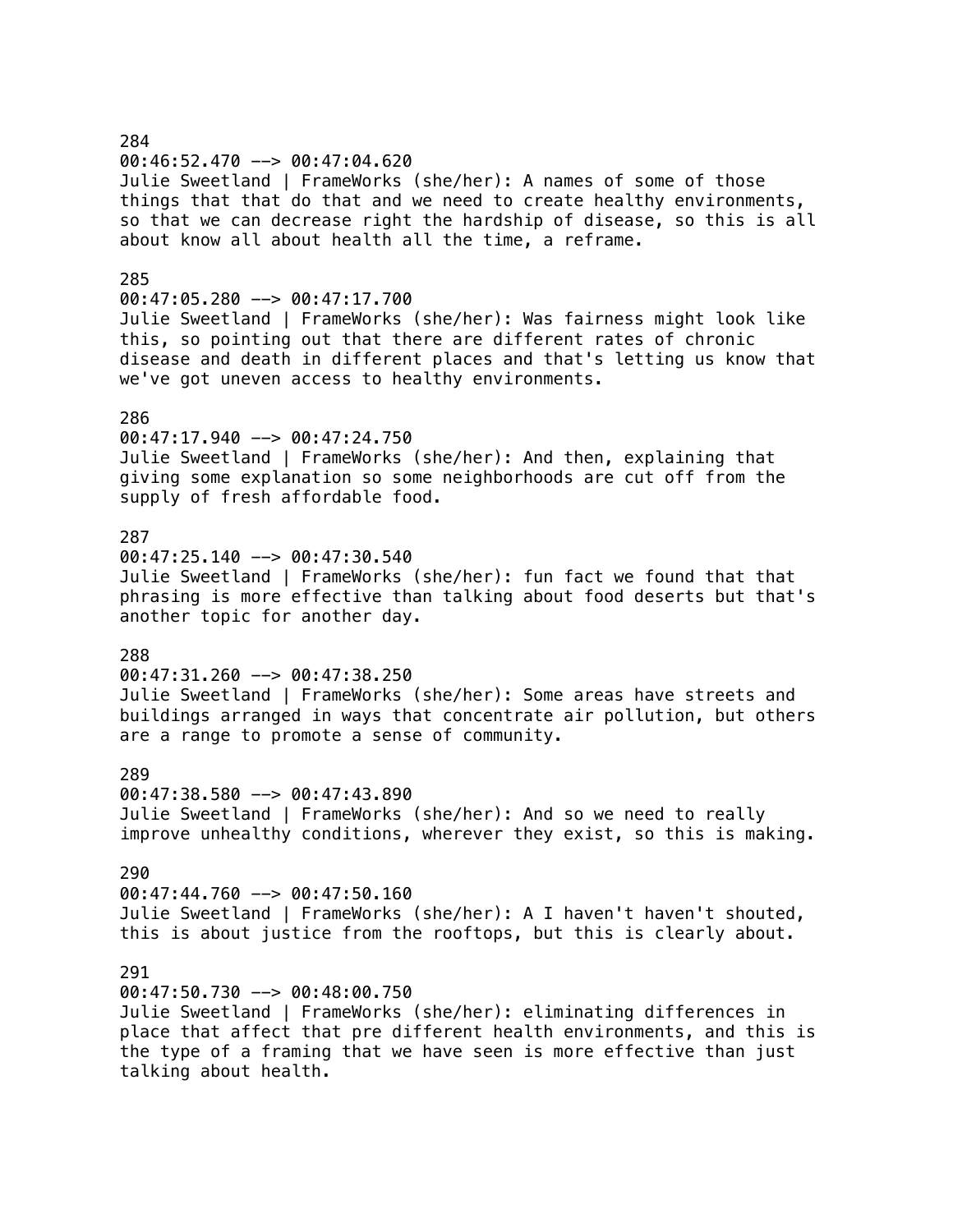284
00:46:52.470 --> 00:47:04.620
Julie Sweetland | FrameWorks (she/her): A names of some of those things that that do that and we need to create healthy environments, so that we can decrease right the hardship of disease, so this is all about know all about health all the time, a reframe.

285
00:47:05.280 --> 00:47:17.700
Julie Sweetland | FrameWorks (she/her): Was fairness might look like this, so pointing out that there are different rates of chronic disease and death in different places and that's letting us know that we've got uneven access to healthy environments.

286
00:47:17.940 --> 00:47:24.750
Julie Sweetland | FrameWorks (she/her): And then, explaining that giving some explanation so some neighborhoods are cut off from the supply of fresh affordable food.

287
00:47:25.140 --> 00:47:30.540
Julie Sweetland | FrameWorks (she/her): fun fact we found that that phrasing is more effective than talking about food deserts but that's another topic for another day.

288
00:47:31.260 --> 00:47:38.250
Julie Sweetland | FrameWorks (she/her): Some areas have streets and buildings arranged in ways that concentrate air pollution, but others are a range to promote a sense of community.

289
00:47:38.580 --> 00:47:43.890
Julie Sweetland | FrameWorks (she/her): And so we need to really improve unhealthy conditions, wherever they exist, so this is making.

290
00:47:44.760 --> 00:47:50.160
Julie Sweetland | FrameWorks (she/her): A I haven't haven't shouted, this is about justice from the rooftops, but this is clearly about.

291
00:47:50.730 --> 00:48:00.750
Julie Sweetland | FrameWorks (she/her): eliminating differences in place that affect that pre different health environments, and this is the type of a framing that we have seen is more effective than just talking about health.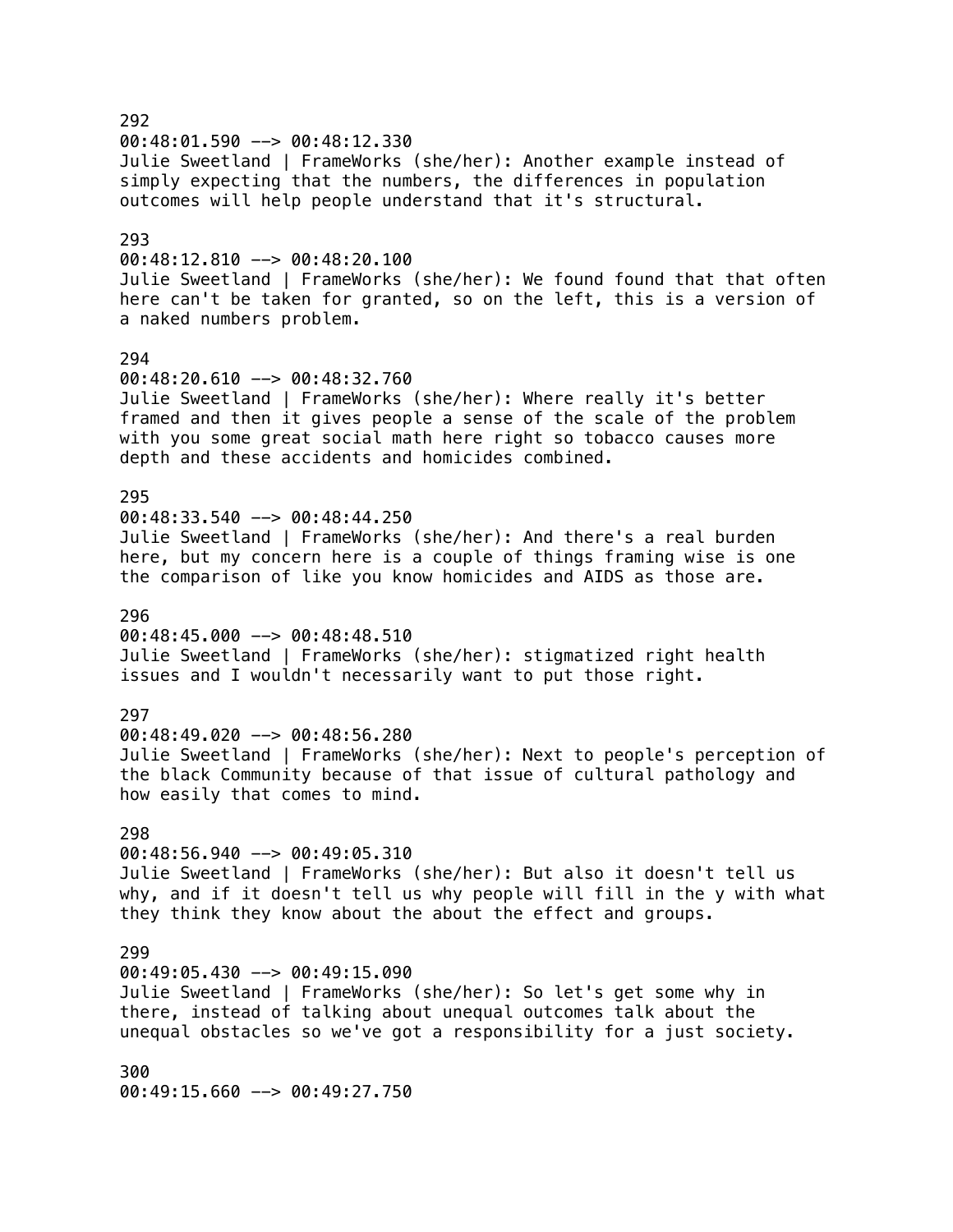292
00:48:01.590 --> 00:48:12.330
Julie Sweetland | FrameWorks (she/her): Another example instead of simply expecting that the numbers, the differences in population outcomes will help people understand that it's structural.

293
00:48:12.810 --> 00:48:20.100
Julie Sweetland | FrameWorks (she/her): We found found that that often here can't be taken for granted, so on the left, this is a version of a naked numbers problem.

294
00:48:20.610 --> 00:48:32.760
Julie Sweetland | FrameWorks (she/her): Where really it's better framed and then it gives people a sense of the scale of the problem with you some great social math here right so tobacco causes more depth and these accidents and homicides combined.

295
00:48:33.540 --> 00:48:44.250
Julie Sweetland | FrameWorks (she/her): And there's a real burden here, but my concern here is a couple of things framing wise is one the comparison of like you know homicides and AIDS as those are.

296
00:48:45.000 --> 00:48:48.510
Julie Sweetland | FrameWorks (she/her): stigmatized right health issues and I wouldn't necessarily want to put those right.

297
00:48:49.020 --> 00:48:56.280
Julie Sweetland | FrameWorks (she/her): Next to people's perception of the black Community because of that issue of cultural pathology and how easily that comes to mind.

298
00:48:56.940 --> 00:49:05.310
Julie Sweetland | FrameWorks (she/her): But also it doesn't tell us why, and if it doesn't tell us why people will fill in the y with what they think they know about the about the effect and groups.

299
00:49:05.430 --> 00:49:15.090
Julie Sweetland | FrameWorks (she/her): So let's get some why in there, instead of talking about unequal outcomes talk about the unequal obstacles so we've got a responsibility for a just society.

300
00:49:15.660 --> 00:49:27.750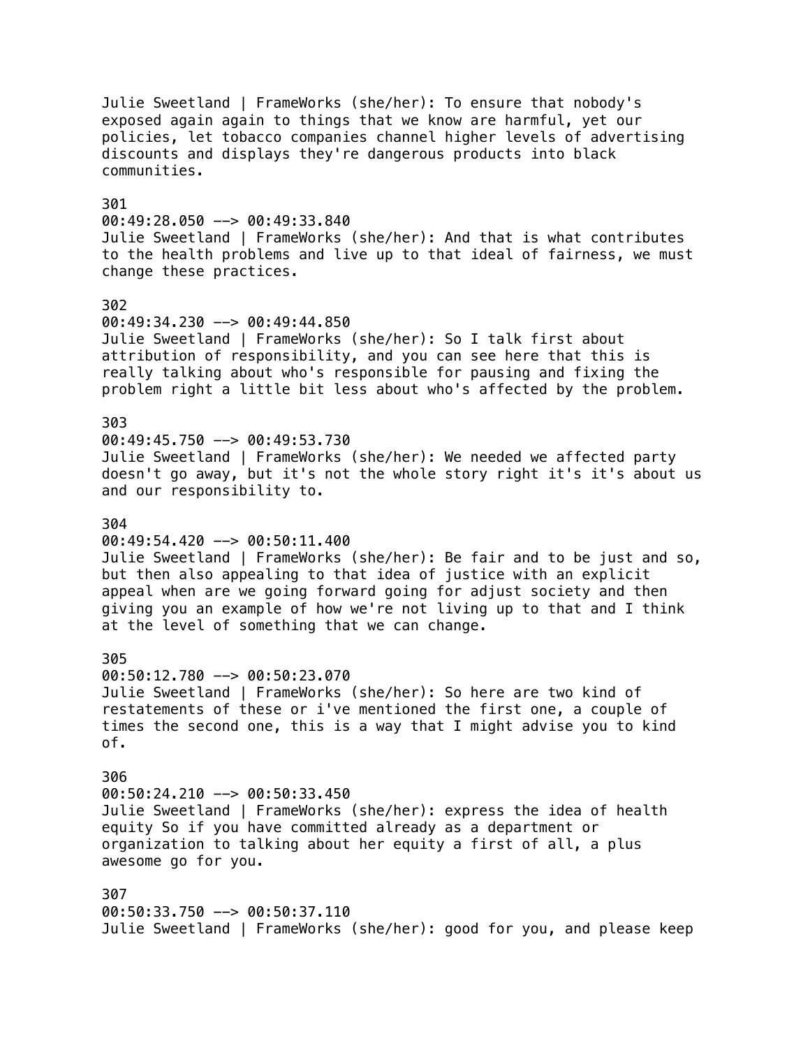Julie Sweetland | FrameWorks (she/her): To ensure that nobody's exposed again again to things that we know are harmful, yet our policies, let tobacco companies channel higher levels of advertising discounts and displays they're dangerous products into black communities.

301
00:49:28.050 --> 00:49:33.840
Julie Sweetland | FrameWorks (she/her): And that is what contributes to the health problems and live up to that ideal of fairness, we must change these practices.

302
00:49:34.230 --> 00:49:44.850
Julie Sweetland | FrameWorks (she/her): So I talk first about attribution of responsibility, and you can see here that this is really talking about who's responsible for pausing and fixing the problem right a little bit less about who's affected by the problem.

303
00:49:45.750 --> 00:49:53.730
Julie Sweetland | FrameWorks (she/her): We needed we affected party doesn't go away, but it's not the whole story right it's it's about us and our responsibility to.

304
00:49:54.420 --> 00:50:11.400
Julie Sweetland | FrameWorks (she/her): Be fair and to be just and so, but then also appealing to that idea of justice with an explicit appeal when are we going forward going for adjust society and then giving you an example of how we're not living up to that and I think at the level of something that we can change.

305
00:50:12.780 --> 00:50:23.070
Julie Sweetland | FrameWorks (she/her): So here are two kind of restatements of these or i've mentioned the first one, a couple of times the second one, this is a way that I might advise you to kind of.

306
00:50:24.210 --> 00:50:33.450
Julie Sweetland | FrameWorks (she/her): express the idea of health equity So if you have committed already as a department or organization to talking about her equity a first of all, a plus awesome go for you.

307
00:50:33.750 --> 00:50:37.110
Julie Sweetland | FrameWorks (she/her): good for you, and please keep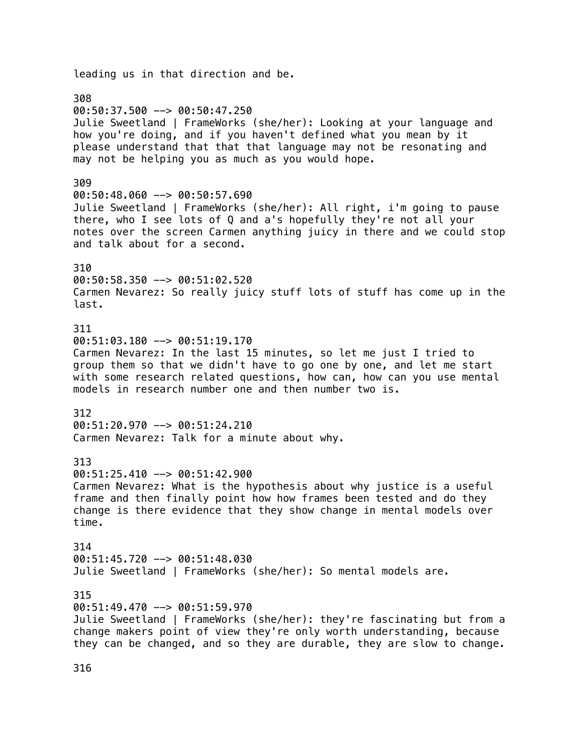leading us in that direction and be.

308
00:50:37.500 --> 00:50:47.250
Julie Sweetland | FrameWorks (she/her): Looking at your language and how you're doing, and if you haven't defined what you mean by it please understand that that that language may not be resonating and may not be helping you as much as you would hope.

309
00:50:48.060 --> 00:50:57.690
Julie Sweetland | FrameWorks (she/her): All right, i'm going to pause there, who I see lots of Q and a's hopefully they're not all your notes over the screen Carmen anything juicy in there and we could stop and talk about for a second.

310
00:50:58.350 --> 00:51:02.520
Carmen Nevarez: So really juicy stuff lots of stuff has come up in the last.

311
00:51:03.180 --> 00:51:19.170
Carmen Nevarez: In the last 15 minutes, so let me just I tried to group them so that we didn't have to go one by one, and let me start with some research related questions, how can, how can you use mental models in research number one and then number two is.

312
00:51:20.970 --> 00:51:24.210
Carmen Nevarez: Talk for a minute about why.

313
00:51:25.410 --> 00:51:42.900
Carmen Nevarez: What is the hypothesis about why justice is a useful frame and then finally point how how frames been tested and do they change is there evidence that they show change in mental models over time.

314
00:51:45.720 --> 00:51:48.030
Julie Sweetland | FrameWorks (she/her): So mental models are.

315
00:51:49.470 --> 00:51:59.970
Julie Sweetland | FrameWorks (she/her): they're fascinating but from a change makers point of view they're only worth understanding, because they can be changed, and so they are durable, they are slow to change.

316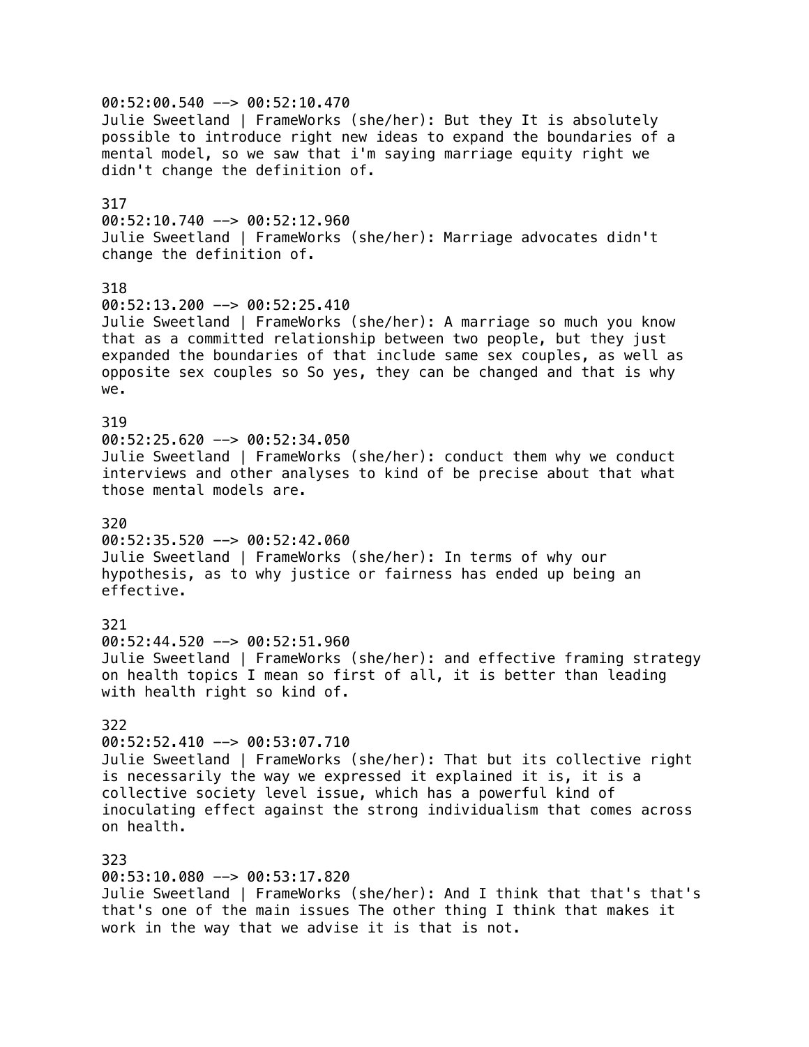00:52:00.540 --> 00:52:10.470
Julie Sweetland | FrameWorks (she/her): But they It is absolutely possible to introduce right new ideas to expand the boundaries of a mental model, so we saw that i'm saying marriage equity right we didn't change the definition of.

317
00:52:10.740 --> 00:52:12.960
Julie Sweetland | FrameWorks (she/her): Marriage advocates didn't change the definition of.

318
00:52:13.200 --> 00:52:25.410
Julie Sweetland | FrameWorks (she/her): A marriage so much you know that as a committed relationship between two people, but they just expanded the boundaries of that include same sex couples, as well as opposite sex couples so So yes, they can be changed and that is why we.

319
00:52:25.620 --> 00:52:34.050
Julie Sweetland | FrameWorks (she/her): conduct them why we conduct interviews and other analyses to kind of be precise about that what those mental models are.

320
00:52:35.520 --> 00:52:42.060
Julie Sweetland | FrameWorks (she/her): In terms of why our hypothesis, as to why justice or fairness has ended up being an effective.

321
00:52:44.520 --> 00:52:51.960
Julie Sweetland | FrameWorks (she/her): and effective framing strategy on health topics I mean so first of all, it is better than leading with health right so kind of.

322
00:52:52.410 --> 00:53:07.710
Julie Sweetland | FrameWorks (she/her): That but its collective right is necessarily the way we expressed it explained it is, it is a collective society level issue, which has a powerful kind of inoculating effect against the strong individualism that comes across on health.

323
00:53:10.080 --> 00:53:17.820
Julie Sweetland | FrameWorks (she/her): And I think that that's that's that's one of the main issues The other thing I think that makes it work in the way that we advise it is that is not.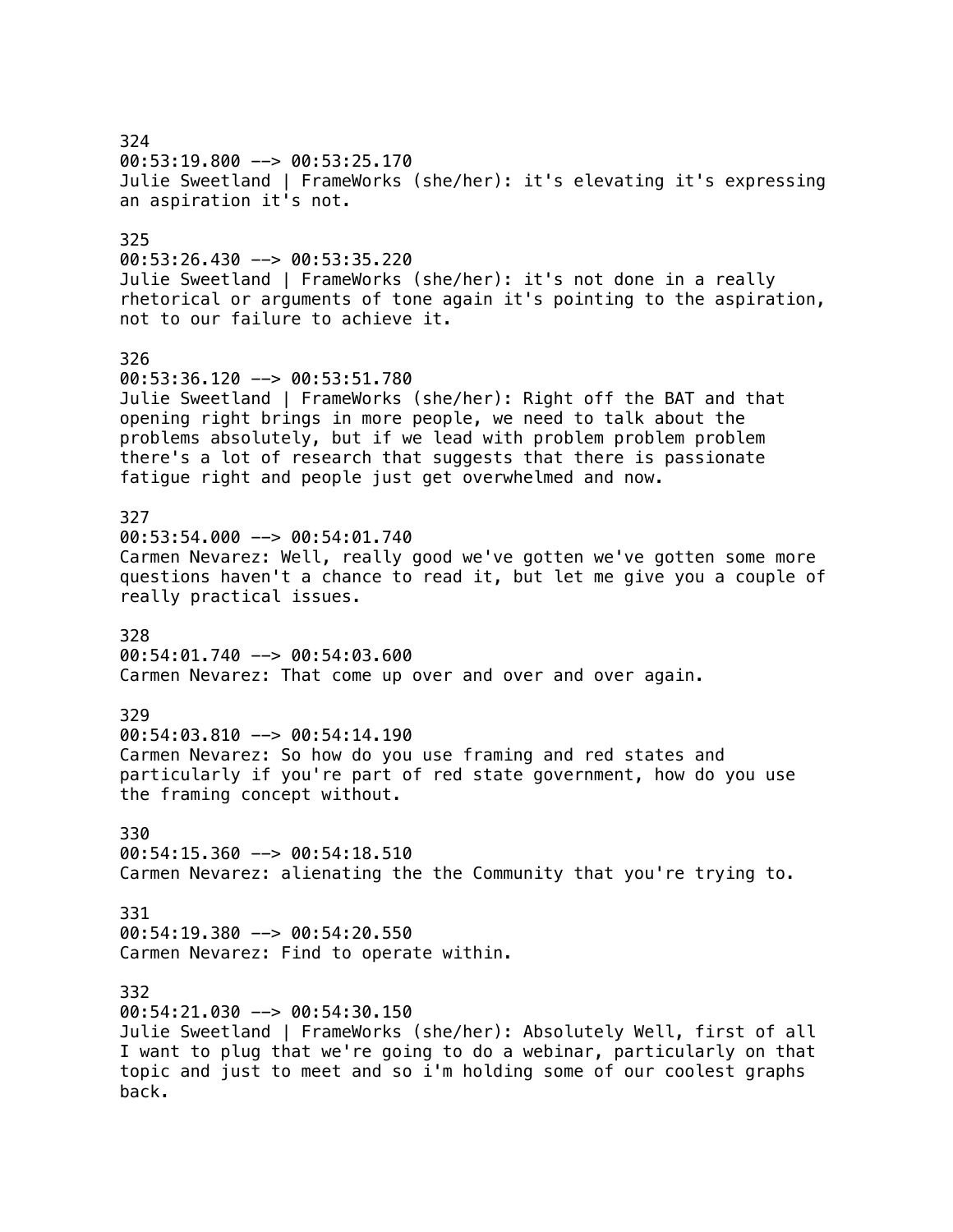324
00:53:19.800 --> 00:53:25.170
Julie Sweetland | FrameWorks (she/her): it's elevating it's expressing an aspiration it's not.

325
00:53:26.430 --> 00:53:35.220
Julie Sweetland | FrameWorks (she/her): it's not done in a really rhetorical or arguments of tone again it's pointing to the aspiration, not to our failure to achieve it.

326
00:53:36.120 --> 00:53:51.780
Julie Sweetland | FrameWorks (she/her): Right off the BAT and that opening right brings in more people, we need to talk about the problems absolutely, but if we lead with problem problem problem there's a lot of research that suggests that there is passionate fatigue right and people just get overwhelmed and now.

327
00:53:54.000 --> 00:54:01.740
Carmen Nevarez: Well, really good we've gotten we've gotten some more questions haven't a chance to read it, but let me give you a couple of really practical issues.

328
00:54:01.740 --> 00:54:03.600
Carmen Nevarez: That come up over and over and over again.

329
00:54:03.810 --> 00:54:14.190
Carmen Nevarez: So how do you use framing and red states and particularly if you're part of red state government, how do you use the framing concept without.

330
00:54:15.360 --> 00:54:18.510
Carmen Nevarez: alienating the the Community that you're trying to.

331
00:54:19.380 --> 00:54:20.550
Carmen Nevarez: Find to operate within.

332
00:54:21.030 --> 00:54:30.150
Julie Sweetland | FrameWorks (she/her): Absolutely Well, first of all I want to plug that we're going to do a webinar, particularly on that topic and just to meet and so i'm holding some of our coolest graphs back.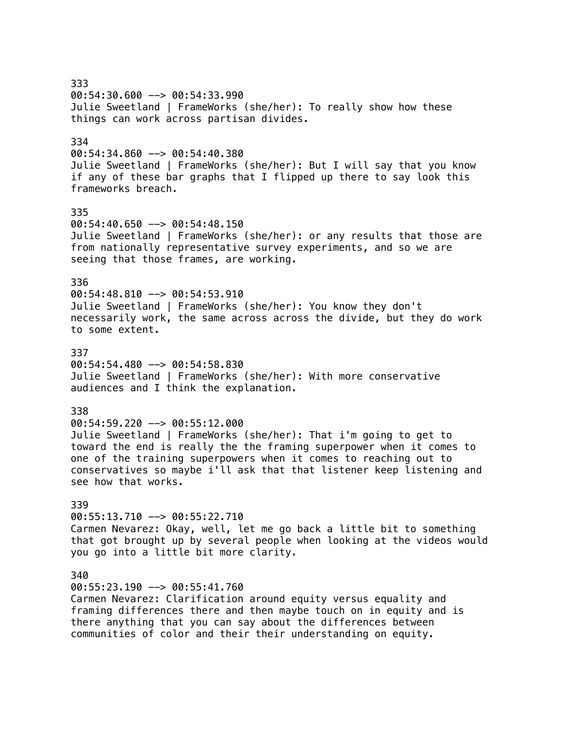333
00:54:30.600 --> 00:54:33.990
Julie Sweetland | FrameWorks (she/her): To really show how these things can work across partisan divides.

334
00:54:34.860 --> 00:54:40.380
Julie Sweetland | FrameWorks (she/her): But I will say that you know if any of these bar graphs that I flipped up there to say look this frameworks breach.

335
00:54:40.650 --> 00:54:48.150
Julie Sweetland | FrameWorks (she/her): or any results that those are from nationally representative survey experiments, and so we are seeing that those frames, are working.

336
00:54:48.810 --> 00:54:53.910
Julie Sweetland | FrameWorks (she/her): You know they don't necessarily work, the same across across the divide, but they do work to some extent.

337
00:54:54.480 --> 00:54:58.830
Julie Sweetland | FrameWorks (she/her): With more conservative audiences and I think the explanation.

338
00:54:59.220 --> 00:55:12.000
Julie Sweetland | FrameWorks (she/her): That i'm going to get to toward the end is really the the framing superpower when it comes to one of the training superpowers when it comes to reaching out to conservatives so maybe i'll ask that that listener keep listening and see how that works.

339
00:55:13.710 --> 00:55:22.710
Carmen Nevarez: Okay, well, let me go back a little bit to something that got brought up by several people when looking at the videos would you go into a little bit more clarity.

340
00:55:23.190 --> 00:55:41.760
Carmen Nevarez: Clarification around equity versus equality and framing differences there and then maybe touch on in equity and is there anything that you can say about the differences between communities of color and their their understanding on equity.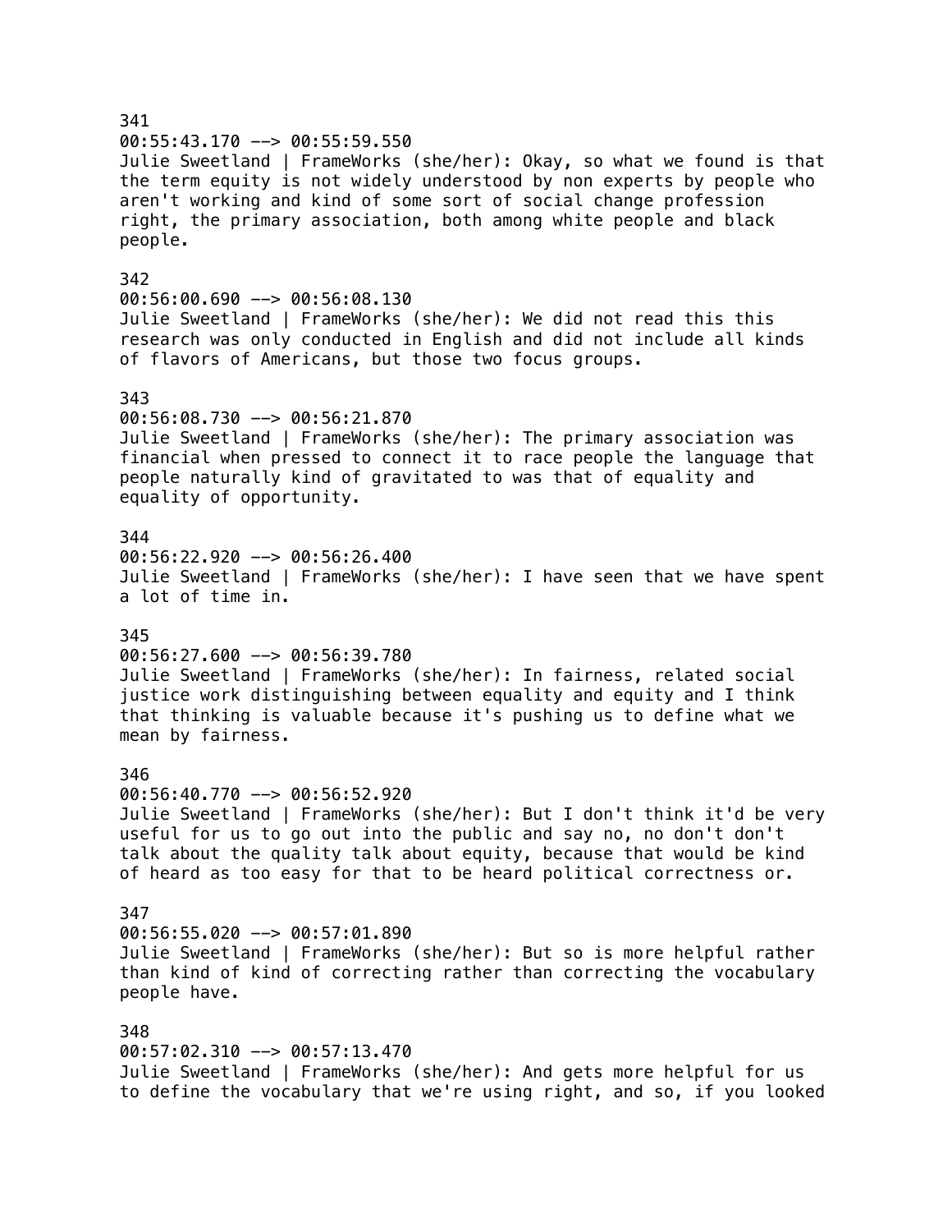341
00:55:43.170 --> 00:55:59.550
Julie Sweetland | FrameWorks (she/her): Okay, so what we found is that the term equity is not widely understood by non experts by people who aren't working and kind of some sort of social change profession right, the primary association, both among white people and black people.

342
00:56:00.690 --> 00:56:08.130
Julie Sweetland | FrameWorks (she/her): We did not read this this research was only conducted in English and did not include all kinds of flavors of Americans, but those two focus groups.

343
00:56:08.730 --> 00:56:21.870
Julie Sweetland | FrameWorks (she/her): The primary association was financial when pressed to connect it to race people the language that people naturally kind of gravitated to was that of equality and equality of opportunity.

344
00:56:22.920 --> 00:56:26.400
Julie Sweetland | FrameWorks (she/her): I have seen that we have spent a lot of time in.

345
00:56:27.600 --> 00:56:39.780
Julie Sweetland | FrameWorks (she/her): In fairness, related social justice work distinguishing between equality and equity and I think that thinking is valuable because it's pushing us to define what we mean by fairness.

346
00:56:40.770 --> 00:56:52.920
Julie Sweetland | FrameWorks (she/her): But I don't think it'd be very useful for us to go out into the public and say no, no don't don't talk about the quality talk about equity, because that would be kind of heard as too easy for that to be heard political correctness or.

347
00:56:55.020 --> 00:57:01.890
Julie Sweetland | FrameWorks (she/her): But so is more helpful rather than kind of kind of correcting rather than correcting the vocabulary people have.

348
00:57:02.310 --> 00:57:13.470
Julie Sweetland | FrameWorks (she/her): And gets more helpful for us to define the vocabulary that we're using right, and so, if you looked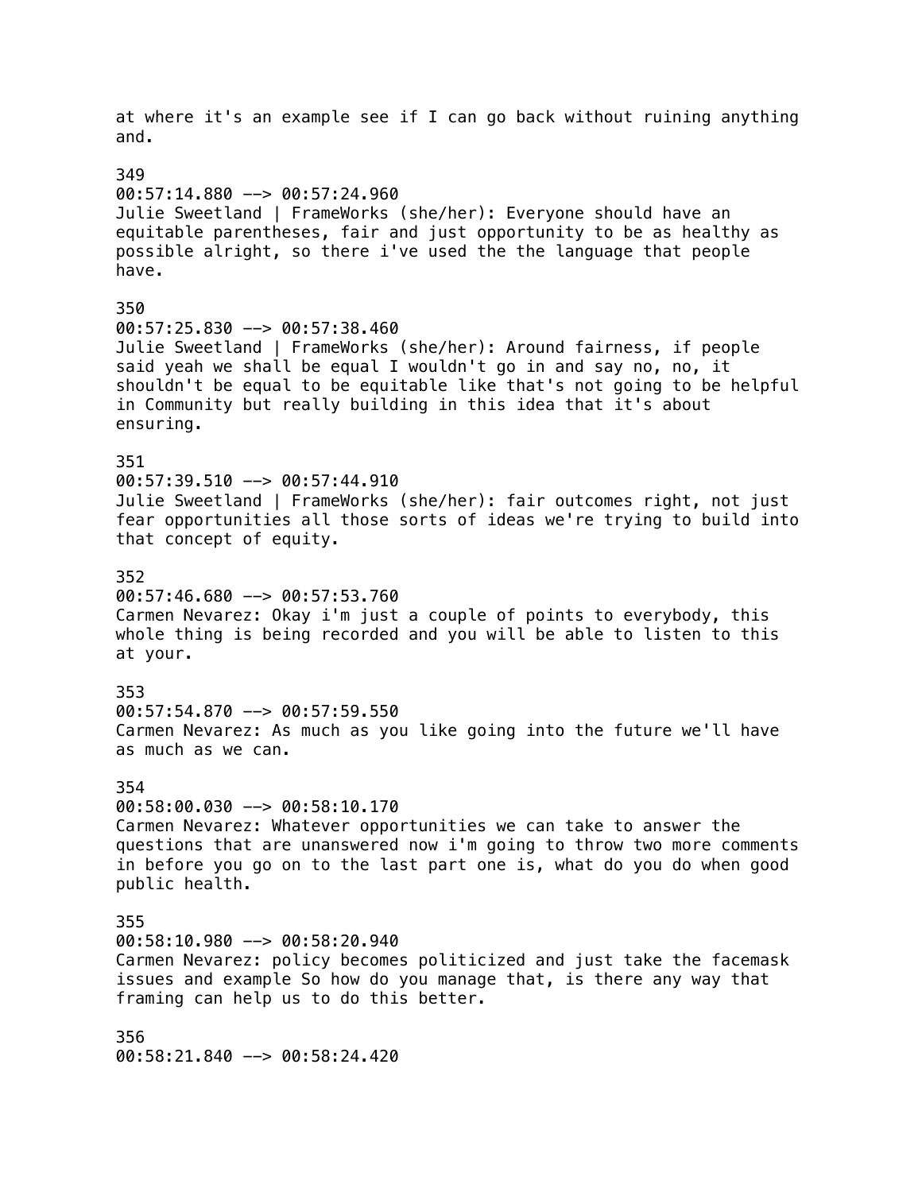at where it's an example see if I can go back without ruining anything and.

349
00:57:14.880 --> 00:57:24.960
Julie Sweetland | FrameWorks (she/her): Everyone should have an equitable parentheses, fair and just opportunity to be as healthy as possible alright, so there i've used the the language that people have.

350
00:57:25.830 --> 00:57:38.460
Julie Sweetland | FrameWorks (she/her): Around fairness, if people said yeah we shall be equal I wouldn't go in and say no, no, it shouldn't be equal to be equitable like that's not going to be helpful in Community but really building in this idea that it's about ensuring.

351
00:57:39.510 --> 00:57:44.910
Julie Sweetland | FrameWorks (she/her): fair outcomes right, not just fear opportunities all those sorts of ideas we're trying to build into that concept of equity.

352
00:57:46.680 --> 00:57:53.760
Carmen Nevarez: Okay i'm just a couple of points to everybody, this whole thing is being recorded and you will be able to listen to this at your.

353
00:57:54.870 --> 00:57:59.550
Carmen Nevarez: As much as you like going into the future we'll have as much as we can.

354
00:58:00.030 --> 00:58:10.170
Carmen Nevarez: Whatever opportunities we can take to answer the questions that are unanswered now i'm going to throw two more comments in before you go on to the last part one is, what do you do when good public health.

355
00:58:10.980 --> 00:58:20.940
Carmen Nevarez: policy becomes politicized and just take the facemask issues and example So how do you manage that, is there any way that framing can help us to do this better.

356
00:58:21.840 --> 00:58:24.420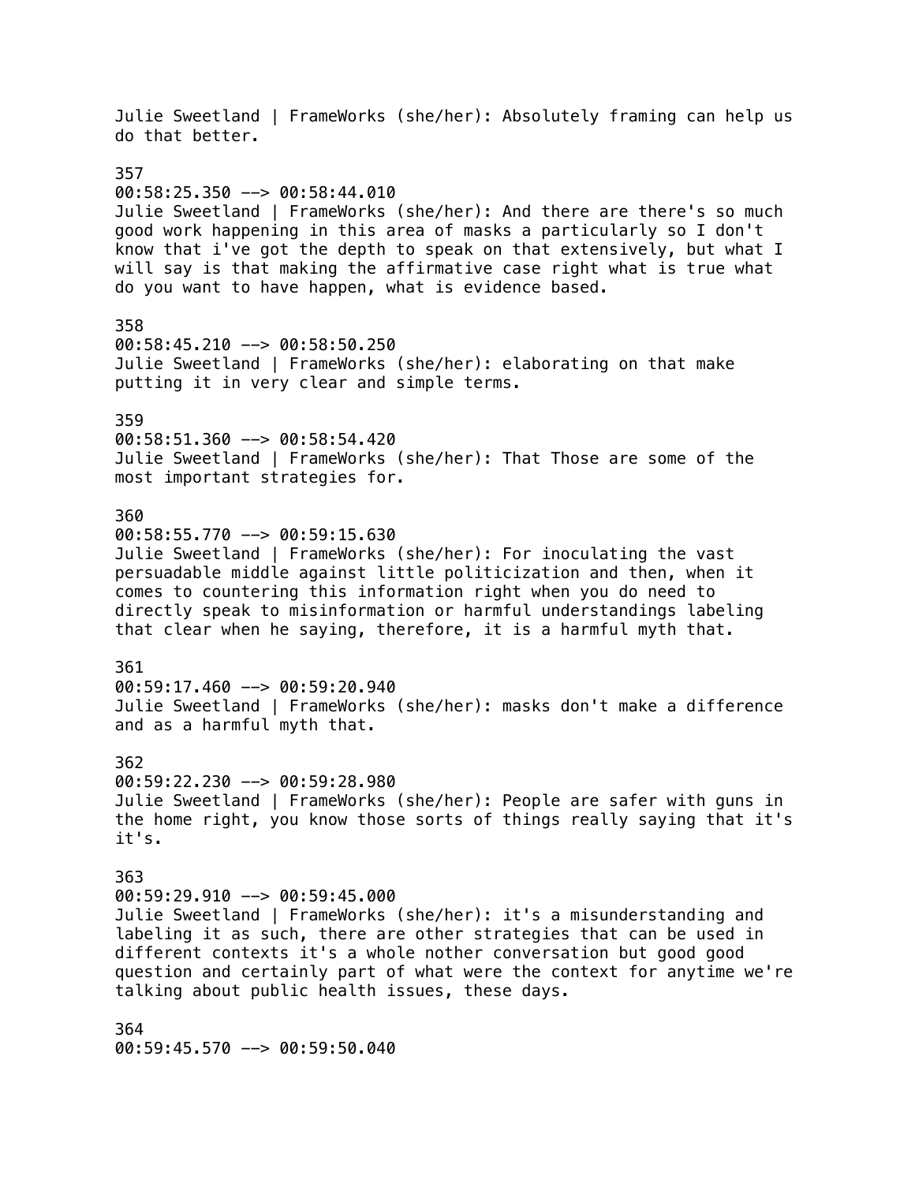Julie Sweetland | FrameWorks (she/her): Absolutely framing can help us do that better.

357
00:58:25.350 --> 00:58:44.010
Julie Sweetland | FrameWorks (she/her): And there are there's so much good work happening in this area of masks a particularly so I don't know that i've got the depth to speak on that extensively, but what I will say is that making the affirmative case right what is true what do you want to have happen, what is evidence based.

358
00:58:45.210 --> 00:58:50.250
Julie Sweetland | FrameWorks (she/her): elaborating on that make putting it in very clear and simple terms.

359
00:58:51.360 --> 00:58:54.420
Julie Sweetland | FrameWorks (she/her): That Those are some of the most important strategies for.

360
00:58:55.770 --> 00:59:15.630
Julie Sweetland | FrameWorks (she/her): For inoculating the vast persuadable middle against little politicization and then, when it comes to countering this information right when you do need to directly speak to misinformation or harmful understandings labeling that clear when he saying, therefore, it is a harmful myth that.

361
00:59:17.460 --> 00:59:20.940
Julie Sweetland | FrameWorks (she/her): masks don't make a difference and as a harmful myth that.

362
00:59:22.230 --> 00:59:28.980
Julie Sweetland | FrameWorks (she/her): People are safer with guns in the home right, you know those sorts of things really saying that it's it's.

363
00:59:29.910 --> 00:59:45.000
Julie Sweetland | FrameWorks (she/her): it's a misunderstanding and labeling it as such, there are other strategies that can be used in different contexts it's a whole nother conversation but good good question and certainly part of what were the context for anytime we're talking about public health issues, these days.

364
00:59:45.570 --> 00:59:50.040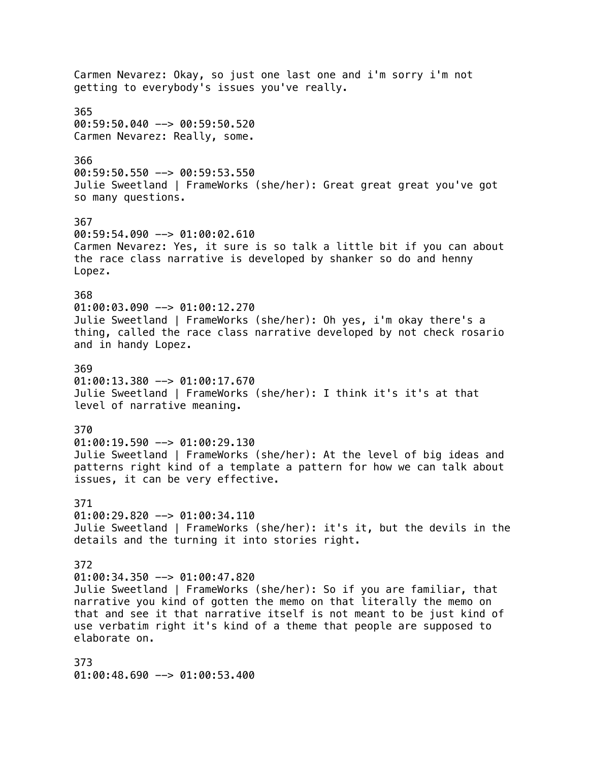Carmen Nevarez: Okay, so just one last one and i'm sorry i'm not getting to everybody's issues you've really.

365
00:59:50.040 --> 00:59:50.520
Carmen Nevarez: Really, some.

366
00:59:50.550 --> 00:59:53.550
Julie Sweetland | FrameWorks (she/her): Great great great you've got so many questions.

367
00:59:54.090 --> 01:00:02.610
Carmen Nevarez: Yes, it sure is so talk a little bit if you can about the race class narrative is developed by shanker so do and henny Lopez.

368
01:00:03.090 --> 01:00:12.270
Julie Sweetland | FrameWorks (she/her): Oh yes, i'm okay there's a thing, called the race class narrative developed by not check rosario and in handy Lopez.

369
01:00:13.380 --> 01:00:17.670
Julie Sweetland | FrameWorks (she/her): I think it's it's at that level of narrative meaning.

370
01:00:19.590 --> 01:00:29.130
Julie Sweetland | FrameWorks (she/her): At the level of big ideas and patterns right kind of a template a pattern for how we can talk about issues, it can be very effective.

371
01:00:29.820 --> 01:00:34.110
Julie Sweetland | FrameWorks (she/her): it's it, but the devils in the details and the turning it into stories right.

372
01:00:34.350 --> 01:00:47.820
Julie Sweetland | FrameWorks (she/her): So if you are familiar, that narrative you kind of gotten the memo on that literally the memo on that and see it that narrative itself is not meant to be just kind of use verbatim right it's kind of a theme that people are supposed to elaborate on.

373
01:00:48.690 --> 01:00:53.400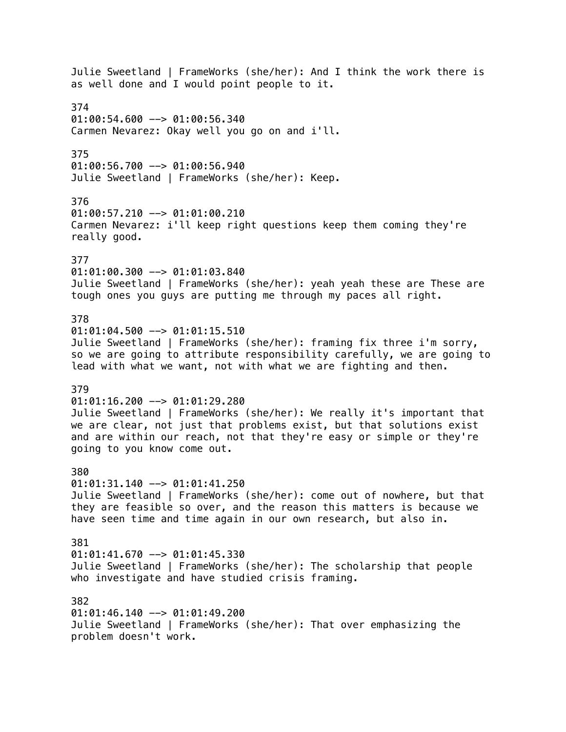Julie Sweetland | FrameWorks (she/her): And I think the work there is as well done and I would point people to it.

374
01:00:54.600 --> 01:00:56.340
Carmen Nevarez: Okay well you go on and i'll.

375
01:00:56.700 --> 01:00:56.940
Julie Sweetland | FrameWorks (she/her): Keep.

376
01:00:57.210 --> 01:01:00.210
Carmen Nevarez: i'll keep right questions keep them coming they're really good.

377
01:01:00.300 --> 01:01:03.840
Julie Sweetland | FrameWorks (she/her): yeah yeah these are These are tough ones you guys are putting me through my paces all right.

378
01:01:04.500 --> 01:01:15.510
Julie Sweetland | FrameWorks (she/her): framing fix three i'm sorry, so we are going to attribute responsibility carefully, we are going to lead with what we want, not with what we are fighting and then.

379
01:01:16.200 --> 01:01:29.280
Julie Sweetland | FrameWorks (she/her): We really it's important that we are clear, not just that problems exist, but that solutions exist and are within our reach, not that they're easy or simple or they're going to you know come out.

380
01:01:31.140 --> 01:01:41.250
Julie Sweetland | FrameWorks (she/her): come out of nowhere, but that they are feasible so over, and the reason this matters is because we have seen time and time again in our own research, but also in.

381
01:01:41.670 --> 01:01:45.330
Julie Sweetland | FrameWorks (she/her): The scholarship that people who investigate and have studied crisis framing.

382
01:01:46.140 --> 01:01:49.200
Julie Sweetland | FrameWorks (she/her): That over emphasizing the problem doesn't work.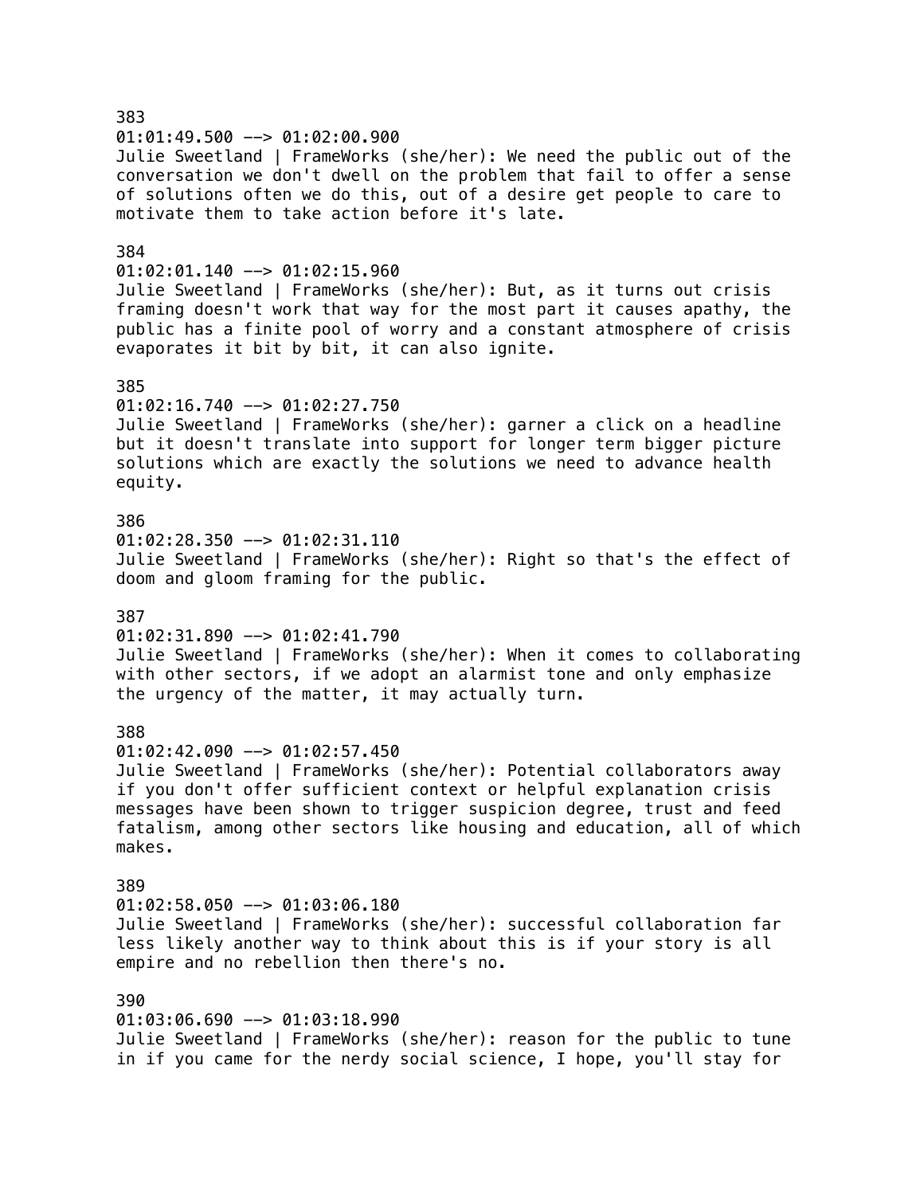383
01:01:49.500 --> 01:02:00.900
Julie Sweetland | FrameWorks (she/her): We need the public out of the conversation we don't dwell on the problem that fail to offer a sense of solutions often we do this, out of a desire get people to care to motivate them to take action before it's late.

384
01:02:01.140 --> 01:02:15.960
Julie Sweetland | FrameWorks (she/her): But, as it turns out crisis framing doesn't work that way for the most part it causes apathy, the public has a finite pool of worry and a constant atmosphere of crisis evaporates it bit by bit, it can also ignite.

385
01:02:16.740 --> 01:02:27.750
Julie Sweetland | FrameWorks (she/her): garner a click on a headline but it doesn't translate into support for longer term bigger picture solutions which are exactly the solutions we need to advance health equity.

386
01:02:28.350 --> 01:02:31.110
Julie Sweetland | FrameWorks (she/her): Right so that's the effect of doom and gloom framing for the public.

387
01:02:31.890 --> 01:02:41.790
Julie Sweetland | FrameWorks (she/her): When it comes to collaborating with other sectors, if we adopt an alarmist tone and only emphasize the urgency of the matter, it may actually turn.

388
01:02:42.090 --> 01:02:57.450
Julie Sweetland | FrameWorks (she/her): Potential collaborators away if you don't offer sufficient context or helpful explanation crisis messages have been shown to trigger suspicion degree, trust and feed fatalism, among other sectors like housing and education, all of which makes.

389
01:02:58.050 --> 01:03:06.180
Julie Sweetland | FrameWorks (she/her): successful collaboration far less likely another way to think about this is if your story is all empire and no rebellion then there's no.

390
01:03:06.690 --> 01:03:18.990
Julie Sweetland | FrameWorks (she/her): reason for the public to tune in if you came for the nerdy social science, I hope, you'll stay for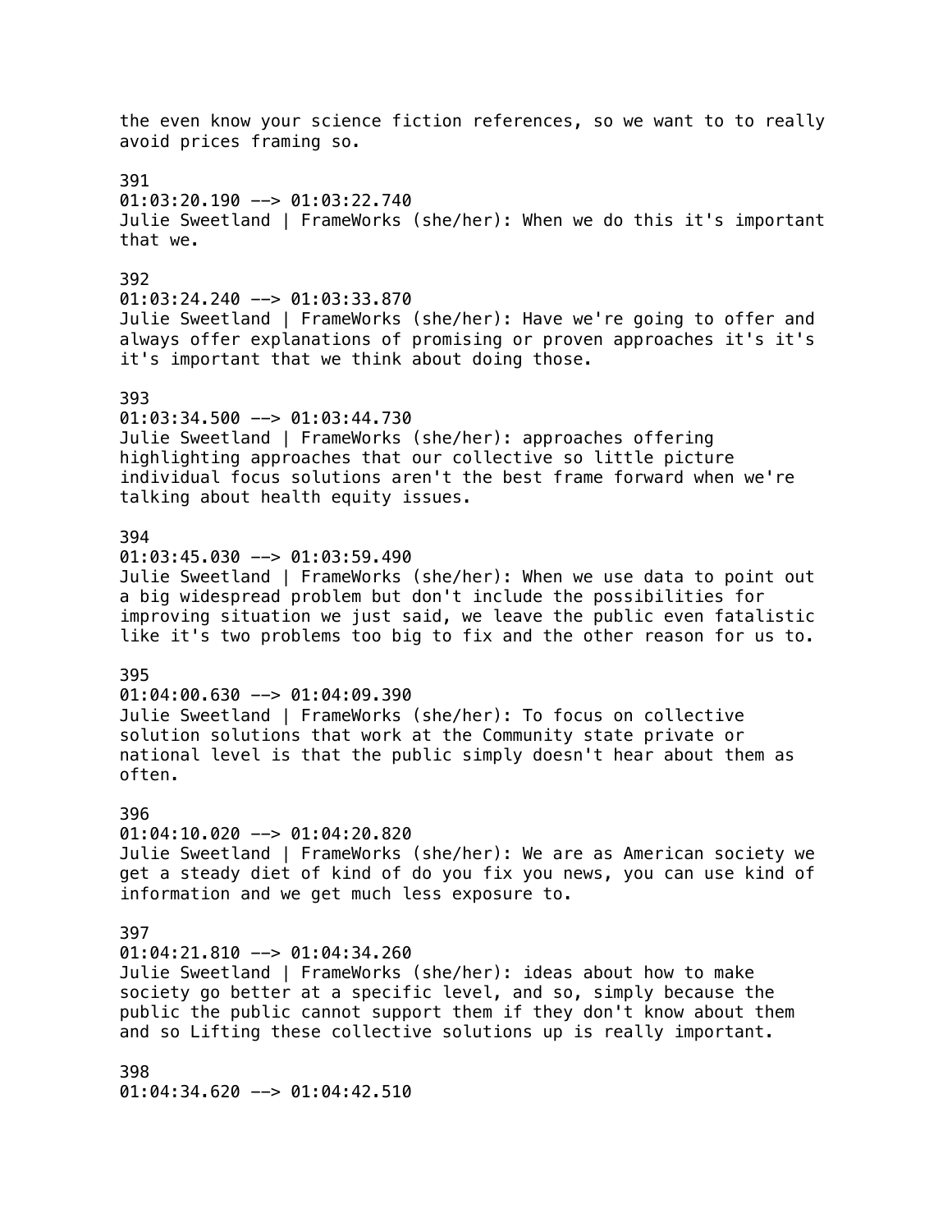the even know your science fiction references, so we want to to really avoid prices framing so.

391
01:03:20.190 --> 01:03:22.740
Julie Sweetland | FrameWorks (she/her): When we do this it's important that we.

392
01:03:24.240 --> 01:03:33.870
Julie Sweetland | FrameWorks (she/her): Have we're going to offer and always offer explanations of promising or proven approaches it's it's it's important that we think about doing those.

393
01:03:34.500 --> 01:03:44.730
Julie Sweetland | FrameWorks (she/her): approaches offering highlighting approaches that our collective so little picture individual focus solutions aren't the best frame forward when we're talking about health equity issues.

394
01:03:45.030 --> 01:03:59.490
Julie Sweetland | FrameWorks (she/her): When we use data to point out a big widespread problem but don't include the possibilities for improving situation we just said, we leave the public even fatalistic like it's two problems too big to fix and the other reason for us to.

395
01:04:00.630 --> 01:04:09.390
Julie Sweetland | FrameWorks (she/her): To focus on collective solution solutions that work at the Community state private or national level is that the public simply doesn't hear about them as often.

396
01:04:10.020 --> 01:04:20.820
Julie Sweetland | FrameWorks (she/her): We are as American society we get a steady diet of kind of do you fix you news, you can use kind of information and we get much less exposure to.

397
01:04:21.810 --> 01:04:34.260
Julie Sweetland | FrameWorks (she/her): ideas about how to make society go better at a specific level, and so, simply because the public the public cannot support them if they don't know about them and so Lifting these collective solutions up is really important.

398
01:04:34.620 --> 01:04:42.510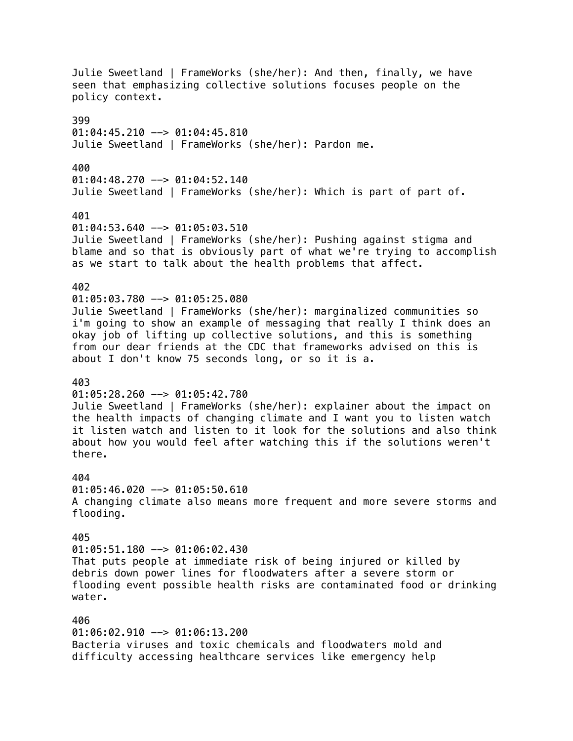Julie Sweetland | FrameWorks (she/her): And then, finally, we have seen that emphasizing collective solutions focuses people on the policy context.

399
01:04:45.210 --> 01:04:45.810
Julie Sweetland | FrameWorks (she/her): Pardon me.

400
01:04:48.270 --> 01:04:52.140
Julie Sweetland | FrameWorks (she/her): Which is part of part of.

401
01:04:53.640 --> 01:05:03.510
Julie Sweetland | FrameWorks (she/her): Pushing against stigma and blame and so that is obviously part of what we're trying to accomplish as we start to talk about the health problems that affect.

402
01:05:03.780 --> 01:05:25.080
Julie Sweetland | FrameWorks (she/her): marginalized communities so i'm going to show an example of messaging that really I think does an okay job of lifting up collective solutions, and this is something from our dear friends at the CDC that frameworks advised on this is about I don't know 75 seconds long, or so it is a.

403
01:05:28.260 --> 01:05:42.780
Julie Sweetland | FrameWorks (she/her): explainer about the impact on the health impacts of changing climate and I want you to listen watch it listen watch and listen to it look for the solutions and also think about how you would feel after watching this if the solutions weren't there.

404
01:05:46.020 --> 01:05:50.610
A changing climate also means more frequent and more severe storms and flooding.

405
01:05:51.180 --> 01:06:02.430
That puts people at immediate risk of being injured or killed by debris down power lines for floodwaters after a severe storm or flooding event possible health risks are contaminated food or drinking water.

406
01:06:02.910 --> 01:06:13.200
Bacteria viruses and toxic chemicals and floodwaters mold and difficulty accessing healthcare services like emergency help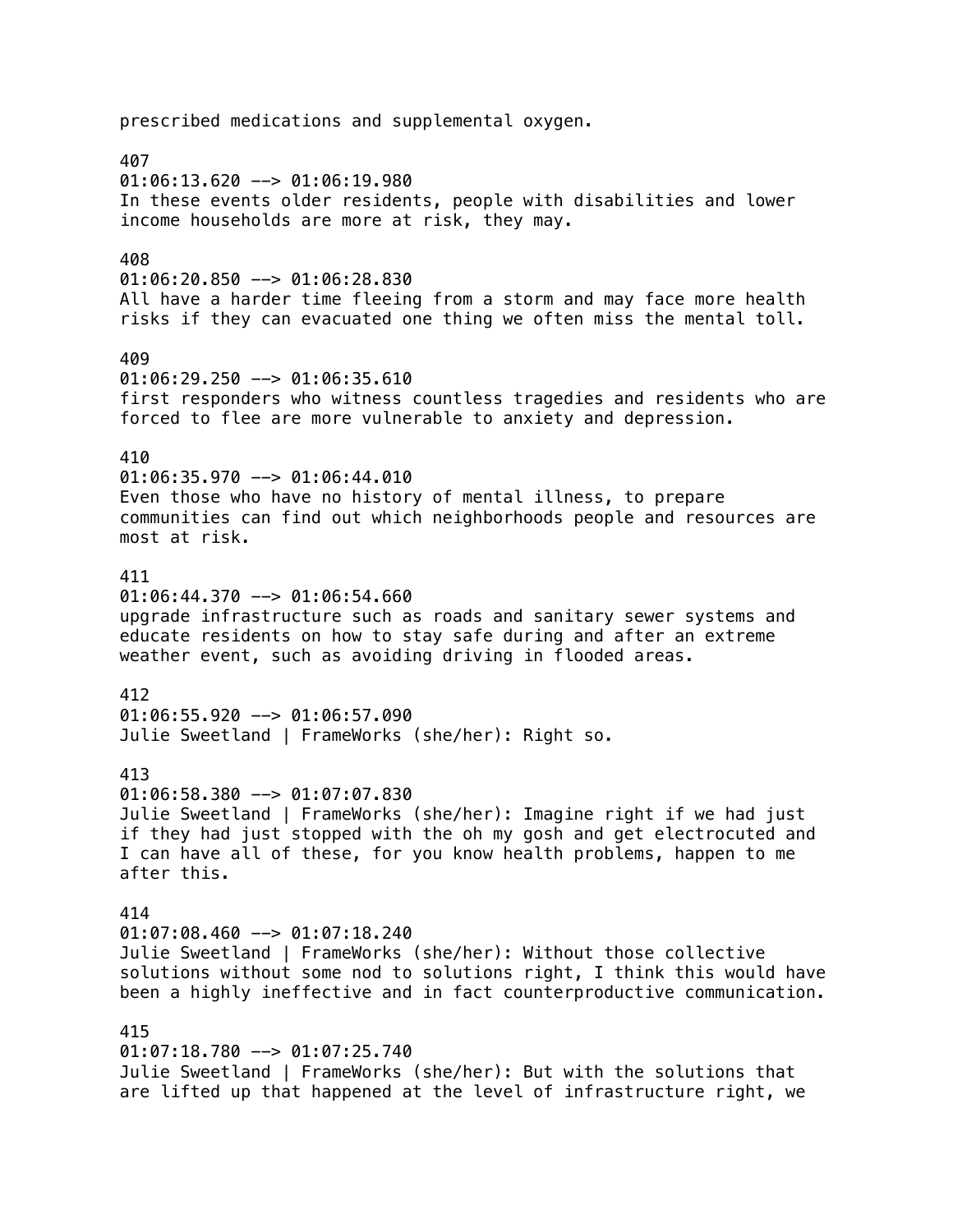prescribed medications and supplemental oxygen.

407
01:06:13.620 --> 01:06:19.980
In these events older residents, people with disabilities and lower income households are more at risk, they may.

408
01:06:20.850 --> 01:06:28.830
All have a harder time fleeing from a storm and may face more health risks if they can evacuated one thing we often miss the mental toll.

409
01:06:29.250 --> 01:06:35.610
first responders who witness countless tragedies and residents who are forced to flee are more vulnerable to anxiety and depression.

410
01:06:35.970 --> 01:06:44.010
Even those who have no history of mental illness, to prepare communities can find out which neighborhoods people and resources are most at risk.

411
01:06:44.370 --> 01:06:54.660
upgrade infrastructure such as roads and sanitary sewer systems and educate residents on how to stay safe during and after an extreme weather event, such as avoiding driving in flooded areas.

412
01:06:55.920 --> 01:06:57.090
Julie Sweetland | FrameWorks (she/her): Right so.

413
01:06:58.380 --> 01:07:07.830
Julie Sweetland | FrameWorks (she/her): Imagine right if we had just if they had just stopped with the oh my gosh and get electrocuted and I can have all of these, for you know health problems, happen to me after this.

414
01:07:08.460 --> 01:07:18.240
Julie Sweetland | FrameWorks (she/her): Without those collective solutions without some nod to solutions right, I think this would have been a highly ineffective and in fact counterproductive communication.

415
01:07:18.780 --> 01:07:25.740
Julie Sweetland | FrameWorks (she/her): But with the solutions that are lifted up that happened at the level of infrastructure right, we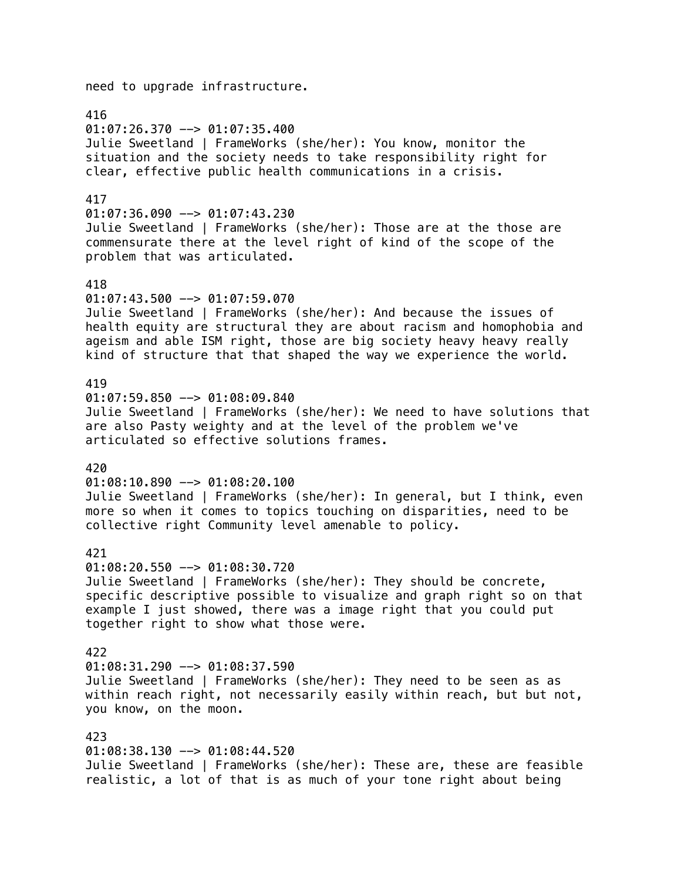need to upgrade infrastructure.

416
01:07:26.370 --> 01:07:35.400
Julie Sweetland | FrameWorks (she/her): You know, monitor the situation and the society needs to take responsibility right for clear, effective public health communications in a crisis.

417
01:07:36.090 --> 01:07:43.230
Julie Sweetland | FrameWorks (she/her): Those are at the those are commensurate there at the level right of kind of the scope of the problem that was articulated.

418
01:07:43.500 --> 01:07:59.070
Julie Sweetland | FrameWorks (she/her): And because the issues of health equity are structural they are about racism and homophobia and ageism and able ISM right, those are big society heavy heavy really kind of structure that that shaped the way we experience the world.

419
01:07:59.850 --> 01:08:09.840
Julie Sweetland | FrameWorks (she/her): We need to have solutions that are also Pasty weighty and at the level of the problem we've articulated so effective solutions frames.

420
01:08:10.890 --> 01:08:20.100
Julie Sweetland | FrameWorks (she/her): In general, but I think, even more so when it comes to topics touching on disparities, need to be collective right Community level amenable to policy.

421
01:08:20.550 --> 01:08:30.720
Julie Sweetland | FrameWorks (she/her): They should be concrete, specific descriptive possible to visualize and graph right so on that example I just showed, there was a image right that you could put together right to show what those were.

422
01:08:31.290 --> 01:08:37.590
Julie Sweetland | FrameWorks (she/her): They need to be seen as as within reach right, not necessarily easily within reach, but but not, you know, on the moon.

423
01:08:38.130 --> 01:08:44.520
Julie Sweetland | FrameWorks (she/her): These are, these are feasible realistic, a lot of that is as much of your tone right about being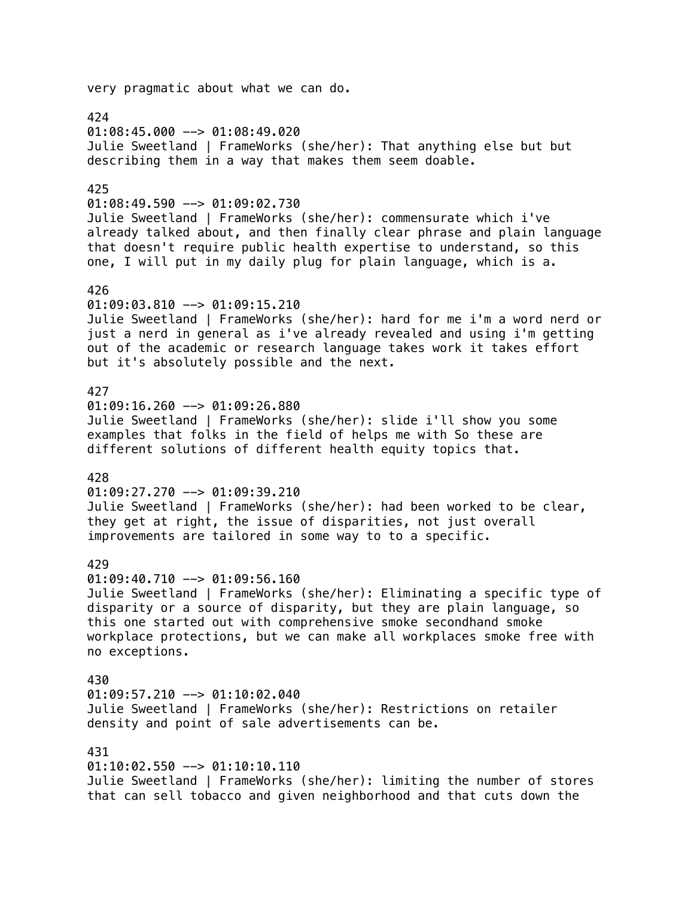very pragmatic about what we can do.

424
01:08:45.000 --> 01:08:49.020
Julie Sweetland | FrameWorks (she/her): That anything else but but describing them in a way that makes them seem doable.

425
01:08:49.590 --> 01:09:02.730
Julie Sweetland | FrameWorks (she/her): commensurate which i've already talked about, and then finally clear phrase and plain language that doesn't require public health expertise to understand, so this one, I will put in my daily plug for plain language, which is a.

426
01:09:03.810 --> 01:09:15.210
Julie Sweetland | FrameWorks (she/her): hard for me i'm a word nerd or just a nerd in general as i've already revealed and using i'm getting out of the academic or research language takes work it takes effort but it's absolutely possible and the next.

427
01:09:16.260 --> 01:09:26.880
Julie Sweetland | FrameWorks (she/her): slide i'll show you some examples that folks in the field of helps me with So these are different solutions of different health equity topics that.

428
01:09:27.270 --> 01:09:39.210
Julie Sweetland | FrameWorks (she/her): had been worked to be clear, they get at right, the issue of disparities, not just overall improvements are tailored in some way to to a specific.

429
01:09:40.710 --> 01:09:56.160
Julie Sweetland | FrameWorks (she/her): Eliminating a specific type of disparity or a source of disparity, but they are plain language, so this one started out with comprehensive smoke secondhand smoke workplace protections, but we can make all workplaces smoke free with no exceptions.

430
01:09:57.210 --> 01:10:02.040
Julie Sweetland | FrameWorks (she/her): Restrictions on retailer density and point of sale advertisements can be.

431
01:10:02.550 --> 01:10:10.110
Julie Sweetland | FrameWorks (she/her): limiting the number of stores that can sell tobacco and given neighborhood and that cuts down the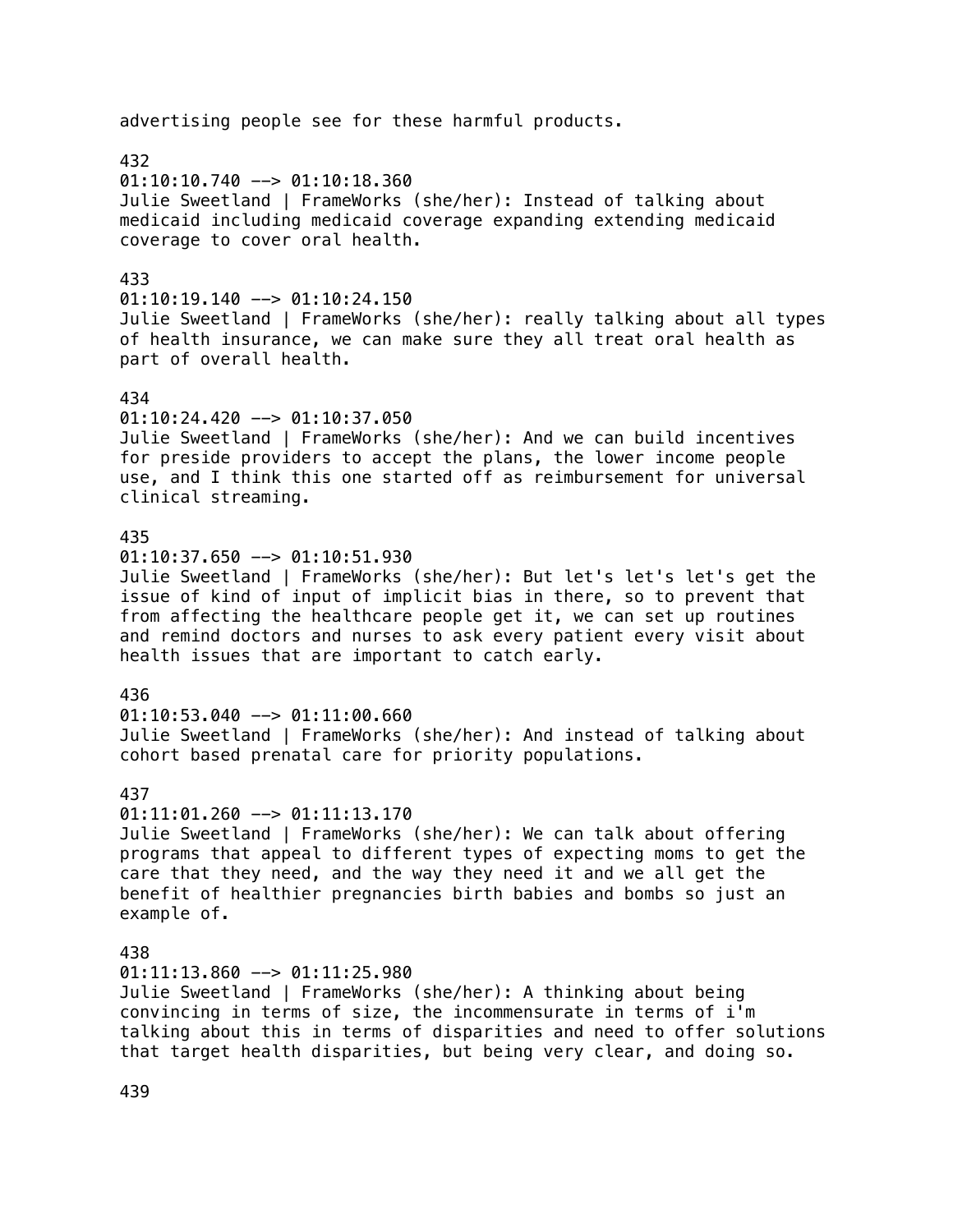advertising people see for these harmful products.

432
01:10:10.740 --> 01:10:18.360
Julie Sweetland | FrameWorks (she/her): Instead of talking about medicaid including medicaid coverage expanding extending medicaid coverage to cover oral health.

433
01:10:19.140 --> 01:10:24.150
Julie Sweetland | FrameWorks (she/her): really talking about all types of health insurance, we can make sure they all treat oral health as part of overall health.

434
01:10:24.420 --> 01:10:37.050
Julie Sweetland | FrameWorks (she/her): And we can build incentives for preside providers to accept the plans, the lower income people use, and I think this one started off as reimbursement for universal clinical streaming.

435
01:10:37.650 --> 01:10:51.930
Julie Sweetland | FrameWorks (she/her): But let's let's let's get the issue of kind of input of implicit bias in there, so to prevent that from affecting the healthcare people get it, we can set up routines and remind doctors and nurses to ask every patient every visit about health issues that are important to catch early.

436
01:10:53.040 --> 01:11:00.660
Julie Sweetland | FrameWorks (she/her): And instead of talking about cohort based prenatal care for priority populations.

437
01:11:01.260 --> 01:11:13.170
Julie Sweetland | FrameWorks (she/her): We can talk about offering programs that appeal to different types of expecting moms to get the care that they need, and the way they need it and we all get the benefit of healthier pregnancies birth babies and bombs so just an example of.

438
01:11:13.860 --> 01:11:25.980
Julie Sweetland | FrameWorks (she/her): A thinking about being convincing in terms of size, the incommensurate in terms of i'm talking about this in terms of disparities and need to offer solutions that target health disparities, but being very clear, and doing so.

439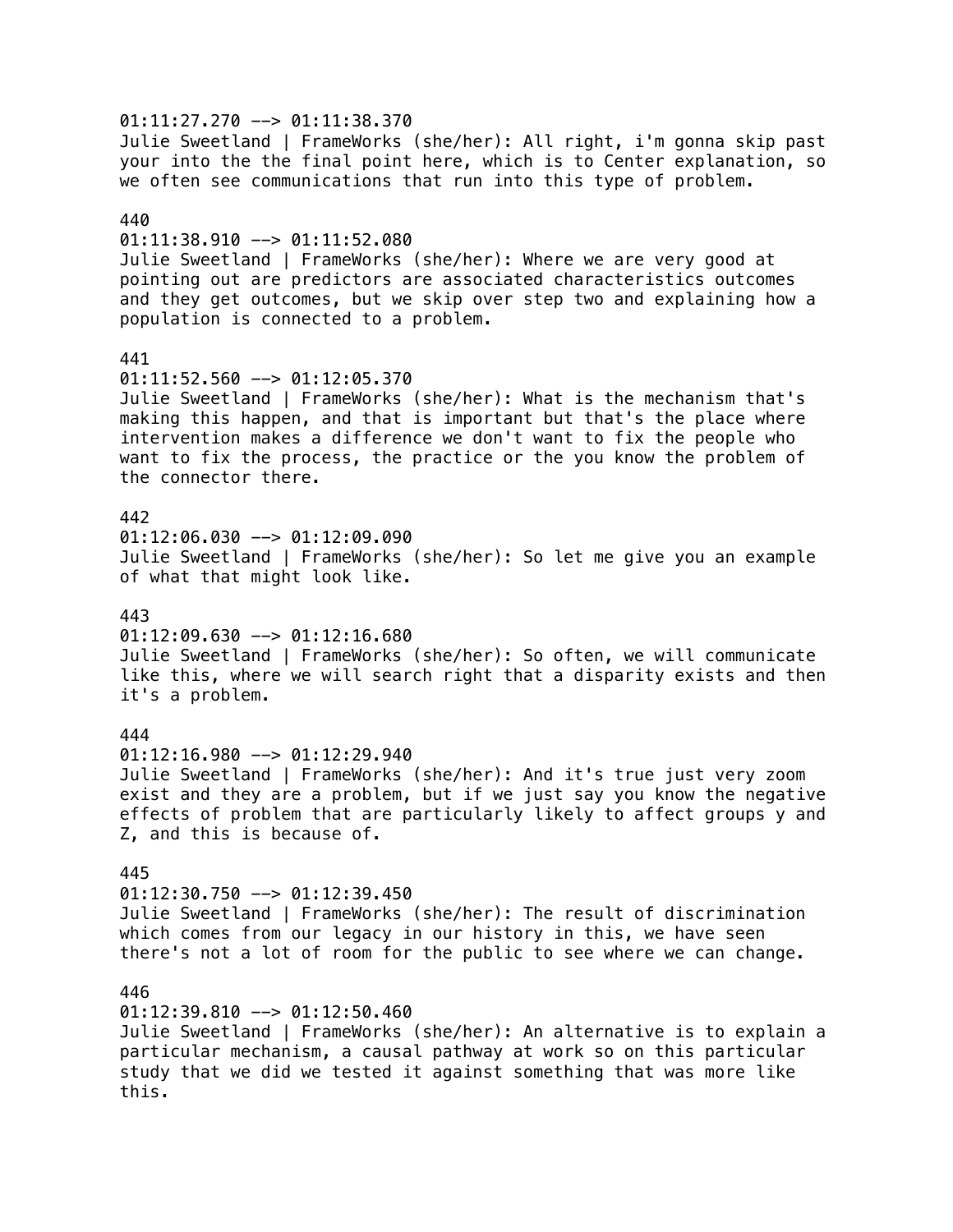01:11:27.270 --> 01:11:38.370
Julie Sweetland | FrameWorks (she/her): All right, i'm gonna skip past your into the the final point here, which is to Center explanation, so we often see communications that run into this type of problem.

440
01:11:38.910 --> 01:11:52.080
Julie Sweetland | FrameWorks (she/her): Where we are very good at pointing out are predictors are associated characteristics outcomes and they get outcomes, but we skip over step two and explaining how a population is connected to a problem.

441
01:11:52.560 --> 01:12:05.370
Julie Sweetland | FrameWorks (she/her): What is the mechanism that's making this happen, and that is important but that's the place where intervention makes a difference we don't want to fix the people who want to fix the process, the practice or the you know the problem of the connector there.

442
01:12:06.030 --> 01:12:09.090
Julie Sweetland | FrameWorks (she/her): So let me give you an example of what that might look like.

443
01:12:09.630 --> 01:12:16.680
Julie Sweetland | FrameWorks (she/her): So often, we will communicate like this, where we will search right that a disparity exists and then it's a problem.

444
01:12:16.980 --> 01:12:29.940
Julie Sweetland | FrameWorks (she/her): And it's true just very zoom exist and they are a problem, but if we just say you know the negative effects of problem that are particularly likely to affect groups y and Z, and this is because of.

445
01:12:30.750 --> 01:12:39.450
Julie Sweetland | FrameWorks (she/her): The result of discrimination which comes from our legacy in our history in this, we have seen there's not a lot of room for the public to see where we can change.

446
01:12:39.810 --> 01:12:50.460
Julie Sweetland | FrameWorks (she/her): An alternative is to explain a particular mechanism, a causal pathway at work so on this particular study that we did we tested it against something that was more like this.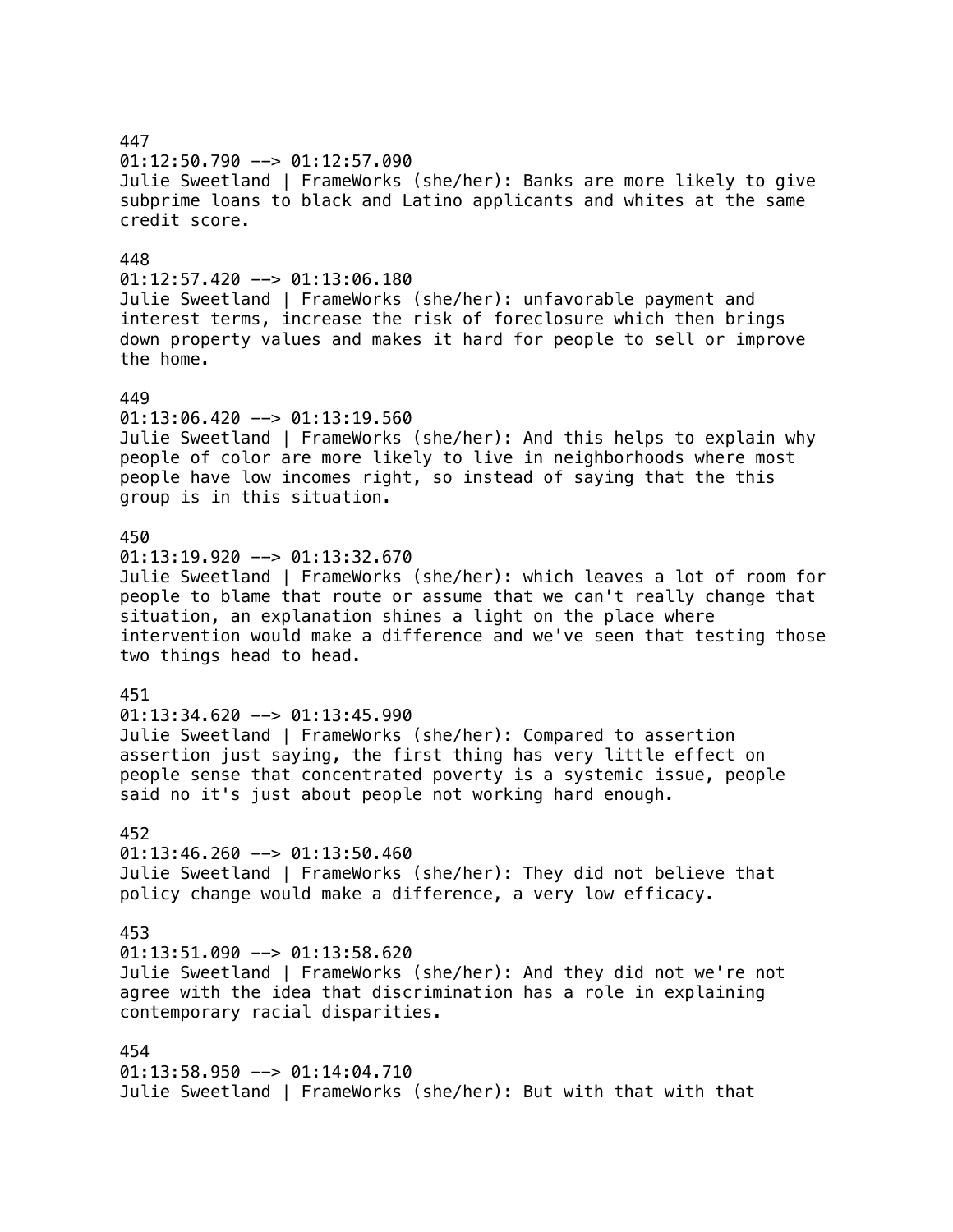447
01:12:50.790 --> 01:12:57.090
Julie Sweetland | FrameWorks (she/her): Banks are more likely to give subprime loans to black and Latino applicants and whites at the same credit score.

448
01:12:57.420 --> 01:13:06.180
Julie Sweetland | FrameWorks (she/her): unfavorable payment and interest terms, increase the risk of foreclosure which then brings down property values and makes it hard for people to sell or improve the home.

449
01:13:06.420 --> 01:13:19.560
Julie Sweetland | FrameWorks (she/her): And this helps to explain why people of color are more likely to live in neighborhoods where most people have low incomes right, so instead of saying that the this group is in this situation.

450
01:13:19.920 --> 01:13:32.670
Julie Sweetland | FrameWorks (she/her): which leaves a lot of room for people to blame that route or assume that we can't really change that situation, an explanation shines a light on the place where intervention would make a difference and we've seen that testing those two things head to head.

451
01:13:34.620 --> 01:13:45.990
Julie Sweetland | FrameWorks (she/her): Compared to assertion assertion just saying, the first thing has very little effect on people sense that concentrated poverty is a systemic issue, people said no it's just about people not working hard enough.

452
01:13:46.260 --> 01:13:50.460
Julie Sweetland | FrameWorks (she/her): They did not believe that policy change would make a difference, a very low efficacy.

453
01:13:51.090 --> 01:13:58.620
Julie Sweetland | FrameWorks (she/her): And they did not we're not agree with the idea that discrimination has a role in explaining contemporary racial disparities.

454
01:13:58.950 --> 01:14:04.710
Julie Sweetland | FrameWorks (she/her): But with that with that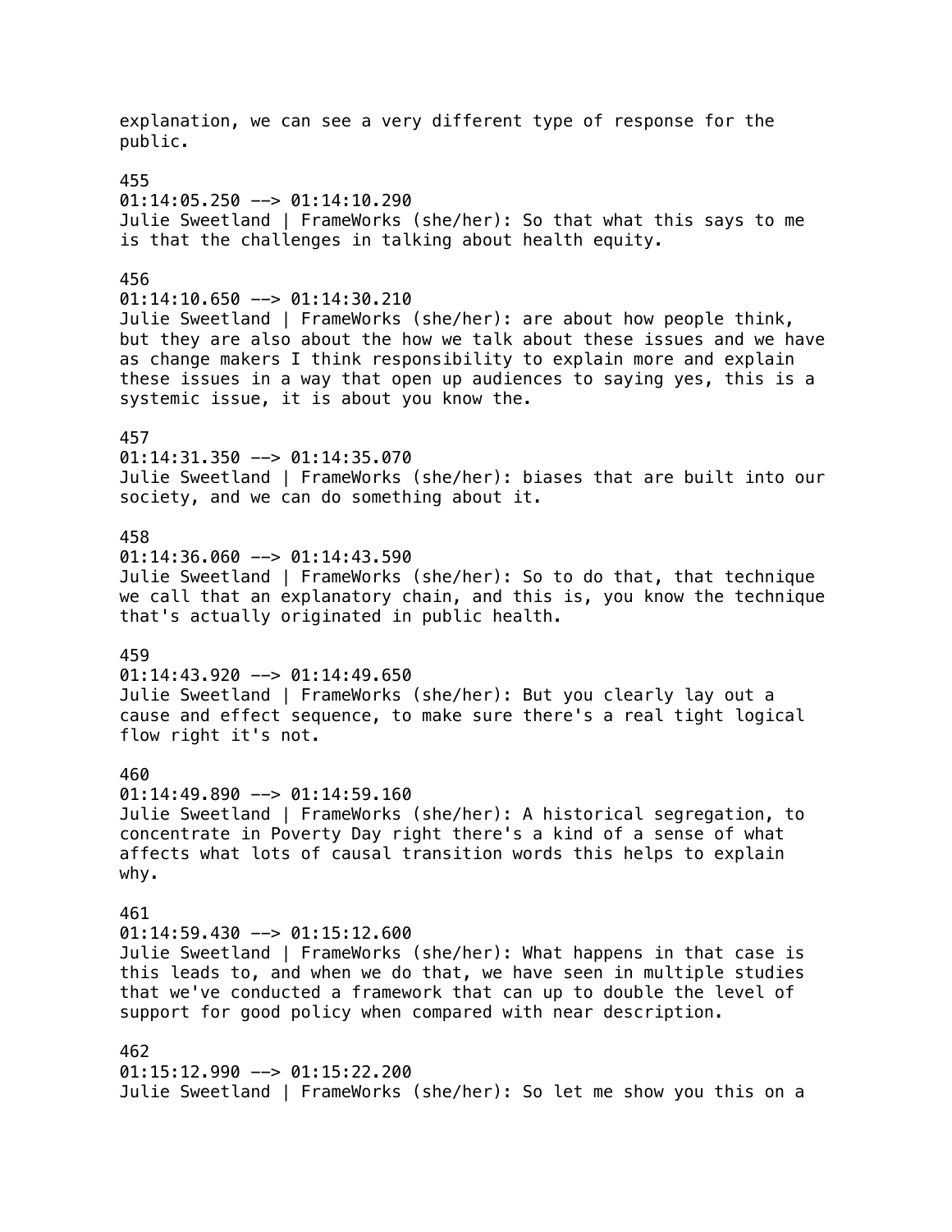explanation, we can see a very different type of response for the public.

455
01:14:05.250 --> 01:14:10.290
Julie Sweetland | FrameWorks (she/her): So that what this says to me is that the challenges in talking about health equity.

456
01:14:10.650 --> 01:14:30.210
Julie Sweetland | FrameWorks (she/her): are about how people think, but they are also about the how we talk about these issues and we have as change makers I think responsibility to explain more and explain these issues in a way that open up audiences to saying yes, this is a systemic issue, it is about you know the.

457
01:14:31.350 --> 01:14:35.070
Julie Sweetland | FrameWorks (she/her): biases that are built into our society, and we can do something about it.

458
01:14:36.060 --> 01:14:43.590
Julie Sweetland | FrameWorks (she/her): So to do that, that technique we call that an explanatory chain, and this is, you know the technique that's actually originated in public health.

459
01:14:43.920 --> 01:14:49.650
Julie Sweetland | FrameWorks (she/her): But you clearly lay out a cause and effect sequence, to make sure there's a real tight logical flow right it's not.

460
01:14:49.890 --> 01:14:59.160
Julie Sweetland | FrameWorks (she/her): A historical segregation, to concentrate in Poverty Day right there's a kind of a sense of what affects what lots of causal transition words this helps to explain why.

461
01:14:59.430 --> 01:15:12.600
Julie Sweetland | FrameWorks (she/her): What happens in that case is this leads to, and when we do that, we have seen in multiple studies that we've conducted a framework that can up to double the level of support for good policy when compared with near description.

462
01:15:12.990 --> 01:15:22.200
Julie Sweetland | FrameWorks (she/her): So let me show you this on a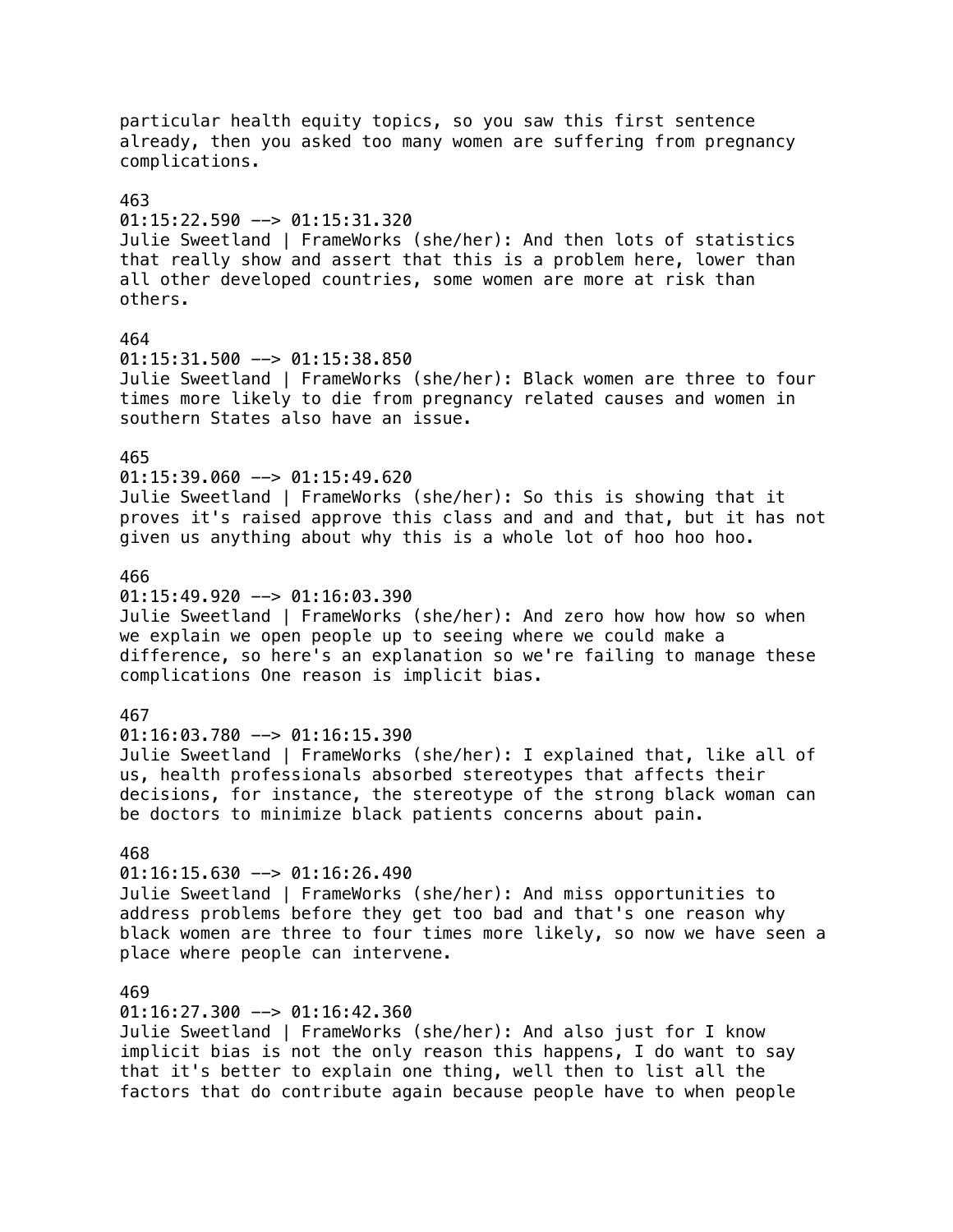particular health equity topics, so you saw this first sentence already, then you asked too many women are suffering from pregnancy complications.

463
01:15:22.590 --> 01:15:31.320
Julie Sweetland | FrameWorks (she/her): And then lots of statistics that really show and assert that this is a problem here, lower than all other developed countries, some women are more at risk than others.

464
01:15:31.500 --> 01:15:38.850
Julie Sweetland | FrameWorks (she/her): Black women are three to four times more likely to die from pregnancy related causes and women in southern States also have an issue.

465
01:15:39.060 --> 01:15:49.620
Julie Sweetland | FrameWorks (she/her): So this is showing that it proves it's raised approve this class and and and that, but it has not given us anything about why this is a whole lot of hoo hoo hoo.

466
01:15:49.920 --> 01:16:03.390
Julie Sweetland | FrameWorks (she/her): And zero how how how so when we explain we open people up to seeing where we could make a difference, so here's an explanation so we're failing to manage these complications One reason is implicit bias.

467
01:16:03.780 --> 01:16:15.390
Julie Sweetland | FrameWorks (she/her): I explained that, like all of us, health professionals absorbed stereotypes that affects their decisions, for instance, the stereotype of the strong black woman can be doctors to minimize black patients concerns about pain.

468
01:16:15.630 --> 01:16:26.490
Julie Sweetland | FrameWorks (she/her): And miss opportunities to address problems before they get too bad and that's one reason why black women are three to four times more likely, so now we have seen a place where people can intervene.

469
01:16:27.300 --> 01:16:42.360
Julie Sweetland | FrameWorks (she/her): And also just for I know implicit bias is not the only reason this happens, I do want to say that it's better to explain one thing, well then to list all the factors that do contribute again because people have to when people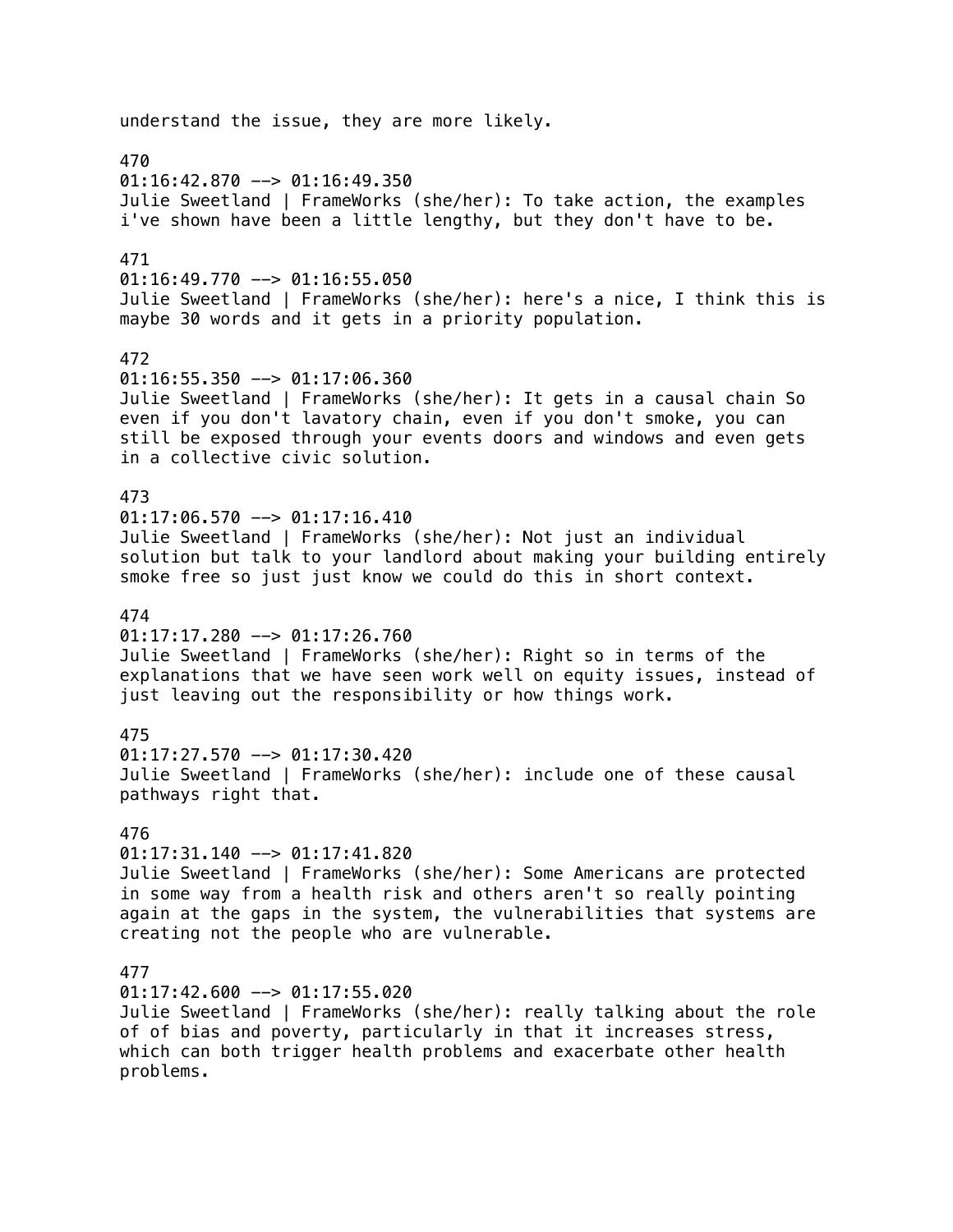understand the issue, they are more likely.

470
01:16:42.870 --> 01:16:49.350
Julie Sweetland | FrameWorks (she/her): To take action, the examples i've shown have been a little lengthy, but they don't have to be.

471
01:16:49.770 --> 01:16:55.050
Julie Sweetland | FrameWorks (she/her): here's a nice, I think this is maybe 30 words and it gets in a priority population.

472
01:16:55.350 --> 01:17:06.360
Julie Sweetland | FrameWorks (she/her): It gets in a causal chain So even if you don't lavatory chain, even if you don't smoke, you can still be exposed through your events doors and windows and even gets in a collective civic solution.

473
01:17:06.570 --> 01:17:16.410
Julie Sweetland | FrameWorks (she/her): Not just an individual solution but talk to your landlord about making your building entirely smoke free so just just know we could do this in short context.

474
01:17:17.280 --> 01:17:26.760
Julie Sweetland | FrameWorks (she/her): Right so in terms of the explanations that we have seen work well on equity issues, instead of just leaving out the responsibility or how things work.

475
01:17:27.570 --> 01:17:30.420
Julie Sweetland | FrameWorks (she/her): include one of these causal pathways right that.

476
01:17:31.140 --> 01:17:41.820
Julie Sweetland | FrameWorks (she/her): Some Americans are protected in some way from a health risk and others aren't so really pointing again at the gaps in the system, the vulnerabilities that systems are creating not the people who are vulnerable.

477
01:17:42.600 --> 01:17:55.020
Julie Sweetland | FrameWorks (she/her): really talking about the role of of bias and poverty, particularly in that it increases stress, which can both trigger health problems and exacerbate other health problems.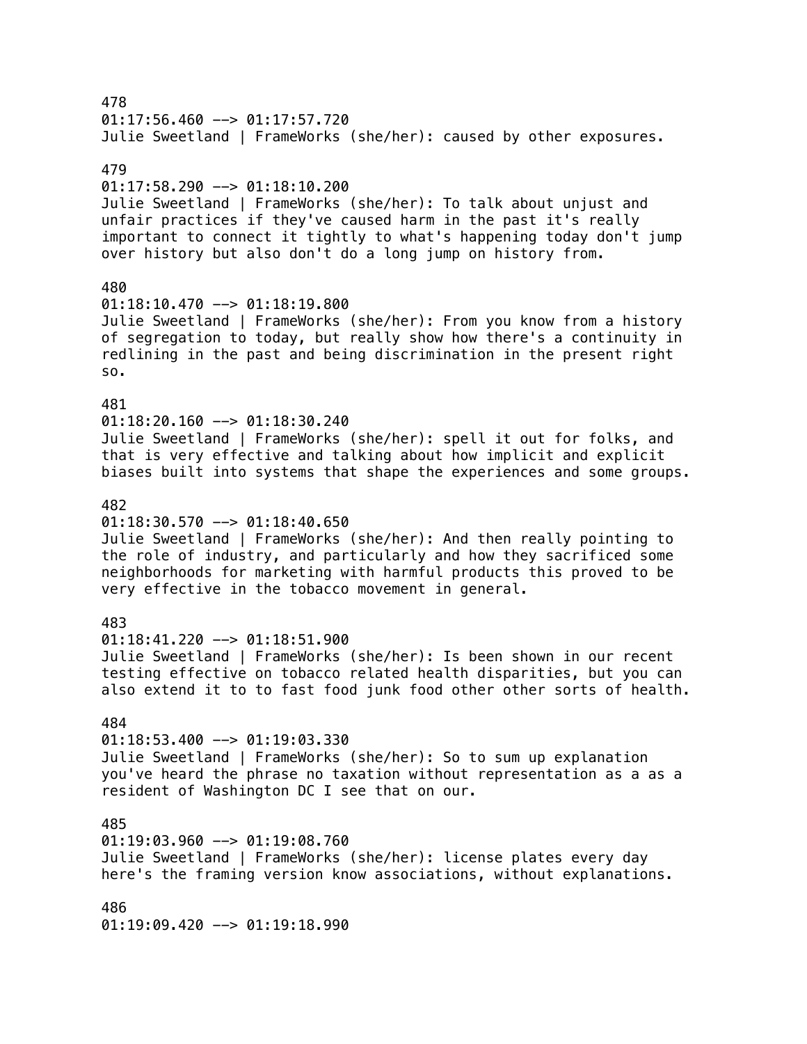478
01:17:56.460 --> 01:17:57.720
Julie Sweetland | FrameWorks (she/her): caused by other exposures.

479
01:17:58.290 --> 01:18:10.200
Julie Sweetland | FrameWorks (she/her): To talk about unjust and unfair practices if they've caused harm in the past it's really important to connect it tightly to what's happening today don't jump over history but also don't do a long jump on history from.

480
01:18:10.470 --> 01:18:19.800
Julie Sweetland | FrameWorks (she/her): From you know from a history of segregation to today, but really show how there's a continuity in redlining in the past and being discrimination in the present right so.

481
01:18:20.160 --> 01:18:30.240
Julie Sweetland | FrameWorks (she/her): spell it out for folks, and that is very effective and talking about how implicit and explicit biases built into systems that shape the experiences and some groups.

482
01:18:30.570 --> 01:18:40.650
Julie Sweetland | FrameWorks (she/her): And then really pointing to the role of industry, and particularly and how they sacrificed some neighborhoods for marketing with harmful products this proved to be very effective in the tobacco movement in general.

483
01:18:41.220 --> 01:18:51.900
Julie Sweetland | FrameWorks (she/her): Is been shown in our recent testing effective on tobacco related health disparities, but you can also extend it to to fast food junk food other other sorts of health.

484
01:18:53.400 --> 01:19:03.330
Julie Sweetland | FrameWorks (she/her): So to sum up explanation you've heard the phrase no taxation without representation as a as a resident of Washington DC I see that on our.

485
01:19:03.960 --> 01:19:08.760
Julie Sweetland | FrameWorks (she/her): license plates every day here's the framing version know associations, without explanations.

486
01:19:09.420 --> 01:19:18.990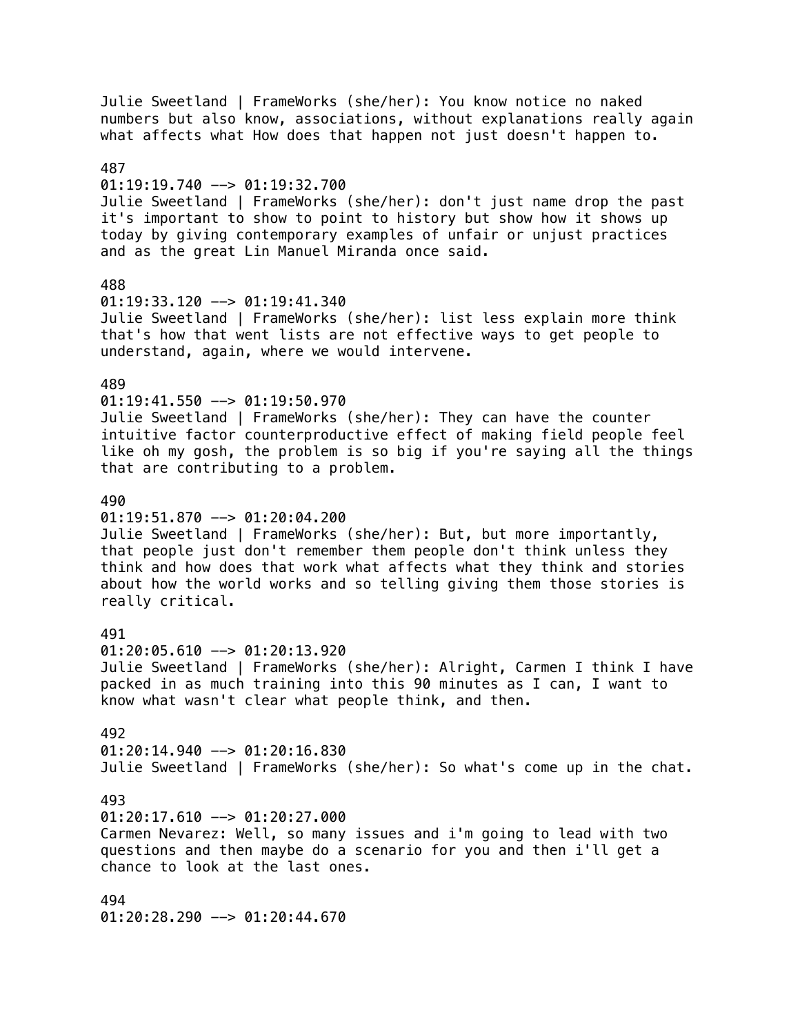Julie Sweetland | FrameWorks (she/her): You know notice no naked numbers but also know, associations, without explanations really again what affects what How does that happen not just doesn't happen to.

487
01:19:19.740 --> 01:19:32.700
Julie Sweetland | FrameWorks (she/her): don't just name drop the past it's important to show to point to history but show how it shows up today by giving contemporary examples of unfair or unjust practices and as the great Lin Manuel Miranda once said.

488
01:19:33.120 --> 01:19:41.340
Julie Sweetland | FrameWorks (she/her): list less explain more think that's how that went lists are not effective ways to get people to understand, again, where we would intervene.

489
01:19:41.550 --> 01:19:50.970
Julie Sweetland | FrameWorks (she/her): They can have the counter intuitive factor counterproductive effect of making field people feel like oh my gosh, the problem is so big if you're saying all the things that are contributing to a problem.

490
01:19:51.870 --> 01:20:04.200
Julie Sweetland | FrameWorks (she/her): But, but more importantly, that people just don't remember them people don't think unless they think and how does that work what affects what they think and stories about how the world works and so telling giving them those stories is really critical.

491
01:20:05.610 --> 01:20:13.920
Julie Sweetland | FrameWorks (she/her): Alright, Carmen I think I have packed in as much training into this 90 minutes as I can, I want to know what wasn't clear what people think, and then.

492
01:20:14.940 --> 01:20:16.830
Julie Sweetland | FrameWorks (she/her): So what's come up in the chat.

493
01:20:17.610 --> 01:20:27.000
Carmen Nevarez: Well, so many issues and i'm going to lead with two questions and then maybe do a scenario for you and then i'll get a chance to look at the last ones.

494
01:20:28.290 --> 01:20:44.670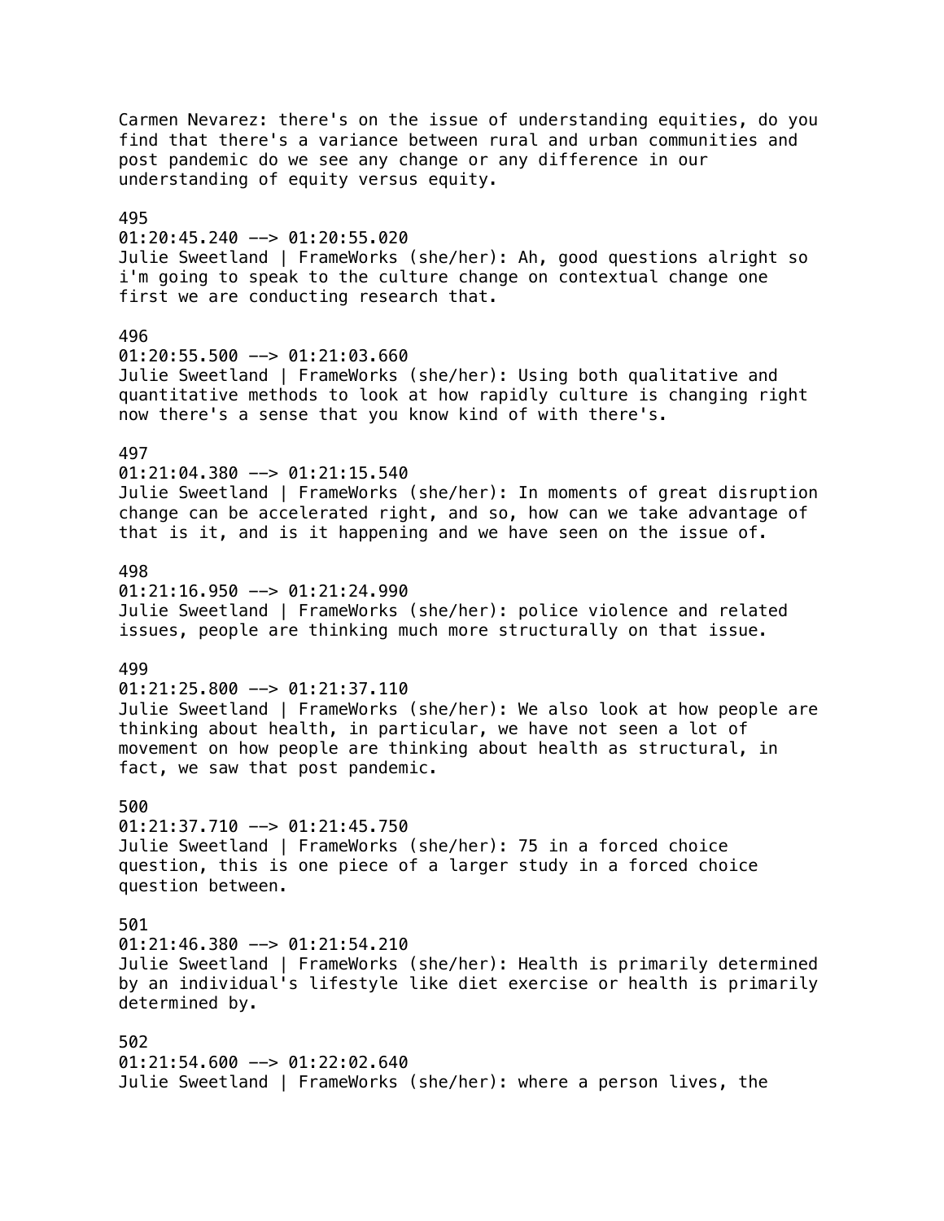Carmen Nevarez: there's on the issue of understanding equities, do you find that there's a variance between rural and urban communities and post pandemic do we see any change or any difference in our understanding of equity versus equity.

495
01:20:45.240 --> 01:20:55.020
Julie Sweetland | FrameWorks (she/her): Ah, good questions alright so i'm going to speak to the culture change on contextual change one first we are conducting research that.

496
01:20:55.500 --> 01:21:03.660
Julie Sweetland | FrameWorks (she/her): Using both qualitative and quantitative methods to look at how rapidly culture is changing right now there's a sense that you know kind of with there's.

497
01:21:04.380 --> 01:21:15.540
Julie Sweetland | FrameWorks (she/her): In moments of great disruption change can be accelerated right, and so, how can we take advantage of that is it, and is it happening and we have seen on the issue of.

498
01:21:16.950 --> 01:21:24.990
Julie Sweetland | FrameWorks (she/her): police violence and related issues, people are thinking much more structurally on that issue.

499
01:21:25.800 --> 01:21:37.110
Julie Sweetland | FrameWorks (she/her): We also look at how people are thinking about health, in particular, we have not seen a lot of movement on how people are thinking about health as structural, in fact, we saw that post pandemic.

500
01:21:37.710 --> 01:21:45.750
Julie Sweetland | FrameWorks (she/her): 75 in a forced choice question, this is one piece of a larger study in a forced choice question between.

501
01:21:46.380 --> 01:21:54.210
Julie Sweetland | FrameWorks (she/her): Health is primarily determined by an individual's lifestyle like diet exercise or health is primarily determined by.

502
01:21:54.600 --> 01:22:02.640
Julie Sweetland | FrameWorks (she/her): where a person lives, the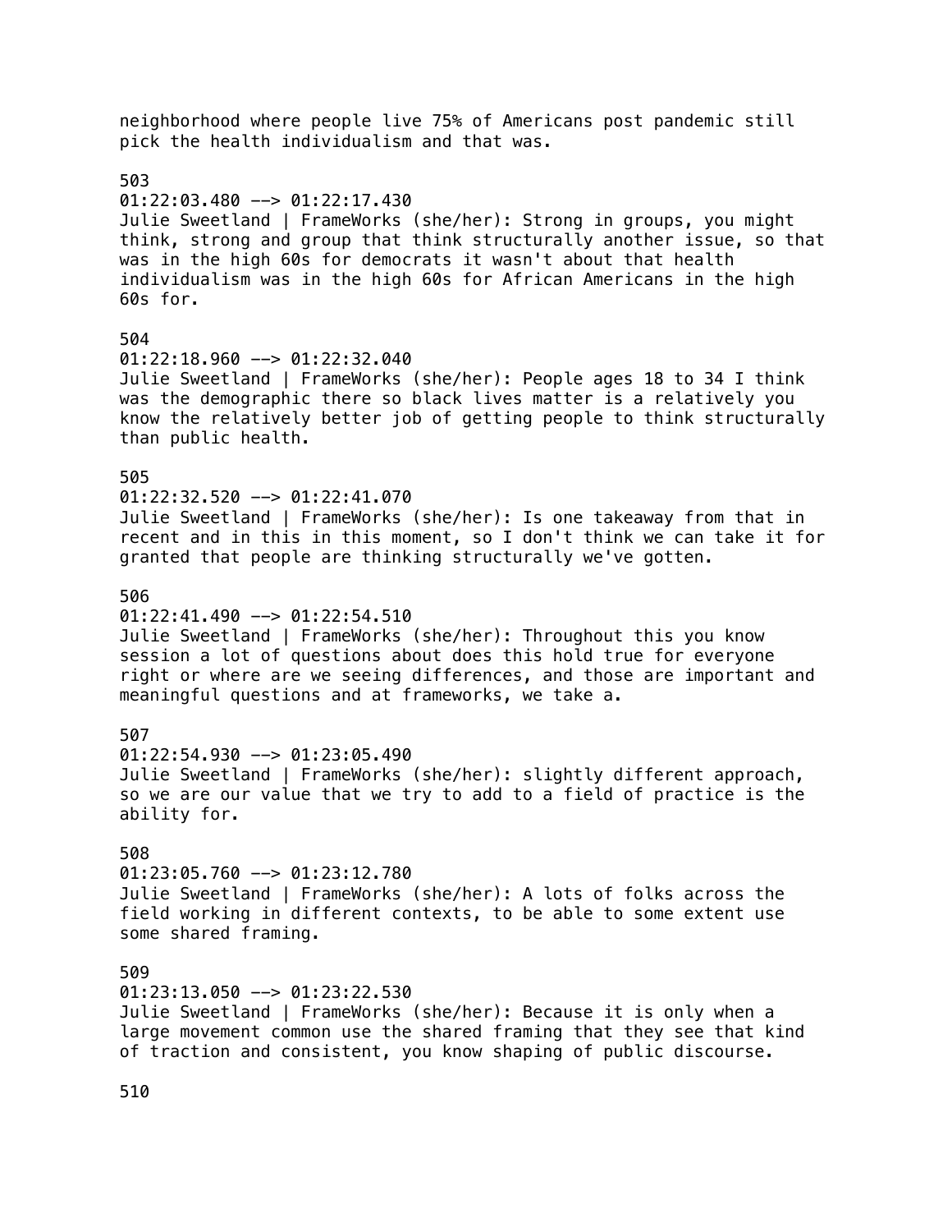neighborhood where people live 75% of Americans post pandemic still pick the health individualism and that was.

503
01:22:03.480 --> 01:22:17.430
Julie Sweetland | FrameWorks (she/her): Strong in groups, you might think, strong and group that think structurally another issue, so that was in the high 60s for democrats it wasn't about that health individualism was in the high 60s for African Americans in the high 60s for.

504
01:22:18.960 --> 01:22:32.040
Julie Sweetland | FrameWorks (she/her): People ages 18 to 34 I think was the demographic there so black lives matter is a relatively you know the relatively better job of getting people to think structurally than public health.

505
01:22:32.520 --> 01:22:41.070
Julie Sweetland | FrameWorks (she/her): Is one takeaway from that in recent and in this in this moment, so I don't think we can take it for granted that people are thinking structurally we've gotten.

506
01:22:41.490 --> 01:22:54.510
Julie Sweetland | FrameWorks (she/her): Throughout this you know session a lot of questions about does this hold true for everyone right or where are we seeing differences, and those are important and meaningful questions and at frameworks, we take a.

507
01:22:54.930 --> 01:23:05.490
Julie Sweetland | FrameWorks (she/her): slightly different approach, so we are our value that we try to add to a field of practice is the ability for.

508
01:23:05.760 --> 01:23:12.780
Julie Sweetland | FrameWorks (she/her): A lots of folks across the field working in different contexts, to be able to some extent use some shared framing.

509
01:23:13.050 --> 01:23:22.530
Julie Sweetland | FrameWorks (she/her): Because it is only when a large movement common use the shared framing that they see that kind of traction and consistent, you know shaping of public discourse.

510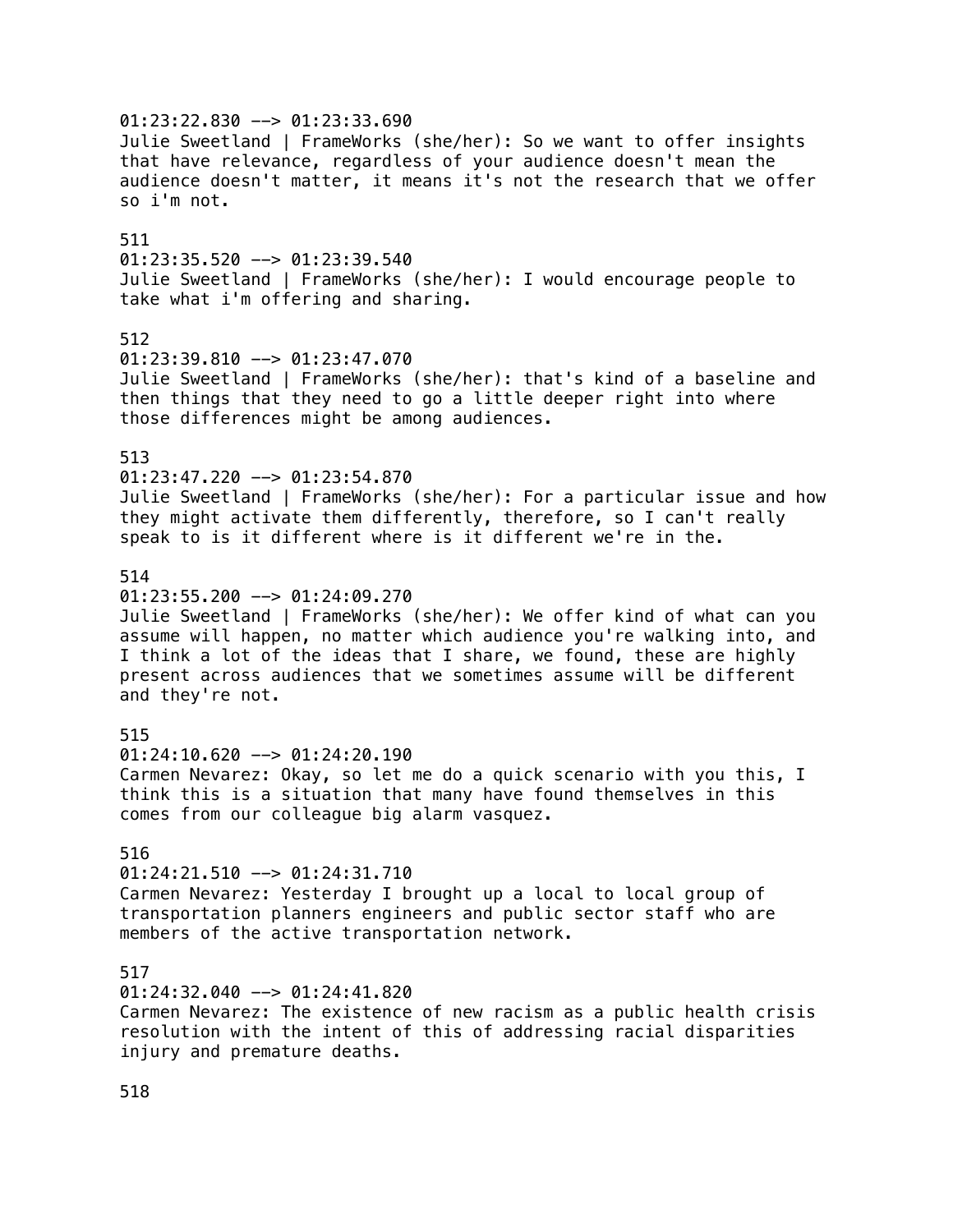01:23:22.830 --> 01:23:33.690
Julie Sweetland | FrameWorks (she/her): So we want to offer insights that have relevance, regardless of your audience doesn't mean the audience doesn't matter, it means it's not the research that we offer so i'm not.

511
01:23:35.520 --> 01:23:39.540
Julie Sweetland | FrameWorks (she/her): I would encourage people to take what i'm offering and sharing.

512
01:23:39.810 --> 01:23:47.070
Julie Sweetland | FrameWorks (she/her): that's kind of a baseline and then things that they need to go a little deeper right into where those differences might be among audiences.

513
01:23:47.220 --> 01:23:54.870
Julie Sweetland | FrameWorks (she/her): For a particular issue and how they might activate them differently, therefore, so I can't really speak to is it different where is it different we're in the.

514
01:23:55.200 --> 01:24:09.270
Julie Sweetland | FrameWorks (she/her): We offer kind of what can you assume will happen, no matter which audience you're walking into, and I think a lot of the ideas that I share, we found, these are highly present across audiences that we sometimes assume will be different and they're not.

515
01:24:10.620 --> 01:24:20.190
Carmen Nevarez: Okay, so let me do a quick scenario with you this, I think this is a situation that many have found themselves in this comes from our colleague big alarm vasquez.

516
01:24:21.510 --> 01:24:31.710
Carmen Nevarez: Yesterday I brought up a local to local group of transportation planners engineers and public sector staff who are members of the active transportation network.

517
01:24:32.040 --> 01:24:41.820
Carmen Nevarez: The existence of new racism as a public health crisis resolution with the intent of this of addressing racial disparities injury and premature deaths.

518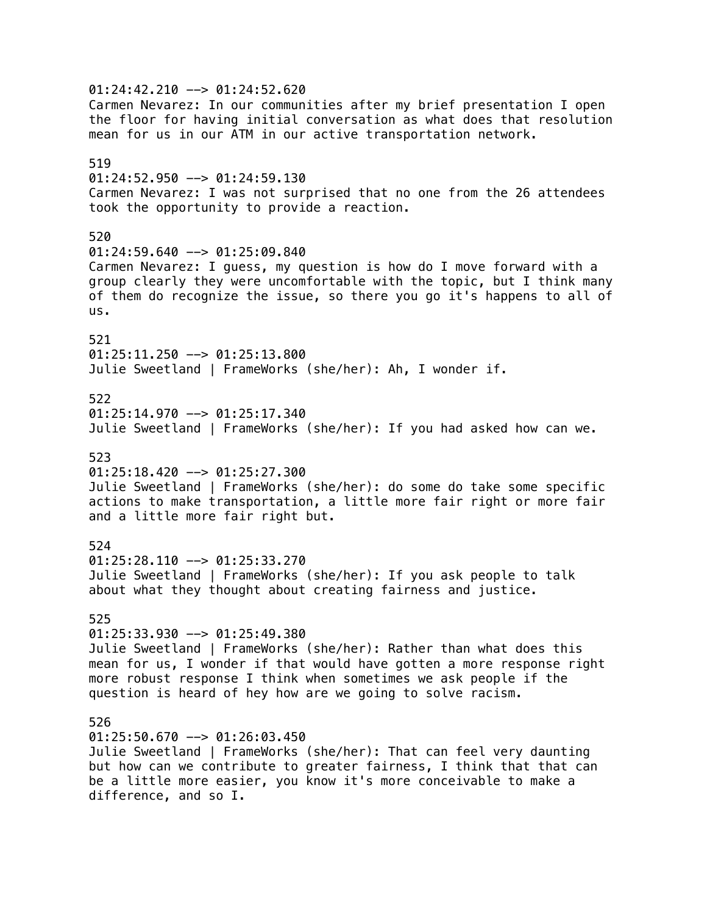01:24:42.210 --> 01:24:52.620
Carmen Nevarez: In our communities after my brief presentation I open the floor for having initial conversation as what does that resolution mean for us in our ATM in our active transportation network.

519
01:24:52.950 --> 01:24:59.130
Carmen Nevarez: I was not surprised that no one from the 26 attendees took the opportunity to provide a reaction.

520
01:24:59.640 --> 01:25:09.840
Carmen Nevarez: I guess, my question is how do I move forward with a group clearly they were uncomfortable with the topic, but I think many of them do recognize the issue, so there you go it's happens to all of us.

521
01:25:11.250 --> 01:25:13.800
Julie Sweetland | FrameWorks (she/her): Ah, I wonder if.

522
01:25:14.970 --> 01:25:17.340
Julie Sweetland | FrameWorks (she/her): If you had asked how can we.

523
01:25:18.420 --> 01:25:27.300
Julie Sweetland | FrameWorks (she/her): do some do take some specific actions to make transportation, a little more fair right or more fair and a little more fair right but.

524
01:25:28.110 --> 01:25:33.270
Julie Sweetland | FrameWorks (she/her): If you ask people to talk about what they thought about creating fairness and justice.

525
01:25:33.930 --> 01:25:49.380
Julie Sweetland | FrameWorks (she/her): Rather than what does this mean for us, I wonder if that would have gotten a more response right more robust response I think when sometimes we ask people if the question is heard of hey how are we going to solve racism.

526
01:25:50.670 --> 01:26:03.450
Julie Sweetland | FrameWorks (she/her): That can feel very daunting but how can we contribute to greater fairness, I think that that can be a little more easier, you know it's more conceivable to make a difference, and so I.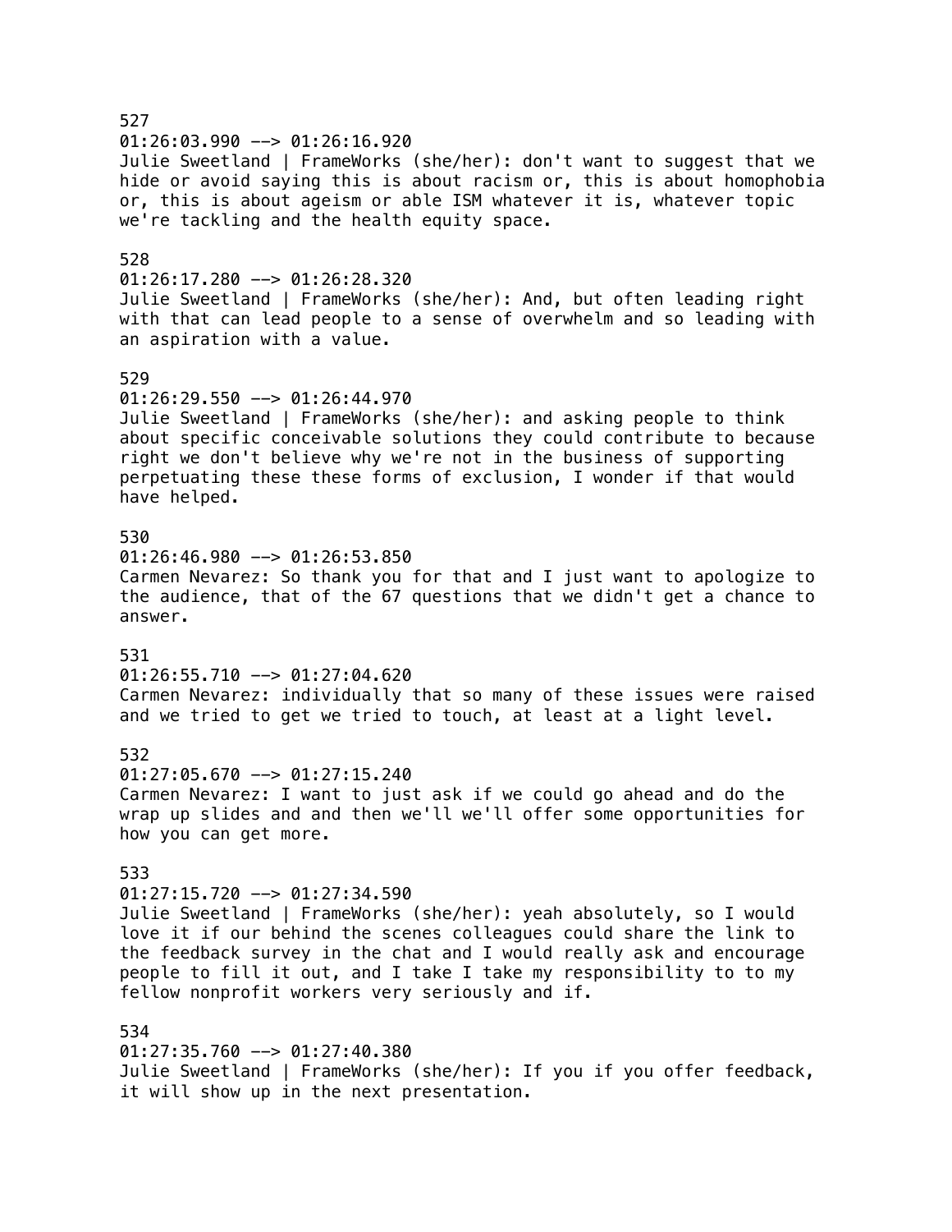527
01:26:03.990 --> 01:26:16.920
Julie Sweetland | FrameWorks (she/her): don't want to suggest that we hide or avoid saying this is about racism or, this is about homophobia or, this is about ageism or able ISM whatever it is, whatever topic we're tackling and the health equity space.

528
01:26:17.280 --> 01:26:28.320
Julie Sweetland | FrameWorks (she/her): And, but often leading right with that can lead people to a sense of overwhelm and so leading with an aspiration with a value.

529
01:26:29.550 --> 01:26:44.970
Julie Sweetland | FrameWorks (she/her): and asking people to think about specific conceivable solutions they could contribute to because right we don't believe why we're not in the business of supporting perpetuating these these forms of exclusion, I wonder if that would have helped.

530
01:26:46.980 --> 01:26:53.850
Carmen Nevarez: So thank you for that and I just want to apologize to the audience, that of the 67 questions that we didn't get a chance to answer.

531
01:26:55.710 --> 01:27:04.620
Carmen Nevarez: individually that so many of these issues were raised and we tried to get we tried to touch, at least at a light level.

532
01:27:05.670 --> 01:27:15.240
Carmen Nevarez: I want to just ask if we could go ahead and do the wrap up slides and and then we'll we'll offer some opportunities for how you can get more.

533
01:27:15.720 --> 01:27:34.590
Julie Sweetland | FrameWorks (she/her): yeah absolutely, so I would love it if our behind the scenes colleagues could share the link to the feedback survey in the chat and I would really ask and encourage people to fill it out, and I take I take my responsibility to to my fellow nonprofit workers very seriously and if.

534
01:27:35.760 --> 01:27:40.380
Julie Sweetland | FrameWorks (she/her): If you if you offer feedback, it will show up in the next presentation.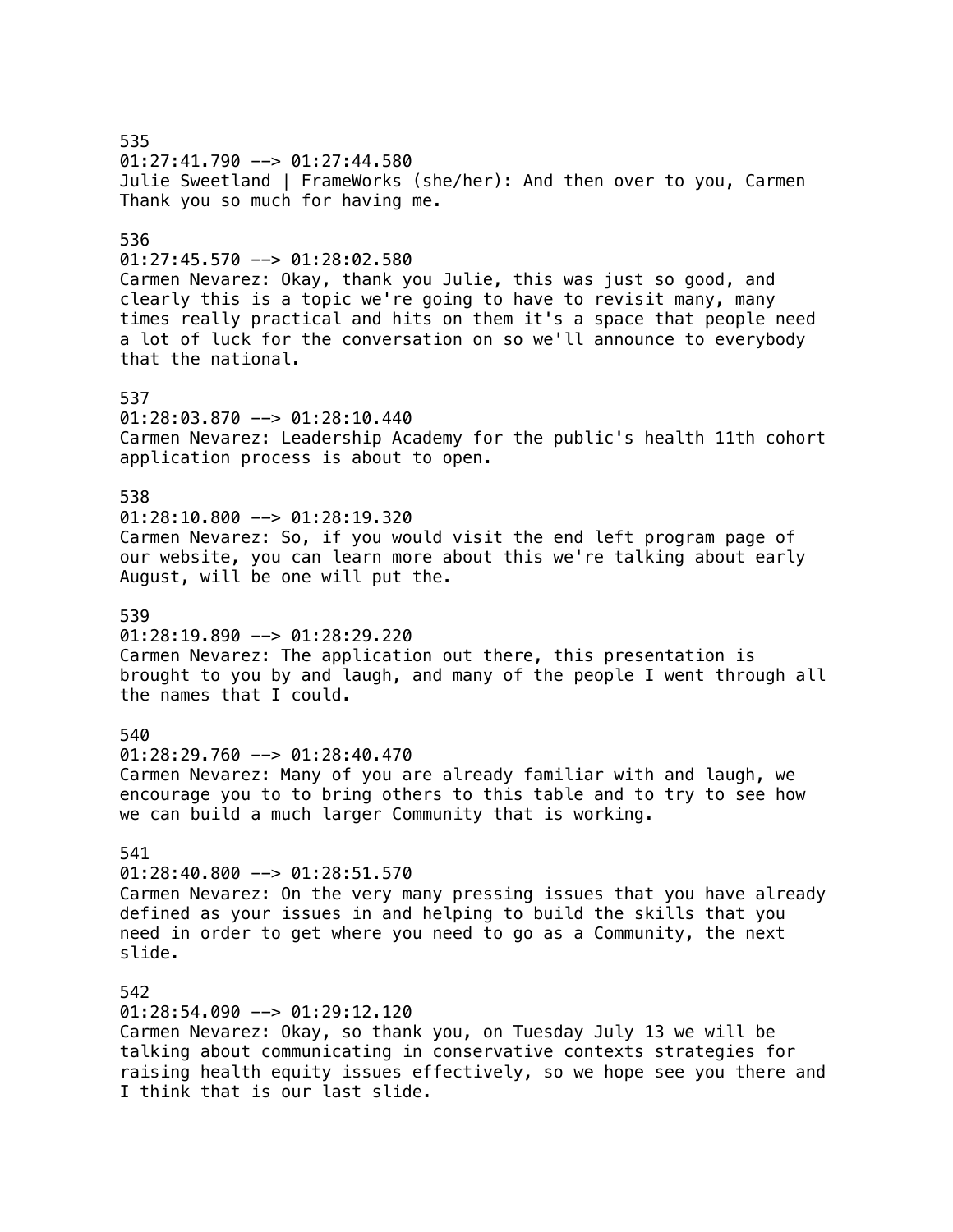535
01:27:41.790 --> 01:27:44.580
Julie Sweetland | FrameWorks (she/her): And then over to you, Carmen Thank you so much for having me.

536
01:27:45.570 --> 01:28:02.580
Carmen Nevarez: Okay, thank you Julie, this was just so good, and clearly this is a topic we're going to have to revisit many, many times really practical and hits on them it's a space that people need a lot of luck for the conversation on so we'll announce to everybody that the national.

537
01:28:03.870 --> 01:28:10.440
Carmen Nevarez: Leadership Academy for the public's health 11th cohort application process is about to open.

538
01:28:10.800 --> 01:28:19.320
Carmen Nevarez: So, if you would visit the end left program page of our website, you can learn more about this we're talking about early August, will be one will put the.

539
01:28:19.890 --> 01:28:29.220
Carmen Nevarez: The application out there, this presentation is brought to you by and laugh, and many of the people I went through all the names that I could.

540
01:28:29.760 --> 01:28:40.470
Carmen Nevarez: Many of you are already familiar with and laugh, we encourage you to to bring others to this table and to try to see how we can build a much larger Community that is working.

541
01:28:40.800 --> 01:28:51.570
Carmen Nevarez: On the very many pressing issues that you have already defined as your issues in and helping to build the skills that you need in order to get where you need to go as a Community, the next slide.

542
01:28:54.090 --> 01:29:12.120
Carmen Nevarez: Okay, so thank you, on Tuesday July 13 we will be talking about communicating in conservative contexts strategies for raising health equity issues effectively, so we hope see you there and I think that is our last slide.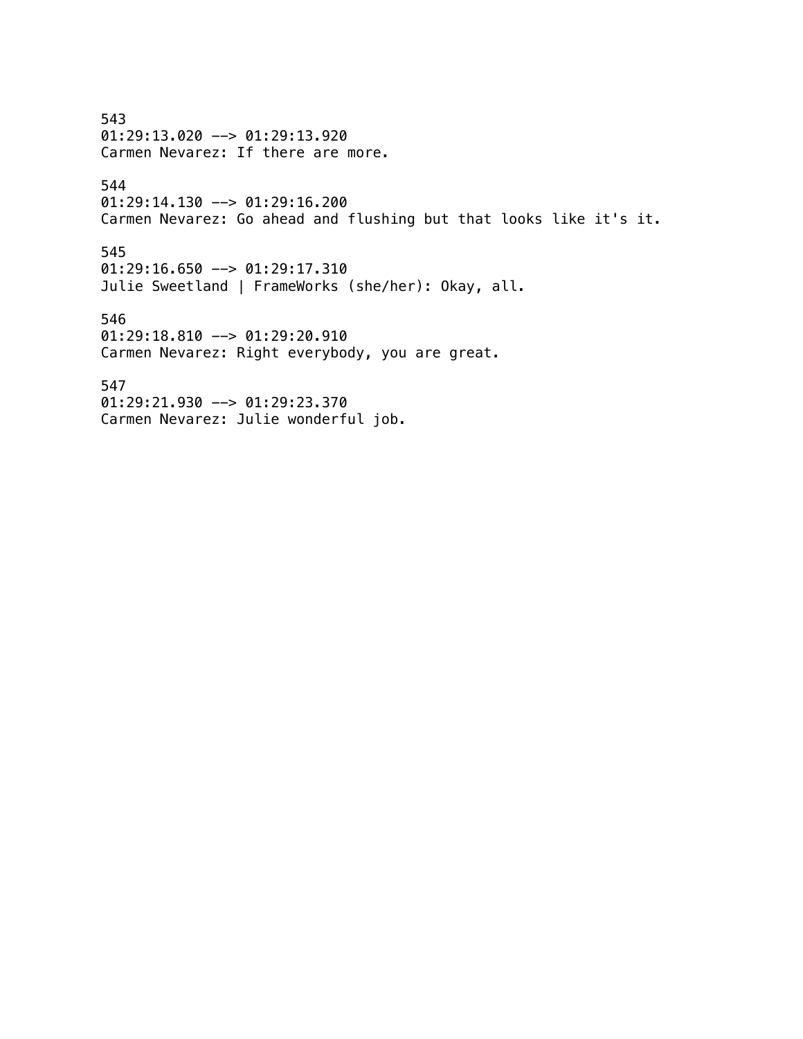543
01:29:13.020 --> 01:29:13.920
Carmen Nevarez: If there are more.

544
01:29:14.130 --> 01:29:16.200
Carmen Nevarez: Go ahead and flushing but that looks like it's it.

545
01:29:16.650 --> 01:29:17.310
Julie Sweetland | FrameWorks (she/her): Okay, all.

546
01:29:18.810 --> 01:29:20.910
Carmen Nevarez: Right everybody, you are great.

547
01:29:21.930 --> 01:29:23.370
Carmen Nevarez: Julie wonderful job.